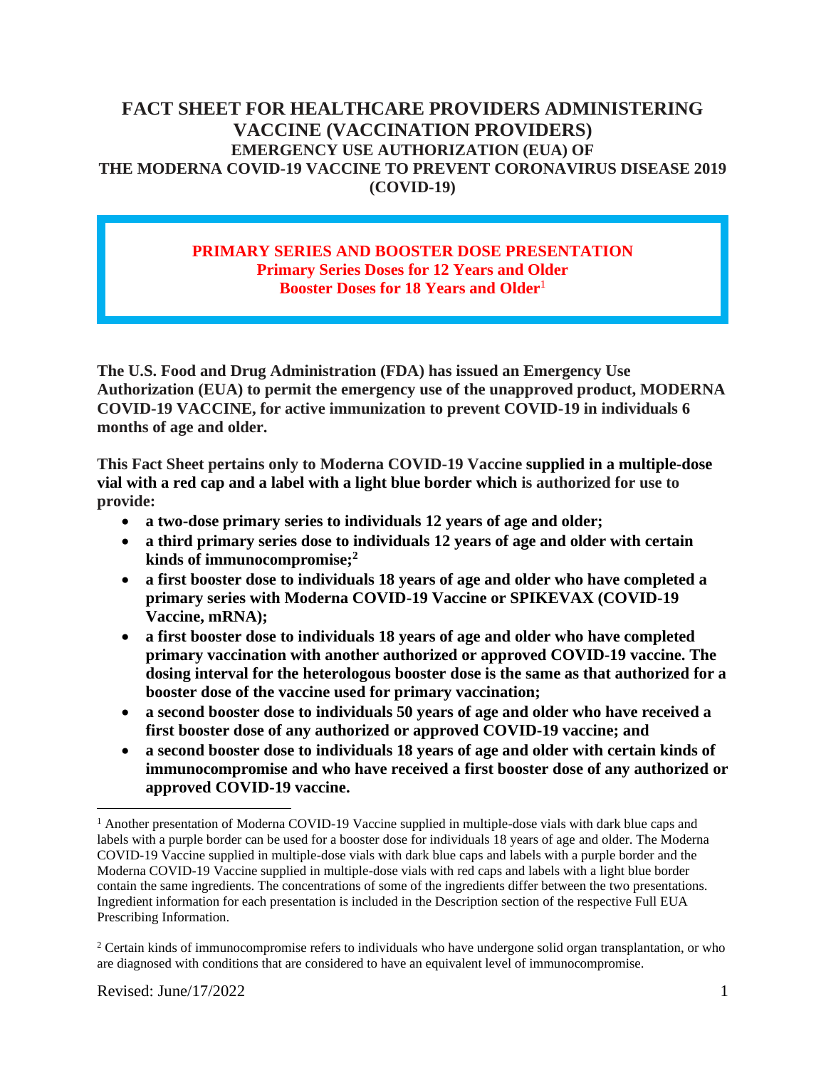# FACT SHEET FOR HEALTHCARE PROVIDERS ADMINISTERING VACCINE (VACCINATION PROVIDERS)

## EMERGENCY USE AUTHORIZATION (EUA) OF THE MODERNA COVID-19 VACCINE TO PREVENT CORONAVIRUS DISEASE 2019 (COVID-19)

**PRIMARY SERIES AND BOOSTER DOSE PRESENTATION**
**Primary Series Doses for 12 Years and Older**
**Booster Doses for 18 Years and Older**[1]

**The U.S. Food and Drug Administration (FDA) has issued an Emergency Use Authorization (EUA) to permit the emergency use of the unapproved product, MODERNA COVID-19 VACCINE, for active immunization to prevent COVID-19 in individuals 6 months of age and older.**

**This Fact Sheet pertains only to Moderna COVID-19 Vaccine supplied in a multiple-dose vial with a red cap and a label with a light blue border which is authorized for use to provide:**

- **a two-dose primary series to individuals 12 years of age and older;**
- **a third primary series dose to individuals 12 years of age and older with certain kinds of immunocompromise;**[2]
- **a first booster dose to individuals 18 years of age and older who have completed a primary series with Moderna COVID-19 Vaccine or SPIKEVAX (COVID-19 Vaccine, mRNA);**
- **a first booster dose to individuals 18 years of age and older who have completed primary vaccination with another authorized or approved COVID-19 vaccine. The dosing interval for the heterologous booster dose is the same as that authorized for a booster dose of the vaccine used for primary vaccination;**
- **a second booster dose to individuals 50 years of age and older who have received a first booster dose of any authorized or approved COVID-19 vaccine; and**
- **a second booster dose to individuals 18 years of age and older with certain kinds of immunocompromise and who have received a first booster dose of any authorized or approved COVID-19 vaccine.**

---

[1] Another presentation of Moderna COVID-19 Vaccine supplied in multiple-dose vials with dark blue caps and labels with a purple border can be used for a booster dose for individuals 18 years of age and older. The Moderna COVID-19 Vaccine supplied in multiple-dose vials with dark blue caps and labels with a purple border and the Moderna COVID-19 Vaccine supplied in multiple-dose vials with red caps and labels with a light blue border contain the same ingredients. The concentrations of some of the ingredients differ between the two presentations. Ingredient information for each presentation is included in the Description section of the respective Full EUA Prescribing Information.

[2] Certain kinds of immunocompromise refers to individuals who have undergone solid organ transplantation, or who are diagnosed with conditions that are considered to have an equivalent level of immunocompromise.

Revised: June/17/2022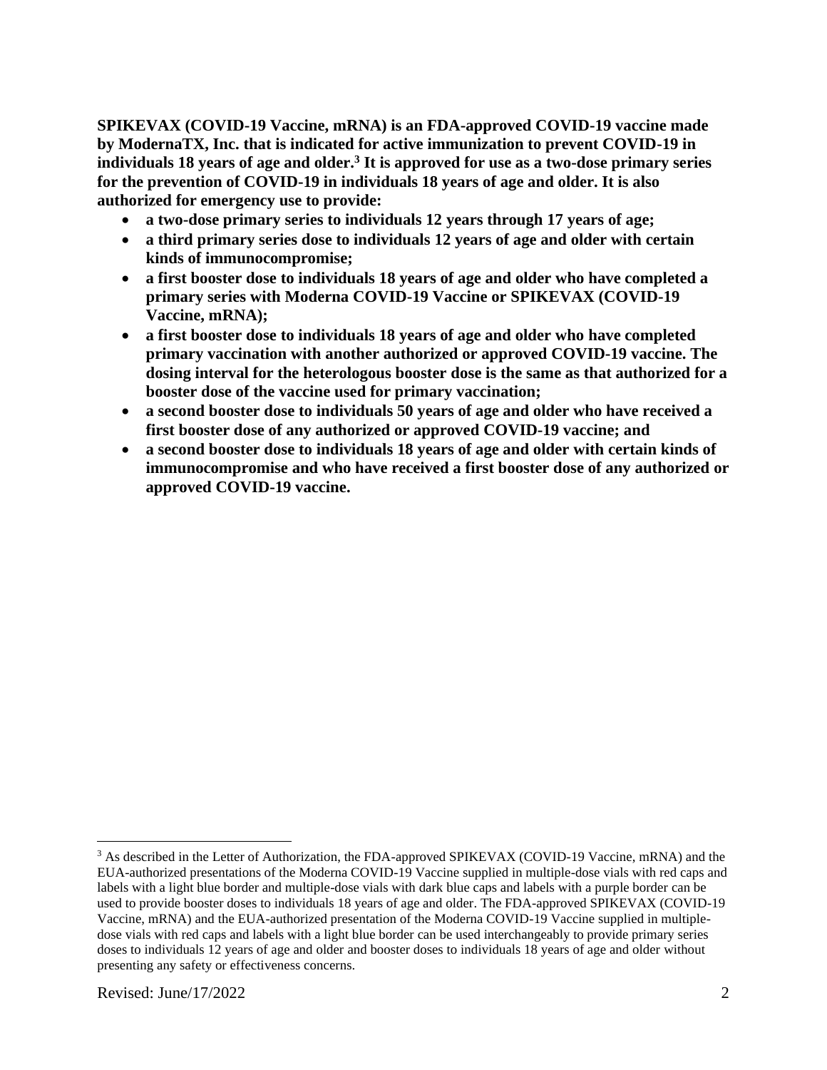**SPIKEVAX (COVID-19 Vaccine, mRNA) is an FDA-approved COVID-19 vaccine made by ModernaTX, Inc. that is indicated for active immunization to prevent COVID-19 in individuals 18 years of age and older.[3] It is approved for use as a two-dose primary series for the prevention of COVID-19 in individuals 18 years of age and older. It is also authorized for emergency use to provide:**

- **a two-dose primary series to individuals 12 years through 17 years of age;**
- **a third primary series dose to individuals 12 years of age and older with certain kinds of immunocompromise;**
- **a first booster dose to individuals 18 years of age and older who have completed a primary series with Moderna COVID-19 Vaccine or SPIKEVAX (COVID-19 Vaccine, mRNA);**
- **a first booster dose to individuals 18 years of age and older who have completed primary vaccination with another authorized or approved COVID-19 vaccine. The dosing interval for the heterologous booster dose is the same as that authorized for a booster dose of the vaccine used for primary vaccination;**
- **a second booster dose to individuals 50 years of age and older who have received a first booster dose of any authorized or approved COVID-19 vaccine; and**
- **a second booster dose to individuals 18 years of age and older with certain kinds of immunocompromise and who have received a first booster dose of any authorized or approved COVID-19 vaccine.**

---

[3] As described in the Letter of Authorization, the FDA-approved SPIKEVAX (COVID-19 Vaccine, mRNA) and the EUA-authorized presentations of the Moderna COVID-19 Vaccine supplied in multiple-dose vials with red caps and labels with a light blue border and multiple-dose vials with dark blue caps and labels with a purple border can be used to provide booster doses to individuals 18 years of age and older. The FDA-approved SPIKEVAX (COVID-19 Vaccine, mRNA) and the EUA-authorized presentation of the Moderna COVID-19 Vaccine supplied in multiple-dose vials with red caps and labels with a light blue border can be used interchangeably to provide primary series doses to individuals 12 years of age and older and booster doses to individuals 18 years of age and older without presenting any safety or effectiveness concerns.

Revised: June/17/2022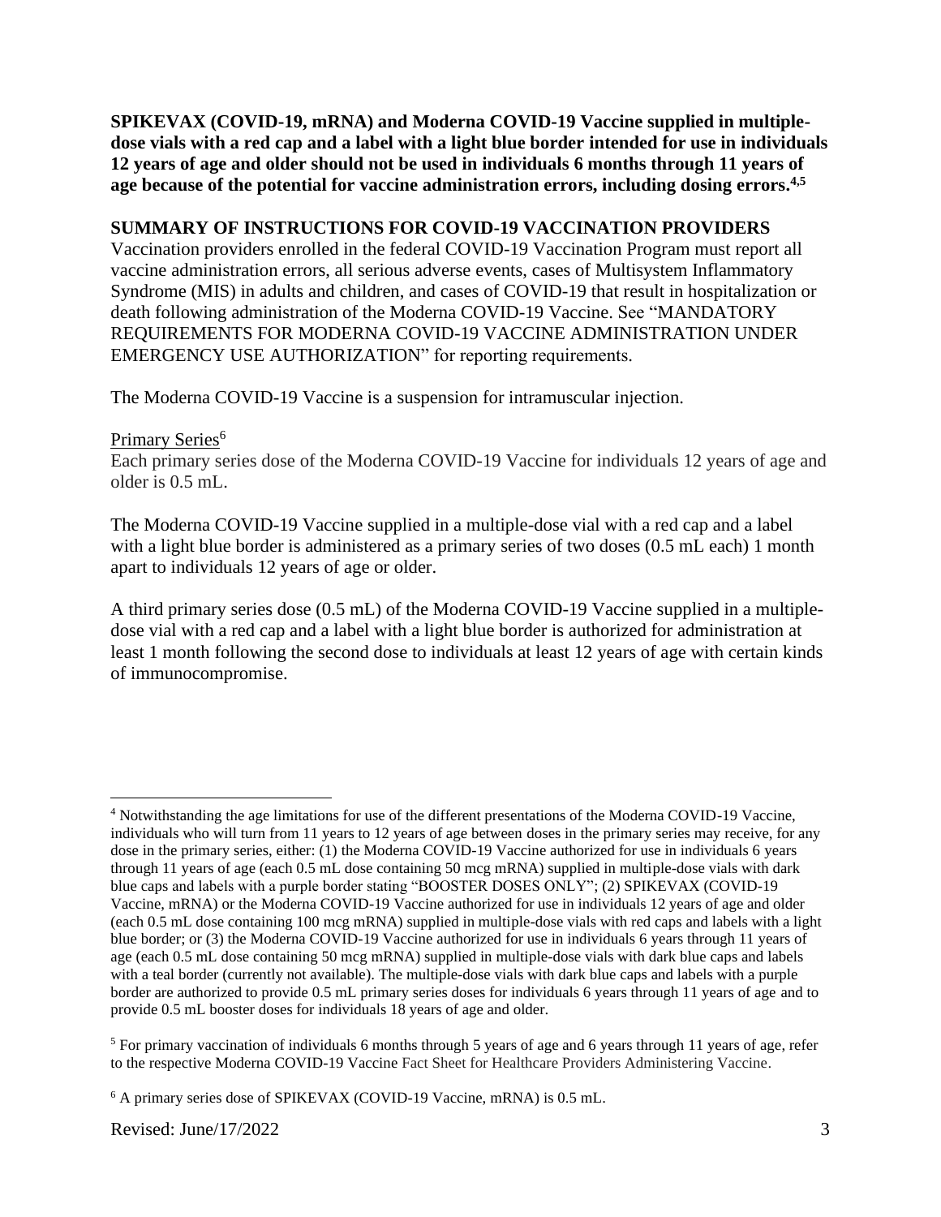**SPIKEVAX (COVID-19, mRNA) and Moderna COVID-19 Vaccine supplied in multiple-dose vials with a red cap and a label with a light blue border intended for use in individuals 12 years of age and older should not be used in individuals 6 months through 11 years of age because of the potential for vaccine administration errors, including dosing errors.[4,5]**

## SUMMARY OF INSTRUCTIONS FOR COVID-19 VACCINATION PROVIDERS

Vaccination providers enrolled in the federal COVID-19 Vaccination Program must report all vaccine administration errors, all serious adverse events, cases of Multisystem Inflammatory Syndrome (MIS) in adults and children, and cases of COVID-19 that result in hospitalization or death following administration of the Moderna COVID-19 Vaccine. See "MANDATORY REQUIREMENTS FOR MODERNA COVID-19 VACCINE ADMINISTRATION UNDER EMERGENCY USE AUTHORIZATION" for reporting requirements.

The Moderna COVID-19 Vaccine is a suspension for intramuscular injection.

Primary Series[6]

Each primary series dose of the Moderna COVID-19 Vaccine for individuals 12 years of age and older is 0.5 mL.

The Moderna COVID-19 Vaccine supplied in a multiple-dose vial with a red cap and a label with a light blue border is administered as a primary series of two doses (0.5 mL each) 1 month apart to individuals 12 years of age or older.

A third primary series dose (0.5 mL) of the Moderna COVID-19 Vaccine supplied in a multiple-dose vial with a red cap and a label with a light blue border is authorized for administration at least 1 month following the second dose to individuals at least 12 years of age with certain kinds of immunocompromise.

---

[4] Notwithstanding the age limitations for use of the different presentations of the Moderna COVID-19 Vaccine, individuals who will turn from 11 years to 12 years of age between doses in the primary series may receive, for any dose in the primary series, either: (1) the Moderna COVID-19 Vaccine authorized for use in individuals 6 years through 11 years of age (each 0.5 mL dose containing 50 mcg mRNA) supplied in multiple-dose vials with dark blue caps and labels with a purple border stating "BOOSTER DOSES ONLY"; (2) SPIKEVAX (COVID-19 Vaccine, mRNA) or the Moderna COVID-19 Vaccine authorized for use in individuals 12 years of age and older (each 0.5 mL dose containing 100 mcg mRNA) supplied in multiple-dose vials with red caps and labels with a light blue border; or (3) the Moderna COVID-19 Vaccine authorized for use in individuals 6 years through 11 years of age (each 0.5 mL dose containing 50 mcg mRNA) supplied in multiple-dose vials with dark blue caps and labels with a teal border (currently not available). The multiple-dose vials with dark blue caps and labels with a purple border are authorized to provide 0.5 mL primary series doses for individuals 6 years through 11 years of age and to provide 0.5 mL booster doses for individuals 18 years of age and older.

[5] For primary vaccination of individuals 6 months through 5 years of age and 6 years through 11 years of age, refer to the respective Moderna COVID-19 Vaccine Fact Sheet for Healthcare Providers Administering Vaccine.

[6] A primary series dose of SPIKEVAX (COVID-19 Vaccine, mRNA) is 0.5 mL.

Revised: June/17/2022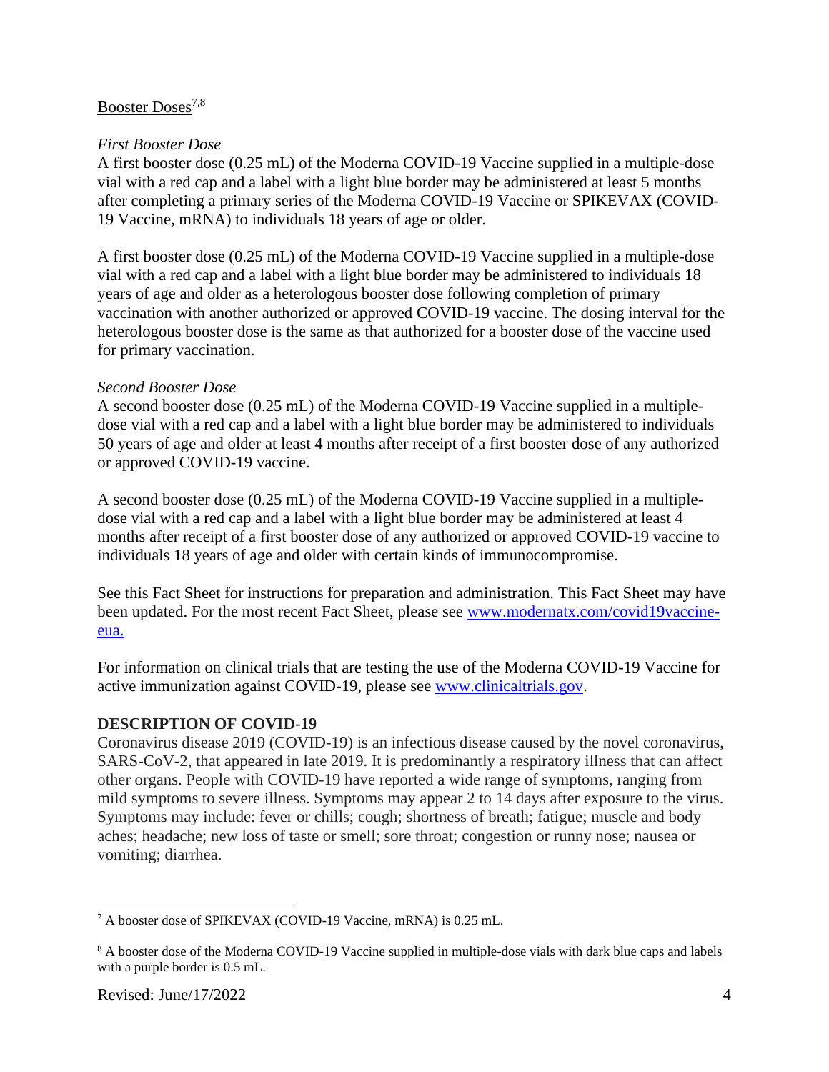Booster Doses[7,8]

*First Booster Dose*

A first booster dose (0.25 mL) of the Moderna COVID-19 Vaccine supplied in a multiple-dose vial with a red cap and a label with a light blue border may be administered at least 5 months after completing a primary series of the Moderna COVID-19 Vaccine or SPIKEVAX (COVID-19 Vaccine, mRNA) to individuals 18 years of age or older.

A first booster dose (0.25 mL) of the Moderna COVID-19 Vaccine supplied in a multiple-dose vial with a red cap and a label with a light blue border may be administered to individuals 18 years of age and older as a heterologous booster dose following completion of primary vaccination with another authorized or approved COVID-19 vaccine. The dosing interval for the heterologous booster dose is the same as that authorized for a booster dose of the vaccine used for primary vaccination.

*Second Booster Dose*

A second booster dose (0.25 mL) of the Moderna COVID-19 Vaccine supplied in a multiple-dose vial with a red cap and a label with a light blue border may be administered to individuals 50 years of age and older at least 4 months after receipt of a first booster dose of any authorized or approved COVID-19 vaccine.

A second booster dose (0.25 mL) of the Moderna COVID-19 Vaccine supplied in a multiple-dose vial with a red cap and a label with a light blue border may be administered at least 4 months after receipt of a first booster dose of any authorized or approved COVID-19 vaccine to individuals 18 years of age and older with certain kinds of immunocompromise.

See this Fact Sheet for instructions for preparation and administration. This Fact Sheet may have been updated. For the most recent Fact Sheet, please see [www.modernatx.com/covid19vaccine-eua.](www.modernatx.com/covid19vaccine-eua)

For information on clinical trials that are testing the use of the Moderna COVID-19 Vaccine for active immunization against COVID-19, please see [www.clinicaltrials.gov](www.clinicaltrials.gov).

## DESCRIPTION OF COVID-19

Coronavirus disease 2019 (COVID-19) is an infectious disease caused by the novel coronavirus, SARS-CoV-2, that appeared in late 2019. It is predominantly a respiratory illness that can affect other organs. People with COVID-19 have reported a wide range of symptoms, ranging from mild symptoms to severe illness. Symptoms may appear 2 to 14 days after exposure to the virus. Symptoms may include: fever or chills; cough; shortness of breath; fatigue; muscle and body aches; headache; new loss of taste or smell; sore throat; congestion or runny nose; nausea or vomiting; diarrhea.

---

[7] A booster dose of SPIKEVAX (COVID-19 Vaccine, mRNA) is 0.25 mL.

[8] A booster dose of the Moderna COVID-19 Vaccine supplied in multiple-dose vials with dark blue caps and labels with a purple border is 0.5 mL.

Revised: June/17/2022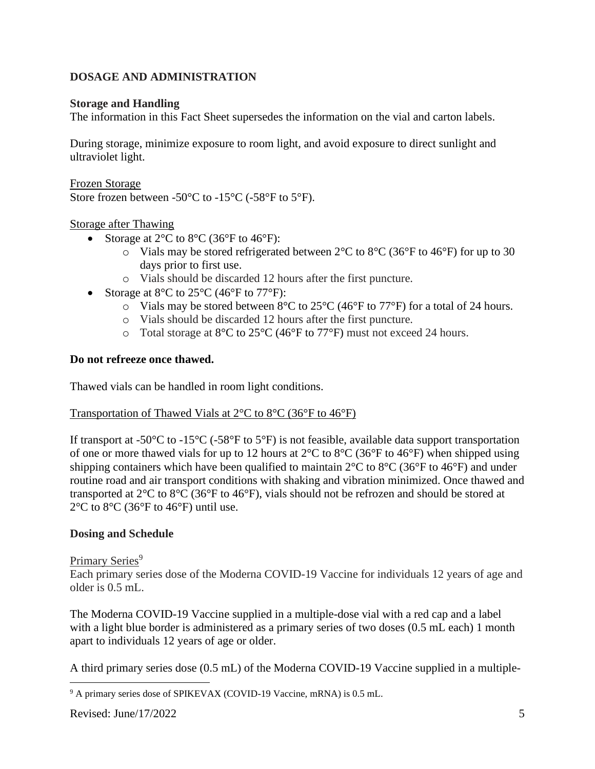## DOSAGE AND ADMINISTRATION

### Storage and Handling

The information in this Fact Sheet supersedes the information on the vial and carton labels.

During storage, minimize exposure to room light, and avoid exposure to direct sunlight and ultraviolet light.

Frozen Storage

Store frozen between -50°C to -15°C (-58°F to 5°F).

Storage after Thawing

- Storage at 2°C to 8°C (36°F to 46°F):
  - Vials may be stored refrigerated between 2°C to 8°C (36°F to 46°F) for up to 30 days prior to first use.
  - Vials should be discarded 12 hours after the first puncture.
- Storage at 8°C to 25°C (46°F to 77°F):
  - Vials may be stored between 8°C to 25°C (46°F to 77°F) for a total of 24 hours.
  - Vials should be discarded 12 hours after the first puncture.
  - Total storage at 8°C to 25°C (46°F to 77°F) must not exceed 24 hours.

**Do not refreeze once thawed.**

Thawed vials can be handled in room light conditions.

Transportation of Thawed Vials at 2°C to 8°C (36°F to 46°F)

If transport at -50°C to -15°C (-58°F to 5°F) is not feasible, available data support transportation of one or more thawed vials for up to 12 hours at 2°C to 8°C (36°F to 46°F) when shipped using shipping containers which have been qualified to maintain 2°C to 8°C (36°F to 46°F) and under routine road and air transport conditions with shaking and vibration minimized. Once thawed and transported at 2°C to 8°C (36°F to 46°F), vials should not be refrozen and should be stored at 2°C to 8°C (36°F to 46°F) until use.

### Dosing and Schedule

Primary Series[9]

Each primary series dose of the Moderna COVID-19 Vaccine for individuals 12 years of age and older is 0.5 mL.

The Moderna COVID-19 Vaccine supplied in a multiple-dose vial with a red cap and a label with a light blue border is administered as a primary series of two doses (0.5 mL each) 1 month apart to individuals 12 years of age or older.

A third primary series dose (0.5 mL) of the Moderna COVID-19 Vaccine supplied in a multiple-

[9] A primary series dose of SPIKEVAX (COVID-19 Vaccine, mRNA) is 0.5 mL.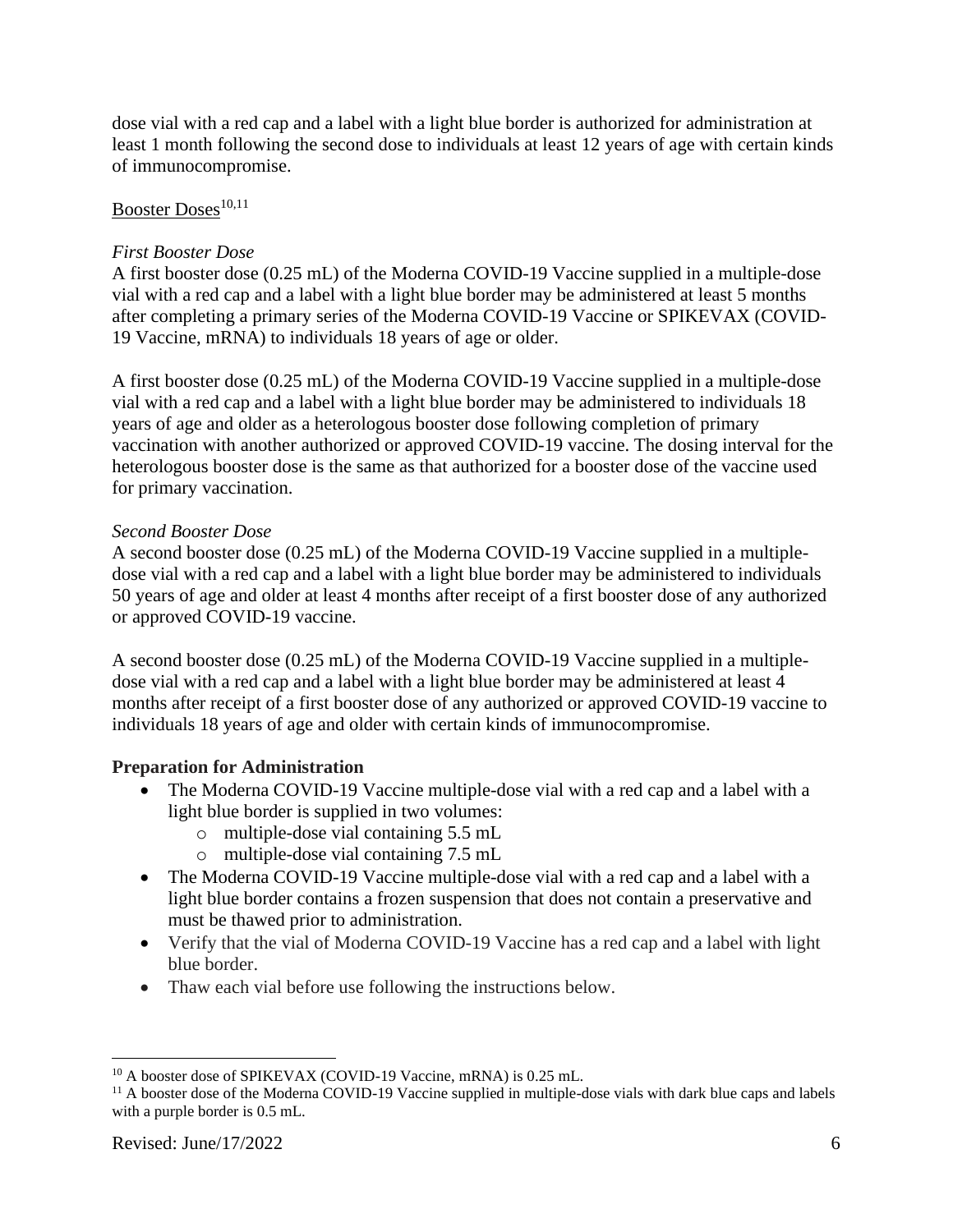dose vial with a red cap and a label with a light blue border is authorized for administration at least 1 month following the second dose to individuals at least 12 years of age with certain kinds of immunocompromise.

Booster Doses[10,11]

*First Booster Dose*

A first booster dose (0.25 mL) of the Moderna COVID-19 Vaccine supplied in a multiple-dose vial with a red cap and a label with a light blue border may be administered at least 5 months after completing a primary series of the Moderna COVID-19 Vaccine or SPIKEVAX (COVID-19 Vaccine, mRNA) to individuals 18 years of age or older.

A first booster dose (0.25 mL) of the Moderna COVID-19 Vaccine supplied in a multiple-dose vial with a red cap and a label with a light blue border may be administered to individuals 18 years of age and older as a heterologous booster dose following completion of primary vaccination with another authorized or approved COVID-19 vaccine. The dosing interval for the heterologous booster dose is the same as that authorized for a booster dose of the vaccine used for primary vaccination.

*Second Booster Dose*

A second booster dose (0.25 mL) of the Moderna COVID-19 Vaccine supplied in a multiple-dose vial with a red cap and a label with a light blue border may be administered to individuals 50 years of age and older at least 4 months after receipt of a first booster dose of any authorized or approved COVID-19 vaccine.

A second booster dose (0.25 mL) of the Moderna COVID-19 Vaccine supplied in a multiple-dose vial with a red cap and a label with a light blue border may be administered at least 4 months after receipt of a first booster dose of any authorized or approved COVID-19 vaccine to individuals 18 years of age and older with certain kinds of immunocompromise.

**Preparation for Administration**

- The Moderna COVID-19 Vaccine multiple-dose vial with a red cap and a label with a light blue border is supplied in two volumes:
  - multiple-dose vial containing 5.5 mL
  - multiple-dose vial containing 7.5 mL
- The Moderna COVID-19 Vaccine multiple-dose vial with a red cap and a label with a light blue border contains a frozen suspension that does not contain a preservative and must be thawed prior to administration.
- Verify that the vial of Moderna COVID-19 Vaccine has a red cap and a label with light blue border.
- Thaw each vial before use following the instructions below.

[10] A booster dose of SPIKEVAX (COVID-19 Vaccine, mRNA) is 0.25 mL.

[11] A booster dose of the Moderna COVID-19 Vaccine supplied in multiple-dose vials with dark blue caps and labels with a purple border is 0.5 mL.

Revised: June/17/2022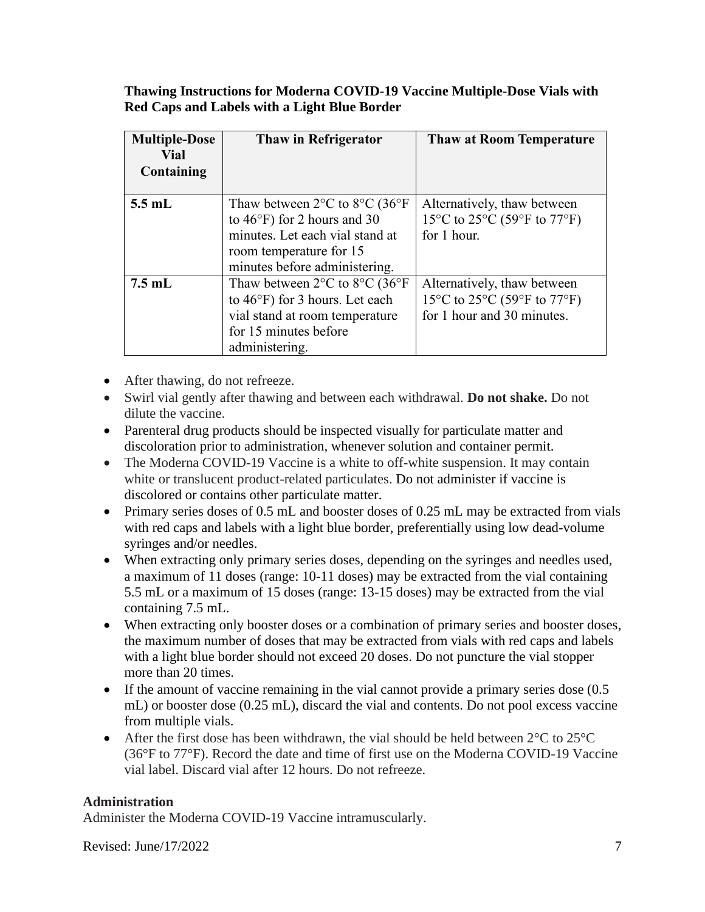**Thawing Instructions for Moderna COVID-19 Vaccine Multiple-Dose Vials with Red Caps and Labels with a Light Blue Border**

| Multiple-Dose Vial Containing | Thaw in Refrigerator | Thaw at Room Temperature |
|---|---|---|
| **5.5 mL** | Thaw between 2°C to 8°C (36°F to 46°F) for 2 hours and 30 minutes. Let each vial stand at room temperature for 15 minutes before administering. | Alternatively, thaw between 15°C to 25°C (59°F to 77°F) for 1 hour. |
| **7.5 mL** | Thaw between 2°C to 8°C (36°F to 46°F) for 3 hours. Let each vial stand at room temperature for 15 minutes before administering. | Alternatively, thaw between 15°C to 25°C (59°F to 77°F) for 1 hour and 30 minutes. |

- After thawing, do not refreeze.
- Swirl vial gently after thawing and between each withdrawal. **Do not shake.** Do not dilute the vaccine.
- Parenteral drug products should be inspected visually for particulate matter and discoloration prior to administration, whenever solution and container permit.
- The Moderna COVID-19 Vaccine is a white to off-white suspension. It may contain white or translucent product-related particulates. Do not administer if vaccine is discolored or contains other particulate matter.
- Primary series doses of 0.5 mL and booster doses of 0.25 mL may be extracted from vials with red caps and labels with a light blue border, preferentially using low dead-volume syringes and/or needles.
- When extracting only primary series doses, depending on the syringes and needles used, a maximum of 11 doses (range: 10-11 doses) may be extracted from the vial containing 5.5 mL or a maximum of 15 doses (range: 13-15 doses) may be extracted from the vial containing 7.5 mL.
- When extracting only booster doses or a combination of primary series and booster doses, the maximum number of doses that may be extracted from vials with red caps and labels with a light blue border should not exceed 20 doses. Do not puncture the vial stopper more than 20 times.
- If the amount of vaccine remaining in the vial cannot provide a primary series dose (0.5 mL) or booster dose (0.25 mL), discard the vial and contents. Do not pool excess vaccine from multiple vials.
- After the first dose has been withdrawn, the vial should be held between 2°C to 25°C (36°F to 77°F). Record the date and time of first use on the Moderna COVID-19 Vaccine vial label. Discard vial after 12 hours. Do not refreeze.

**Administration**

Administer the Moderna COVID-19 Vaccine intramuscularly.

Revised: June/17/2022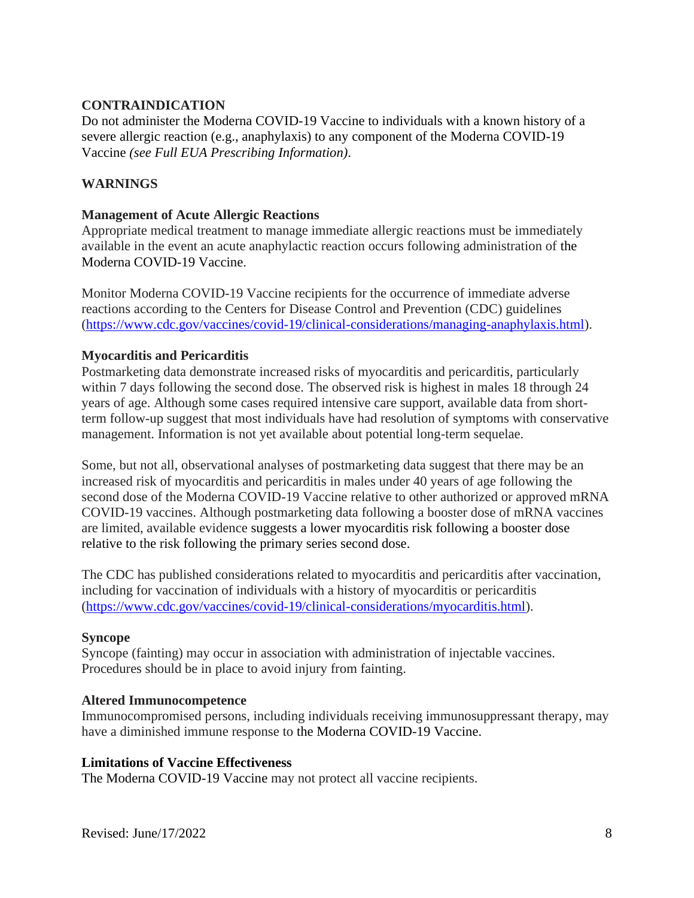## CONTRAINDICATION

Do not administer the Moderna COVID-19 Vaccine to individuals with a known history of a severe allergic reaction (e.g., anaphylaxis) to any component of the Moderna COVID-19 Vaccine *(see Full EUA Prescribing Information)*.

## WARNINGS

### Management of Acute Allergic Reactions

Appropriate medical treatment to manage immediate allergic reactions must be immediately available in the event an acute anaphylactic reaction occurs following administration of the Moderna COVID-19 Vaccine.

Monitor Moderna COVID-19 Vaccine recipients for the occurrence of immediate adverse reactions according to the Centers for Disease Control and Prevention (CDC) guidelines (https://www.cdc.gov/vaccines/covid-19/clinical-considerations/managing-anaphylaxis.html).

### Myocarditis and Pericarditis

Postmarketing data demonstrate increased risks of myocarditis and pericarditis, particularly within 7 days following the second dose. The observed risk is highest in males 18 through 24 years of age. Although some cases required intensive care support, available data from short-term follow-up suggest that most individuals have had resolution of symptoms with conservative management. Information is not yet available about potential long-term sequelae.

Some, but not all, observational analyses of postmarketing data suggest that there may be an increased risk of myocarditis and pericarditis in males under 40 years of age following the second dose of the Moderna COVID-19 Vaccine relative to other authorized or approved mRNA COVID-19 vaccines. Although postmarketing data following a booster dose of mRNA vaccines are limited, available evidence suggests a lower myocarditis risk following a booster dose relative to the risk following the primary series second dose.

The CDC has published considerations related to myocarditis and pericarditis after vaccination, including for vaccination of individuals with a history of myocarditis or pericarditis (https://www.cdc.gov/vaccines/covid-19/clinical-considerations/myocarditis.html).

### Syncope

Syncope (fainting) may occur in association with administration of injectable vaccines. Procedures should be in place to avoid injury from fainting.

### Altered Immunocompetence

Immunocompromised persons, including individuals receiving immunosuppressant therapy, may have a diminished immune response to the Moderna COVID-19 Vaccine.

### Limitations of Vaccine Effectiveness

The Moderna COVID-19 Vaccine may not protect all vaccine recipients.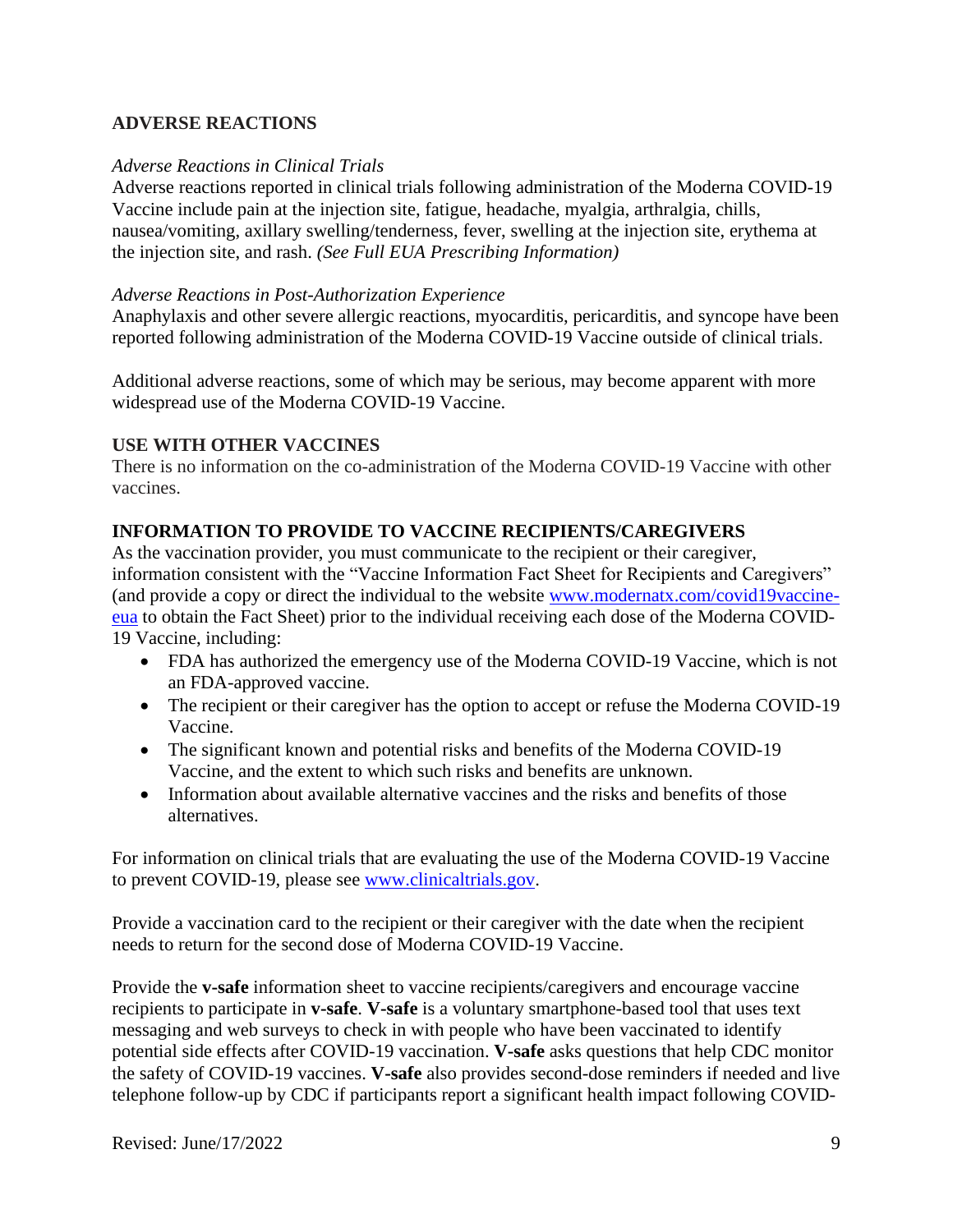## ADVERSE REACTIONS

*Adverse Reactions in Clinical Trials*

Adverse reactions reported in clinical trials following administration of the Moderna COVID-19 Vaccine include pain at the injection site, fatigue, headache, myalgia, arthralgia, chills, nausea/vomiting, axillary swelling/tenderness, fever, swelling at the injection site, erythema at the injection site, and rash. *(See Full EUA Prescribing Information)*

*Adverse Reactions in Post-Authorization Experience*

Anaphylaxis and other severe allergic reactions, myocarditis, pericarditis, and syncope have been reported following administration of the Moderna COVID-19 Vaccine outside of clinical trials.

Additional adverse reactions, some of which may be serious, may become apparent with more widespread use of the Moderna COVID-19 Vaccine.

## USE WITH OTHER VACCINES

There is no information on the co-administration of the Moderna COVID-19 Vaccine with other vaccines.

## INFORMATION TO PROVIDE TO VACCINE RECIPIENTS/CAREGIVERS

As the vaccination provider, you must communicate to the recipient or their caregiver, information consistent with the "Vaccine Information Fact Sheet for Recipients and Caregivers" (and provide a copy or direct the individual to the website www.modernatx.com/covid19vaccine-eua to obtain the Fact Sheet) prior to the individual receiving each dose of the Moderna COVID-19 Vaccine, including:

- FDA has authorized the emergency use of the Moderna COVID-19 Vaccine, which is not an FDA-approved vaccine.
- The recipient or their caregiver has the option to accept or refuse the Moderna COVID-19 Vaccine.
- The significant known and potential risks and benefits of the Moderna COVID-19 Vaccine, and the extent to which such risks and benefits are unknown.
- Information about available alternative vaccines and the risks and benefits of those alternatives.

For information on clinical trials that are evaluating the use of the Moderna COVID-19 Vaccine to prevent COVID-19, please see www.clinicaltrials.gov.

Provide a vaccination card to the recipient or their caregiver with the date when the recipient needs to return for the second dose of Moderna COVID-19 Vaccine.

Provide the **v-safe** information sheet to vaccine recipients/caregivers and encourage vaccine recipients to participate in **v-safe**. **V-safe** is a voluntary smartphone-based tool that uses text messaging and web surveys to check in with people who have been vaccinated to identify potential side effects after COVID-19 vaccination. **V-safe** asks questions that help CDC monitor the safety of COVID-19 vaccines. **V-safe** also provides second-dose reminders if needed and live telephone follow-up by CDC if participants report a significant health impact following COVID-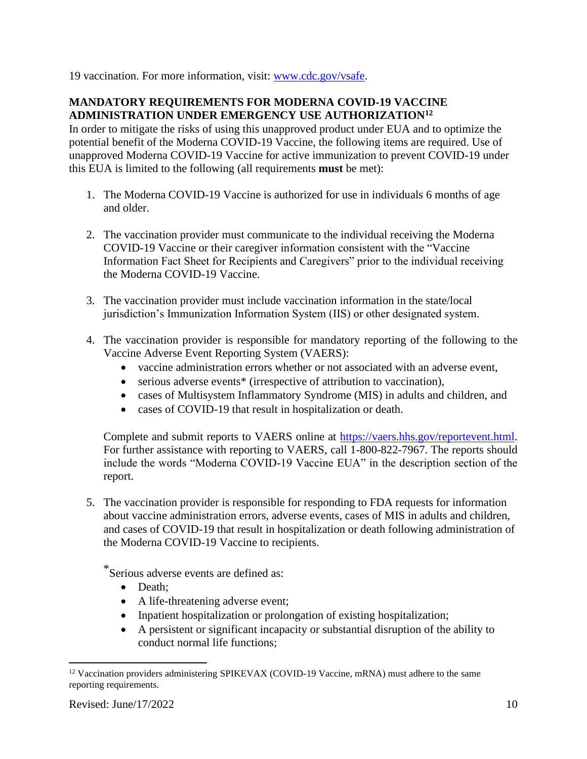19 vaccination. For more information, visit: [www.cdc.gov/vsafe](www.cdc.gov/vsafe).

## MANDATORY REQUIREMENTS FOR MODERNA COVID-19 VACCINE ADMINISTRATION UNDER EMERGENCY USE AUTHORIZATION[12]

In order to mitigate the risks of using this unapproved product under EUA and to optimize the potential benefit of the Moderna COVID-19 Vaccine, the following items are required. Use of unapproved Moderna COVID-19 Vaccine for active immunization to prevent COVID-19 under this EUA is limited to the following (all requirements **must** be met):

1. The Moderna COVID-19 Vaccine is authorized for use in individuals 6 months of age and older.

2. The vaccination provider must communicate to the individual receiving the Moderna COVID-19 Vaccine or their caregiver information consistent with the "Vaccine Information Fact Sheet for Recipients and Caregivers" prior to the individual receiving the Moderna COVID-19 Vaccine.

3. The vaccination provider must include vaccination information in the state/local jurisdiction's Immunization Information System (IIS) or other designated system.

4. The vaccination provider is responsible for mandatory reporting of the following to the Vaccine Adverse Event Reporting System (VAERS):
   - vaccine administration errors whether or not associated with an adverse event,
   - serious adverse events* (irrespective of attribution to vaccination),
   - cases of Multisystem Inflammatory Syndrome (MIS) in adults and children, and
   - cases of COVID-19 that result in hospitalization or death.

   Complete and submit reports to VAERS online at [https://vaers.hhs.gov/reportevent.html](https://vaers.hhs.gov/reportevent.html). For further assistance with reporting to VAERS, call 1-800-822-7967. The reports should include the words "Moderna COVID-19 Vaccine EUA" in the description section of the report.

5. The vaccination provider is responsible for responding to FDA requests for information about vaccine administration errors, adverse events, cases of MIS in adults and children, and cases of COVID-19 that result in hospitalization or death following administration of the Moderna COVID-19 Vaccine to recipients.

   *Serious adverse events are defined as:
   - Death;
   - A life-threatening adverse event;
   - Inpatient hospitalization or prolongation of existing hospitalization;
   - A persistent or significant incapacity or substantial disruption of the ability to conduct normal life functions;

---

[12] Vaccination providers administering SPIKEVAX (COVID-19 Vaccine, mRNA) must adhere to the same reporting requirements.

Revised: June/17/2022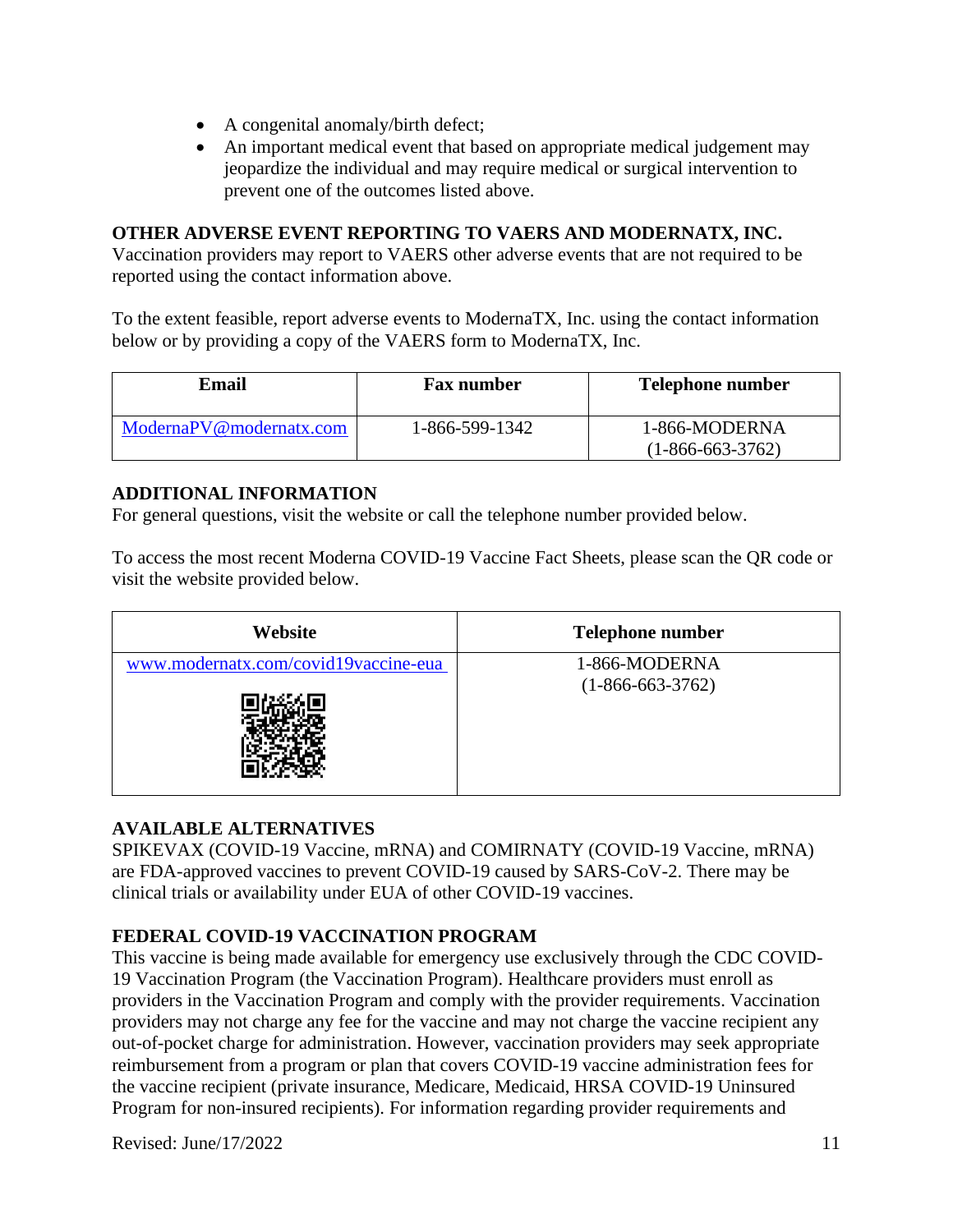- A congenital anomaly/birth defect;
- An important medical event that based on appropriate medical judgement may jeopardize the individual and may require medical or surgical intervention to prevent one of the outcomes listed above.

**OTHER ADVERSE EVENT REPORTING TO VAERS AND MODERNATX, INC.**
Vaccination providers may report to VAERS other adverse events that are not required to be reported using the contact information above.

To the extent feasible, report adverse events to ModernaTX, Inc. using the contact information below or by providing a copy of the VAERS form to ModernaTX, Inc.

| Email | Fax number | Telephone number |
|---|---|---|
| ModernaPV@modernatx.com | 1-866-599-1342 | 1-866-MODERNA (1-866-663-3762) |

**ADDITIONAL INFORMATION**
For general questions, visit the website or call the telephone number provided below.

To access the most recent Moderna COVID-19 Vaccine Fact Sheets, please scan the QR code or visit the website provided below.

| Website | Telephone number |
|---|---|
| www.modernatx.com/covid19vaccine-eua | 1-866-MODERNA (1-866-663-3762) |

**AVAILABLE ALTERNATIVES**
SPIKEVAX (COVID-19 Vaccine, mRNA) and COMIRNATY (COVID-19 Vaccine, mRNA) are FDA-approved vaccines to prevent COVID-19 caused by SARS-CoV-2. There may be clinical trials or availability under EUA of other COVID-19 vaccines.

**FEDERAL COVID-19 VACCINATION PROGRAM**
This vaccine is being made available for emergency use exclusively through the CDC COVID-19 Vaccination Program (the Vaccination Program). Healthcare providers must enroll as providers in the Vaccination Program and comply with the provider requirements. Vaccination providers may not charge any fee for the vaccine and may not charge the vaccine recipient any out-of-pocket charge for administration. However, vaccination providers may seek appropriate reimbursement from a program or plan that covers COVID-19 vaccine administration fees for the vaccine recipient (private insurance, Medicare, Medicaid, HRSA COVID-19 Uninsured Program for non-insured recipients). For information regarding provider requirements and

Revised: June/17/2022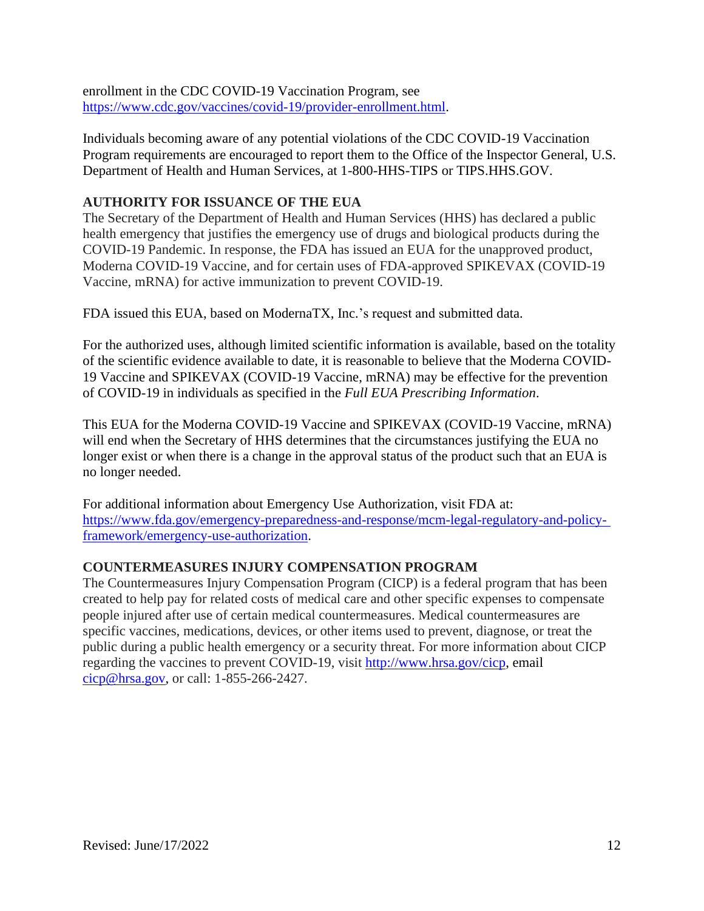enrollment in the CDC COVID-19 Vaccination Program, see https://www.cdc.gov/vaccines/covid-19/provider-enrollment.html.

Individuals becoming aware of any potential violations of the CDC COVID-19 Vaccination Program requirements are encouraged to report them to the Office of the Inspector General, U.S. Department of Health and Human Services, at 1-800-HHS-TIPS or TIPS.HHS.GOV.

## AUTHORITY FOR ISSUANCE OF THE EUA

The Secretary of the Department of Health and Human Services (HHS) has declared a public health emergency that justifies the emergency use of drugs and biological products during the COVID-19 Pandemic. In response, the FDA has issued an EUA for the unapproved product, Moderna COVID-19 Vaccine, and for certain uses of FDA-approved SPIKEVAX (COVID-19 Vaccine, mRNA) for active immunization to prevent COVID-19.

FDA issued this EUA, based on ModernaTX, Inc.'s request and submitted data.

For the authorized uses, although limited scientific information is available, based on the totality of the scientific evidence available to date, it is reasonable to believe that the Moderna COVID-19 Vaccine and SPIKEVAX (COVID-19 Vaccine, mRNA) may be effective for the prevention of COVID-19 in individuals as specified in the *Full EUA Prescribing Information*.

This EUA for the Moderna COVID-19 Vaccine and SPIKEVAX (COVID-19 Vaccine, mRNA) will end when the Secretary of HHS determines that the circumstances justifying the EUA no longer exist or when there is a change in the approval status of the product such that an EUA is no longer needed.

For additional information about Emergency Use Authorization, visit FDA at: https://www.fda.gov/emergency-preparedness-and-response/mcm-legal-regulatory-and-policy-framework/emergency-use-authorization.

## COUNTERMEASURES INJURY COMPENSATION PROGRAM

The Countermeasures Injury Compensation Program (CICP) is a federal program that has been created to help pay for related costs of medical care and other specific expenses to compensate people injured after use of certain medical countermeasures. Medical countermeasures are specific vaccines, medications, devices, or other items used to prevent, diagnose, or treat the public during a public health emergency or a security threat. For more information about CICP regarding the vaccines to prevent COVID-19, visit http://www.hrsa.gov/cicp, email cicp@hrsa.gov, or call: 1-855-266-2427.

Revised: June/17/2022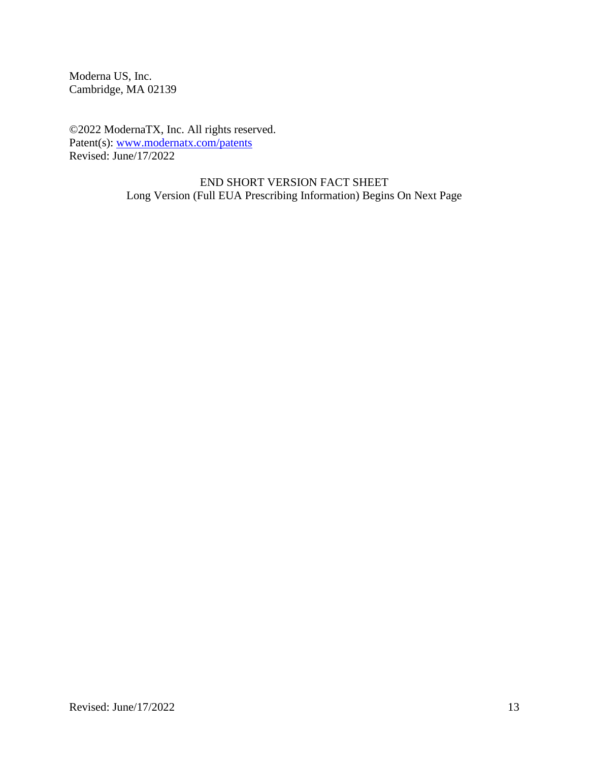Moderna US, Inc.
Cambridge, MA 02139

©2022 ModernaTX, Inc. All rights reserved.
Patent(s): [www.modernatx.com/patents](www.modernatx.com/patents)
Revised: June/17/2022

END SHORT VERSION FACT SHEET
Long Version (Full EUA Prescribing Information) Begins On Next Page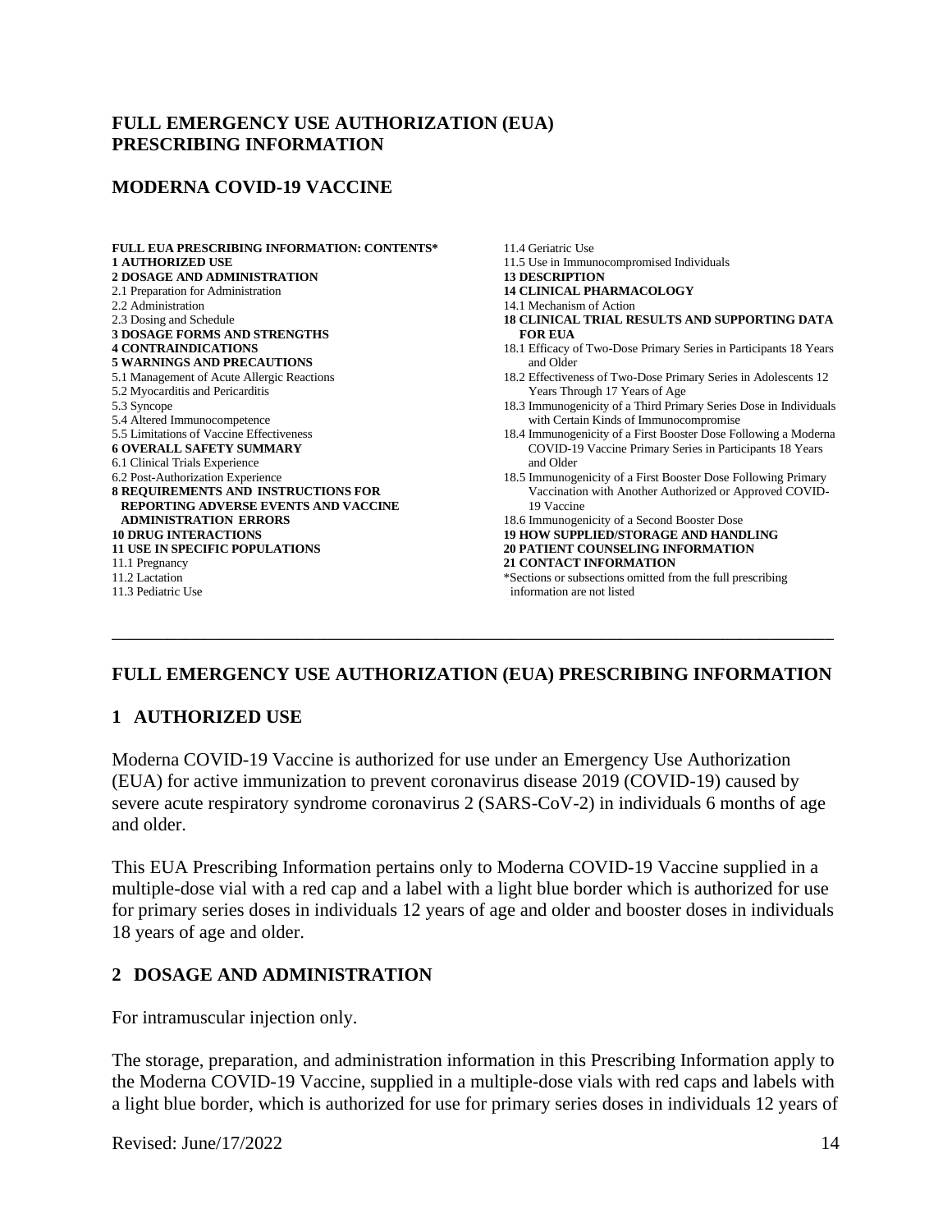# FULL EMERGENCY USE AUTHORIZATION (EUA) PRESCRIBING INFORMATION

## MODERNA COVID-19 VACCINE

**FULL EUA PRESCRIBING INFORMATION: CONTENTS***

**1 AUTHORIZED USE**
**2 DOSAGE AND ADMINISTRATION**
2.1 Preparation for Administration
2.2 Administration
2.3 Dosing and Schedule
**3 DOSAGE FORMS AND STRENGTHS**
**4 CONTRAINDICATIONS**
**5 WARNINGS AND PRECAUTIONS**
5.1 Management of Acute Allergic Reactions
5.2 Myocarditis and Pericarditis
5.3 Syncope
5.4 Altered Immunocompetence
5.5 Limitations of Vaccine Effectiveness
**6 OVERALL SAFETY SUMMARY**
6.1 Clinical Trials Experience
6.2 Post-Authorization Experience
**8 REQUIREMENTS AND INSTRUCTIONS FOR REPORTING ADVERSE EVENTS AND VACCINE ADMINISTRATION ERRORS**
**10 DRUG INTERACTIONS**
**11 USE IN SPECIFIC POPULATIONS**
11.1 Pregnancy
11.2 Lactation
11.3 Pediatric Use
11.4 Geriatric Use
11.5 Use in Immunocompromised Individuals
**13 DESCRIPTION**
**14 CLINICAL PHARMACOLOGY**
14.1 Mechanism of Action
**18 CLINICAL TRIAL RESULTS AND SUPPORTING DATA FOR EUA**
18.1 Efficacy of Two-Dose Primary Series in Participants 18 Years and Older
18.2 Effectiveness of Two-Dose Primary Series in Adolescents 12 Years Through 17 Years of Age
18.3 Immunogenicity of a Third Primary Series Dose in Individuals with Certain Kinds of Immunocompromise
18.4 Immunogenicity of a First Booster Dose Following a Moderna COVID-19 Vaccine Primary Series in Participants 18 Years and Older
18.5 Immunogenicity of a First Booster Dose Following Primary Vaccination with Another Authorized or Approved COVID-19 Vaccine
18.6 Immunogenicity of a Second Booster Dose
**19 HOW SUPPLIED/STORAGE AND HANDLING**
**20 PATIENT COUNSELING INFORMATION**
**21 CONTACT INFORMATION**
*Sections or subsections omitted from the full prescribing information are not listed

---

# FULL EMERGENCY USE AUTHORIZATION (EUA) PRESCRIBING INFORMATION

## 1 AUTHORIZED USE

Moderna COVID-19 Vaccine is authorized for use under an Emergency Use Authorization (EUA) for active immunization to prevent coronavirus disease 2019 (COVID-19) caused by severe acute respiratory syndrome coronavirus 2 (SARS-CoV-2) in individuals 6 months of age and older.

This EUA Prescribing Information pertains only to Moderna COVID-19 Vaccine supplied in a multiple-dose vial with a red cap and a label with a light blue border which is authorized for use for primary series doses in individuals 12 years of age and older and booster doses in individuals 18 years of age and older.

## 2 DOSAGE AND ADMINISTRATION

For intramuscular injection only.

The storage, preparation, and administration information in this Prescribing Information apply to the Moderna COVID-19 Vaccine, supplied in a multiple-dose vials with red caps and labels with a light blue border, which is authorized for use for primary series doses in individuals 12 years of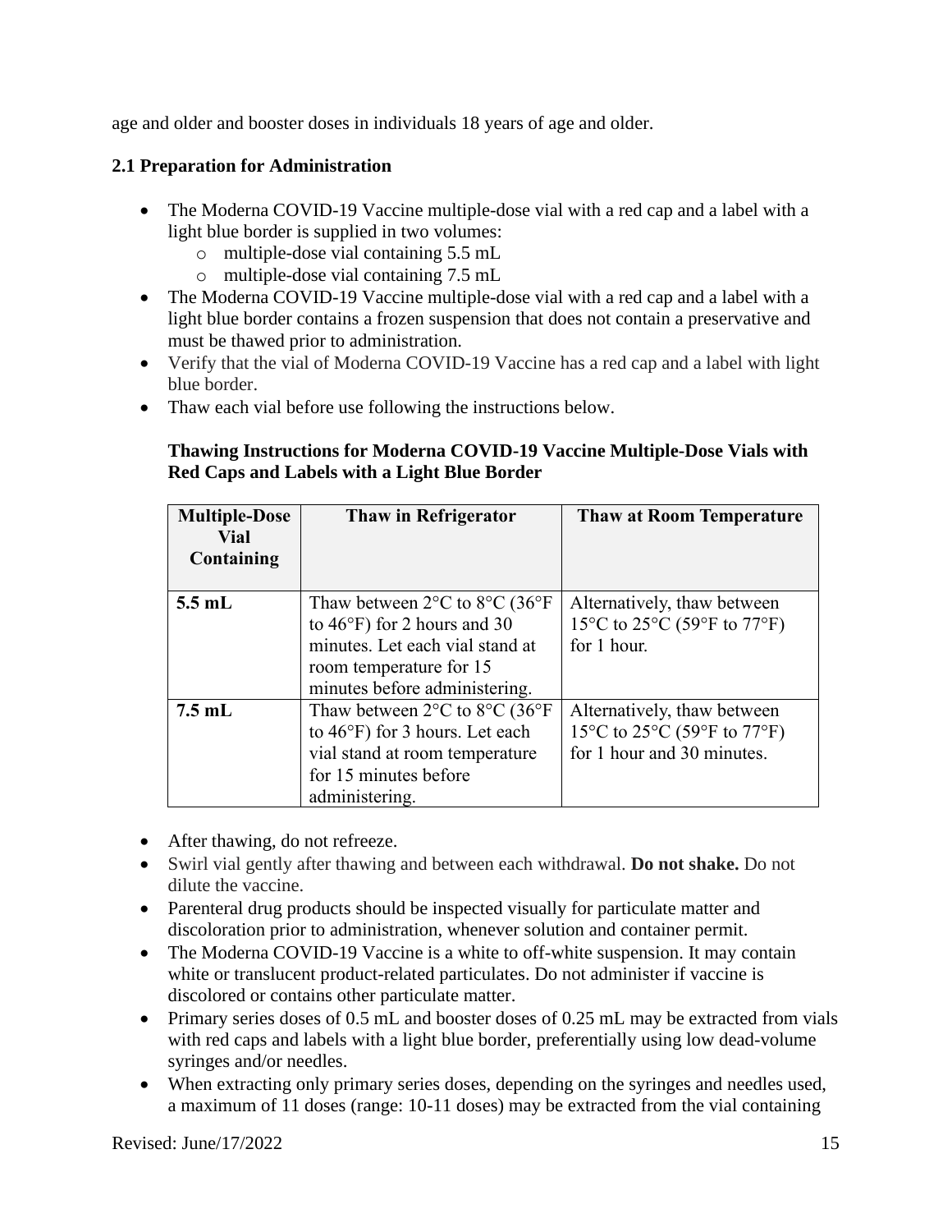age and older and booster doses in individuals 18 years of age and older.

**2.1 Preparation for Administration**

- The Moderna COVID-19 Vaccine multiple-dose vial with a red cap and a label with a light blue border is supplied in two volumes:
  - multiple-dose vial containing 5.5 mL
  - multiple-dose vial containing 7.5 mL
- The Moderna COVID-19 Vaccine multiple-dose vial with a red cap and a label with a light blue border contains a frozen suspension that does not contain a preservative and must be thawed prior to administration.
- Verify that the vial of Moderna COVID-19 Vaccine has a red cap and a label with light blue border.
- Thaw each vial before use following the instructions below.

**Thawing Instructions for Moderna COVID-19 Vaccine Multiple-Dose Vials with Red Caps and Labels with a Light Blue Border**

| Multiple-Dose Vial Containing | Thaw in Refrigerator | Thaw at Room Temperature |
|---|---|---|
| **5.5 mL** | Thaw between 2°C to 8°C (36°F to 46°F) for 2 hours and 30 minutes. Let each vial stand at room temperature for 15 minutes before administering. | Alternatively, thaw between 15°C to 25°C (59°F to 77°F) for 1 hour. |
| **7.5 mL** | Thaw between 2°C to 8°C (36°F to 46°F) for 3 hours. Let each vial stand at room temperature for 15 minutes before administering. | Alternatively, thaw between 15°C to 25°C (59°F to 77°F) for 1 hour and 30 minutes. |

- After thawing, do not refreeze.
- Swirl vial gently after thawing and between each withdrawal. **Do not shake.** Do not dilute the vaccine.
- Parenteral drug products should be inspected visually for particulate matter and discoloration prior to administration, whenever solution and container permit.
- The Moderna COVID-19 Vaccine is a white to off-white suspension. It may contain white or translucent product-related particulates. Do not administer if vaccine is discolored or contains other particulate matter.
- Primary series doses of 0.5 mL and booster doses of 0.25 mL may be extracted from vials with red caps and labels with a light blue border, preferentially using low dead-volume syringes and/or needles.
- When extracting only primary series doses, depending on the syringes and needles used, a maximum of 11 doses (range: 10-11 doses) may be extracted from the vial containing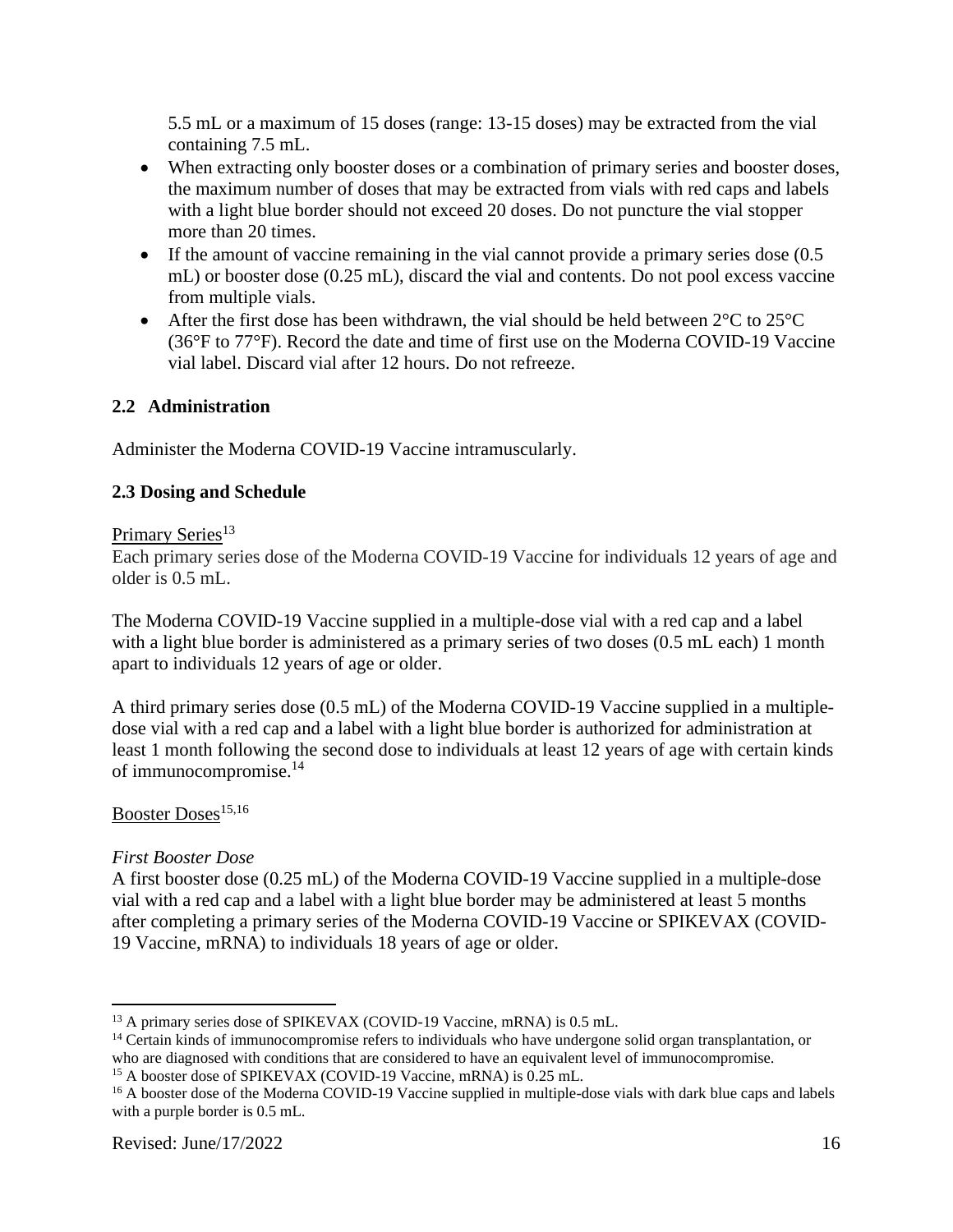5.5 mL or a maximum of 15 doses (range: 13-15 doses) may be extracted from the vial containing 7.5 mL.

- When extracting only booster doses or a combination of primary series and booster doses, the maximum number of doses that may be extracted from vials with red caps and labels with a light blue border should not exceed 20 doses. Do not puncture the vial stopper more than 20 times.
- If the amount of vaccine remaining in the vial cannot provide a primary series dose (0.5 mL) or booster dose (0.25 mL), discard the vial and contents. Do not pool excess vaccine from multiple vials.
- After the first dose has been withdrawn, the vial should be held between 2°C to 25°C (36°F to 77°F). Record the date and time of first use on the Moderna COVID-19 Vaccine vial label. Discard vial after 12 hours. Do not refreeze.

## 2.2 Administration

Administer the Moderna COVID-19 Vaccine intramuscularly.

## 2.3 Dosing and Schedule

Primary Series[13]

Each primary series dose of the Moderna COVID-19 Vaccine for individuals 12 years of age and older is 0.5 mL.

The Moderna COVID-19 Vaccine supplied in a multiple-dose vial with a red cap and a label with a light blue border is administered as a primary series of two doses (0.5 mL each) 1 month apart to individuals 12 years of age or older.

A third primary series dose (0.5 mL) of the Moderna COVID-19 Vaccine supplied in a multiple-dose vial with a red cap and a label with a light blue border is authorized for administration at least 1 month following the second dose to individuals at least 12 years of age with certain kinds of immunocompromise.[14]

Booster Doses[15,16]

*First Booster Dose*

A first booster dose (0.25 mL) of the Moderna COVID-19 Vaccine supplied in a multiple-dose vial with a red cap and a label with a light blue border may be administered at least 5 months after completing a primary series of the Moderna COVID-19 Vaccine or SPIKEVAX (COVID-19 Vaccine, mRNA) to individuals 18 years of age or older.

---

[13] A primary series dose of SPIKEVAX (COVID-19 Vaccine, mRNA) is 0.5 mL.

[14] Certain kinds of immunocompromise refers to individuals who have undergone solid organ transplantation, or who are diagnosed with conditions that are considered to have an equivalent level of immunocompromise.

[15] A booster dose of SPIKEVAX (COVID-19 Vaccine, mRNA) is 0.25 mL.

[16] A booster dose of the Moderna COVID-19 Vaccine supplied in multiple-dose vials with dark blue caps and labels with a purple border is 0.5 mL.

Revised: June/17/2022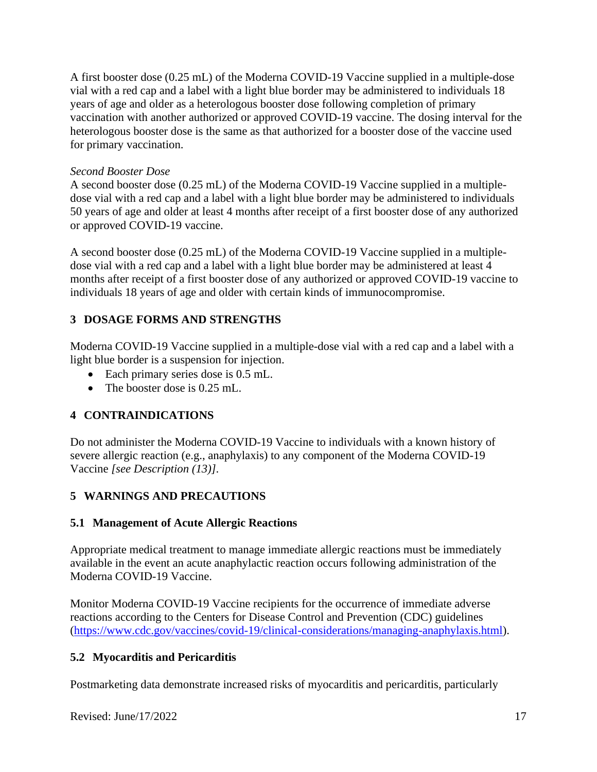A first booster dose (0.25 mL) of the Moderna COVID-19 Vaccine supplied in a multiple-dose vial with a red cap and a label with a light blue border may be administered to individuals 18 years of age and older as a heterologous booster dose following completion of primary vaccination with another authorized or approved COVID-19 vaccine. The dosing interval for the heterologous booster dose is the same as that authorized for a booster dose of the vaccine used for primary vaccination.

*Second Booster Dose*

A second booster dose (0.25 mL) of the Moderna COVID-19 Vaccine supplied in a multiple-dose vial with a red cap and a label with a light blue border may be administered to individuals 50 years of age and older at least 4 months after receipt of a first booster dose of any authorized or approved COVID-19 vaccine.

A second booster dose (0.25 mL) of the Moderna COVID-19 Vaccine supplied in a multiple-dose vial with a red cap and a label with a light blue border may be administered at least 4 months after receipt of a first booster dose of any authorized or approved COVID-19 vaccine to individuals 18 years of age and older with certain kinds of immunocompromise.

## 3 DOSAGE FORMS AND STRENGTHS

Moderna COVID-19 Vaccine supplied in a multiple-dose vial with a red cap and a label with a light blue border is a suspension for injection.

- Each primary series dose is 0.5 mL.
- The booster dose is 0.25 mL.

## 4 CONTRAINDICATIONS

Do not administer the Moderna COVID-19 Vaccine to individuals with a known history of severe allergic reaction (e.g., anaphylaxis) to any component of the Moderna COVID-19 Vaccine *[see Description (13)]*.

## 5 WARNINGS AND PRECAUTIONS

### 5.1 Management of Acute Allergic Reactions

Appropriate medical treatment to manage immediate allergic reactions must be immediately available in the event an acute anaphylactic reaction occurs following administration of the Moderna COVID-19 Vaccine.

Monitor Moderna COVID-19 Vaccine recipients for the occurrence of immediate adverse reactions according to the Centers for Disease Control and Prevention (CDC) guidelines (https://www.cdc.gov/vaccines/covid-19/clinical-considerations/managing-anaphylaxis.html).

### 5.2 Myocarditis and Pericarditis

Postmarketing data demonstrate increased risks of myocarditis and pericarditis, particularly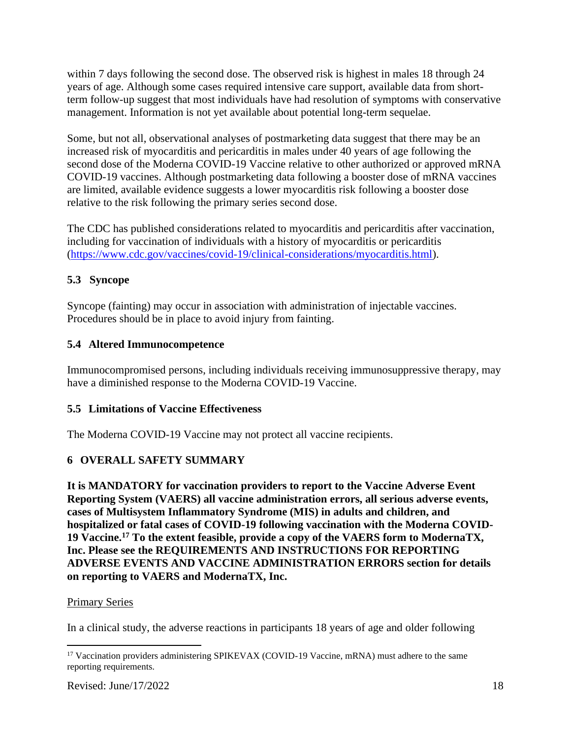within 7 days following the second dose. The observed risk is highest in males 18 through 24 years of age. Although some cases required intensive care support, available data from short-term follow-up suggest that most individuals have had resolution of symptoms with conservative management. Information is not yet available about potential long-term sequelae.

Some, but not all, observational analyses of postmarketing data suggest that there may be an increased risk of myocarditis and pericarditis in males under 40 years of age following the second dose of the Moderna COVID-19 Vaccine relative to other authorized or approved mRNA COVID-19 vaccines. Although postmarketing data following a booster dose of mRNA vaccines are limited, available evidence suggests a lower myocarditis risk following a booster dose relative to the risk following the primary series second dose.

The CDC has published considerations related to myocarditis and pericarditis after vaccination, including for vaccination of individuals with a history of myocarditis or pericarditis (https://www.cdc.gov/vaccines/covid-19/clinical-considerations/myocarditis.html).

### 5.3 Syncope

Syncope (fainting) may occur in association with administration of injectable vaccines. Procedures should be in place to avoid injury from fainting.

### 5.4 Altered Immunocompetence

Immunocompromised persons, including individuals receiving immunosuppressive therapy, may have a diminished response to the Moderna COVID-19 Vaccine.

### 5.5 Limitations of Vaccine Effectiveness

The Moderna COVID-19 Vaccine may not protect all vaccine recipients.

## 6 OVERALL SAFETY SUMMARY

**It is MANDATORY for vaccination providers to report to the Vaccine Adverse Event Reporting System (VAERS) all vaccine administration errors, all serious adverse events, cases of Multisystem Inflammatory Syndrome (MIS) in adults and children, and hospitalized or fatal cases of COVID-19 following vaccination with the Moderna COVID-19 Vaccine.[17] To the extent feasible, provide a copy of the VAERS form to ModernaTX, Inc. Please see the REQUIREMENTS AND INSTRUCTIONS FOR REPORTING ADVERSE EVENTS AND VACCINE ADMINISTRATION ERRORS section for details on reporting to VAERS and ModernaTX, Inc.**

Primary Series

In a clinical study, the adverse reactions in participants 18 years of age and older following

[17] Vaccination providers administering SPIKEVAX (COVID-19 Vaccine, mRNA) must adhere to the same reporting requirements.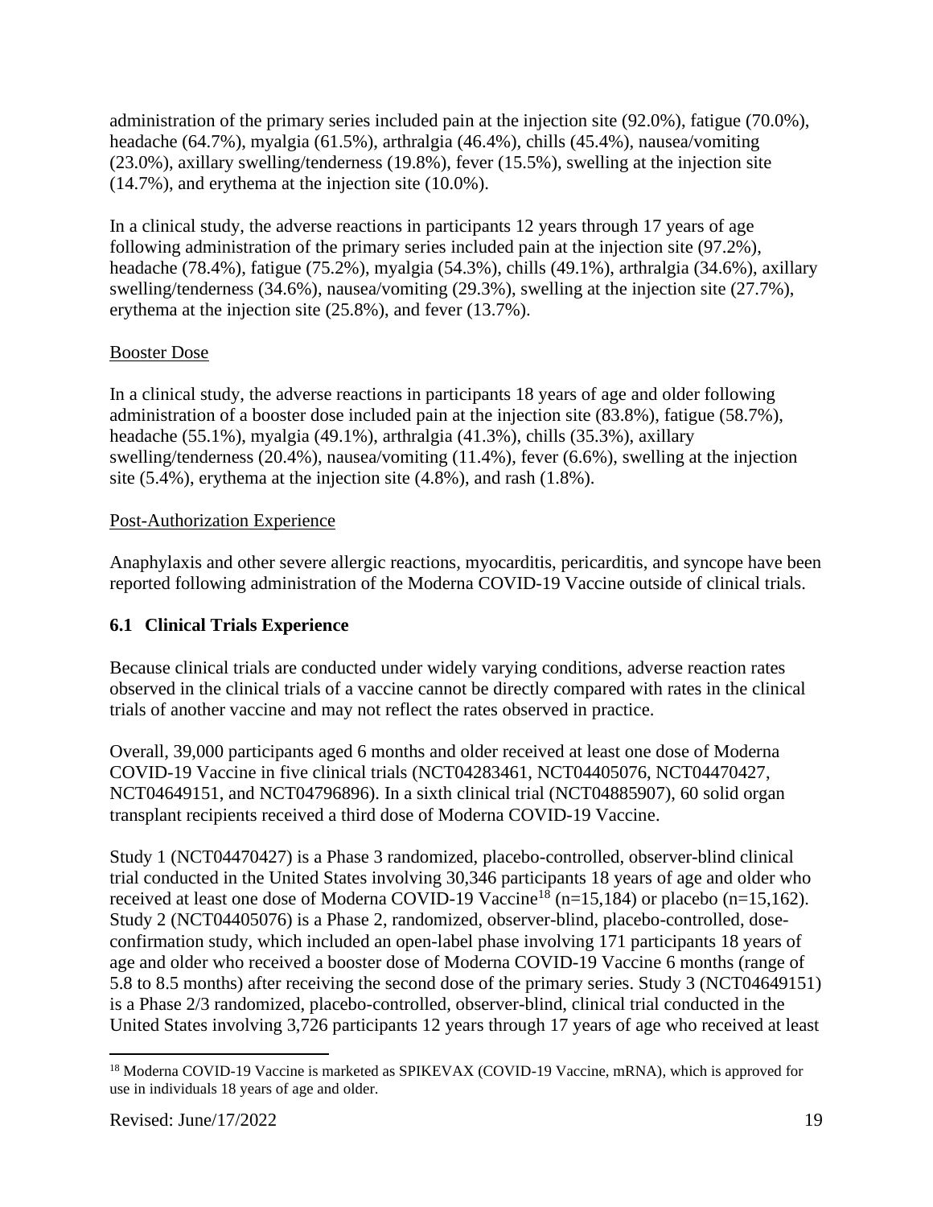administration of the primary series included pain at the injection site (92.0%), fatigue (70.0%), headache (64.7%), myalgia (61.5%), arthralgia (46.4%), chills (45.4%), nausea/vomiting (23.0%), axillary swelling/tenderness (19.8%), fever (15.5%), swelling at the injection site (14.7%), and erythema at the injection site (10.0%).

In a clinical study, the adverse reactions in participants 12 years through 17 years of age following administration of the primary series included pain at the injection site (97.2%), headache (78.4%), fatigue (75.2%), myalgia (54.3%), chills (49.1%), arthralgia (34.6%), axillary swelling/tenderness (34.6%), nausea/vomiting (29.3%), swelling at the injection site (27.7%), erythema at the injection site (25.8%), and fever (13.7%).

Booster Dose

In a clinical study, the adverse reactions in participants 18 years of age and older following administration of a booster dose included pain at the injection site (83.8%), fatigue (58.7%), headache (55.1%), myalgia (49.1%), arthralgia (41.3%), chills (35.3%), axillary swelling/tenderness (20.4%), nausea/vomiting (11.4%), fever (6.6%), swelling at the injection site (5.4%), erythema at the injection site (4.8%), and rash (1.8%).

Post-Authorization Experience

Anaphylaxis and other severe allergic reactions, myocarditis, pericarditis, and syncope have been reported following administration of the Moderna COVID-19 Vaccine outside of clinical trials.

### 6.1 Clinical Trials Experience

Because clinical trials are conducted under widely varying conditions, adverse reaction rates observed in the clinical trials of a vaccine cannot be directly compared with rates in the clinical trials of another vaccine and may not reflect the rates observed in practice.

Overall, 39,000 participants aged 6 months and older received at least one dose of Moderna COVID-19 Vaccine in five clinical trials (NCT04283461, NCT04405076, NCT04470427, NCT04649151, and NCT04796896). In a sixth clinical trial (NCT04885907), 60 solid organ transplant recipients received a third dose of Moderna COVID-19 Vaccine.

Study 1 (NCT04470427) is a Phase 3 randomized, placebo-controlled, observer-blind clinical trial conducted in the United States involving 30,346 participants 18 years of age and older who received at least one dose of Moderna COVID-19 Vaccine[18] (n=15,184) or placebo (n=15,162). Study 2 (NCT04405076) is a Phase 2, randomized, observer-blind, placebo-controlled, dose-confirmation study, which included an open-label phase involving 171 participants 18 years of age and older who received a booster dose of Moderna COVID-19 Vaccine 6 months (range of 5.8 to 8.5 months) after receiving the second dose of the primary series. Study 3 (NCT04649151) is a Phase 2/3 randomized, placebo-controlled, observer-blind, clinical trial conducted in the United States involving 3,726 participants 12 years through 17 years of age who received at least

[18] Moderna COVID-19 Vaccine is marketed as SPIKEVAX (COVID-19 Vaccine, mRNA), which is approved for use in individuals 18 years of age and older.

Revised: June/17/2022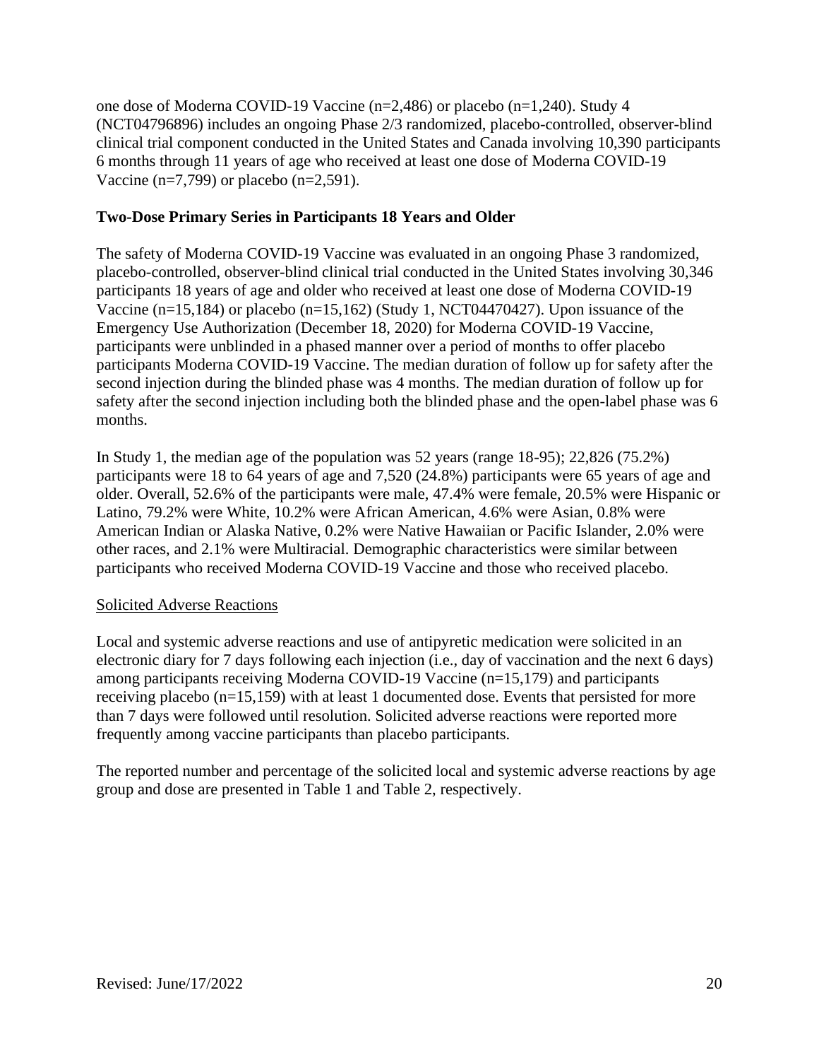one dose of Moderna COVID-19 Vaccine (n=2,486) or placebo (n=1,240). Study 4 (NCT04796896) includes an ongoing Phase 2/3 randomized, placebo-controlled, observer-blind clinical trial component conducted in the United States and Canada involving 10,390 participants 6 months through 11 years of age who received at least one dose of Moderna COVID-19 Vaccine (n=7,799) or placebo (n=2,591).

**Two-Dose Primary Series in Participants 18 Years and Older**

The safety of Moderna COVID-19 Vaccine was evaluated in an ongoing Phase 3 randomized, placebo-controlled, observer-blind clinical trial conducted in the United States involving 30,346 participants 18 years of age and older who received at least one dose of Moderna COVID-19 Vaccine (n=15,184) or placebo (n=15,162) (Study 1, NCT04470427). Upon issuance of the Emergency Use Authorization (December 18, 2020) for Moderna COVID-19 Vaccine, participants were unblinded in a phased manner over a period of months to offer placebo participants Moderna COVID-19 Vaccine. The median duration of follow up for safety after the second injection during the blinded phase was 4 months. The median duration of follow up for safety after the second injection including both the blinded phase and the open-label phase was 6 months.

In Study 1, the median age of the population was 52 years (range 18-95); 22,826 (75.2%) participants were 18 to 64 years of age and 7,520 (24.8%) participants were 65 years of age and older. Overall, 52.6% of the participants were male, 47.4% were female, 20.5% were Hispanic or Latino, 79.2% were White, 10.2% were African American, 4.6% were Asian, 0.8% were American Indian or Alaska Native, 0.2% were Native Hawaiian or Pacific Islander, 2.0% were other races, and 2.1% were Multiracial. Demographic characteristics were similar between participants who received Moderna COVID-19 Vaccine and those who received placebo.

<u>Solicited Adverse Reactions</u>

Local and systemic adverse reactions and use of antipyretic medication were solicited in an electronic diary for 7 days following each injection (i.e., day of vaccination and the next 6 days) among participants receiving Moderna COVID-19 Vaccine (n=15,179) and participants receiving placebo (n=15,159) with at least 1 documented dose. Events that persisted for more than 7 days were followed until resolution. Solicited adverse reactions were reported more frequently among vaccine participants than placebo participants.

The reported number and percentage of the solicited local and systemic adverse reactions by age group and dose are presented in Table 1 and Table 2, respectively.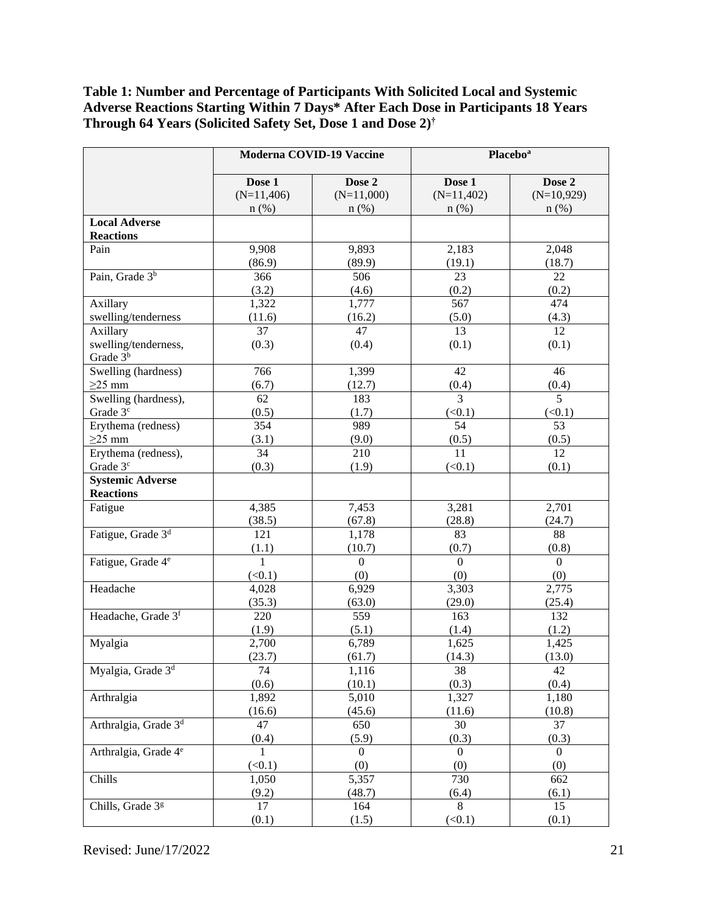**Table 1: Number and Percentage of Participants With Solicited Local and Systemic Adverse Reactions Starting Within 7 Days* After Each Dose in Participants 18 Years Through 64 Years (Solicited Safety Set, Dose 1 and Dose 2)[†]**

| | Moderna COVID-19 Vaccine | | Placebo[a] | |
|---|---|---|---|---|
| | Dose 1 (N=11,406) n (%) | Dose 2 (N=11,000) n (%) | Dose 1 (N=11,402) n (%) | Dose 2 (N=10,929) n (%) |
| **Local Adverse Reactions** | | | | |
| Pain | 9,908 (86.9) | 9,893 (89.9) | 2,183 (19.1) | 2,048 (18.7) |
| Pain, Grade 3[b] | 366 (3.2) | 506 (4.6) | 23 (0.2) | 22 (0.2) |
| Axillary swelling/tenderness | 1,322 (11.6) | 1,777 (16.2) | 567 (5.0) | 474 (4.3) |
| Axillary swelling/tenderness, Grade 3[b] | 37 (0.3) | 47 (0.4) | 13 (0.1) | 12 (0.1) |
| Swelling (hardness) ≥25 mm | 766 (6.7) | 1,399 (12.7) | 42 (0.4) | 46 (0.4) |
| Swelling (hardness), Grade 3[c] | 62 (0.5) | 183 (1.7) | 3 (<0.1) | 5 (<0.1) |
| Erythema (redness) ≥25 mm | 354 (3.1) | 989 (9.0) | 54 (0.5) | 53 (0.5) |
| Erythema (redness), Grade 3[c] | 34 (0.3) | 210 (1.9) | 11 (<0.1) | 12 (0.1) |
| **Systemic Adverse Reactions** | | | | |
| Fatigue | 4,385 (38.5) | 7,453 (67.8) | 3,281 (28.8) | 2,701 (24.7) |
| Fatigue, Grade 3[d] | 121 (1.1) | 1,178 (10.7) | 83 (0.7) | 88 (0.8) |
| Fatigue, Grade 4[e] | 1 (<0.1) | 0 (0) | 0 (0) | 0 (0) |
| Headache | 4,028 (35.3) | 6,929 (63.0) | 3,303 (29.0) | 2,775 (25.4) |
| Headache, Grade 3[f] | 220 (1.9) | 559 (5.1) | 163 (1.4) | 132 (1.2) |
| Myalgia | 2,700 (23.7) | 6,789 (61.7) | 1,625 (14.3) | 1,425 (13.0) |
| Myalgia, Grade 3[d] | 74 (0.6) | 1,116 (10.1) | 38 (0.3) | 42 (0.4) |
| Arthralgia | 1,892 (16.6) | 5,010 (45.6) | 1,327 (11.6) | 1,180 (10.8) |
| Arthralgia, Grade 3[d] | 47 (0.4) | 650 (5.9) | 30 (0.3) | 37 (0.3) |
| Arthralgia, Grade 4[e] | 1 (<0.1) | 0 (0) | 0 (0) | 0 (0) |
| Chills | 1,050 (9.2) | 5,357 (48.7) | 730 (6.4) | 662 (6.1) |
| Chills, Grade 3[g] | 17 (0.1) | 164 (1.5) | 8 (<0.1) | 15 (0.1) |

Revised: June/17/2022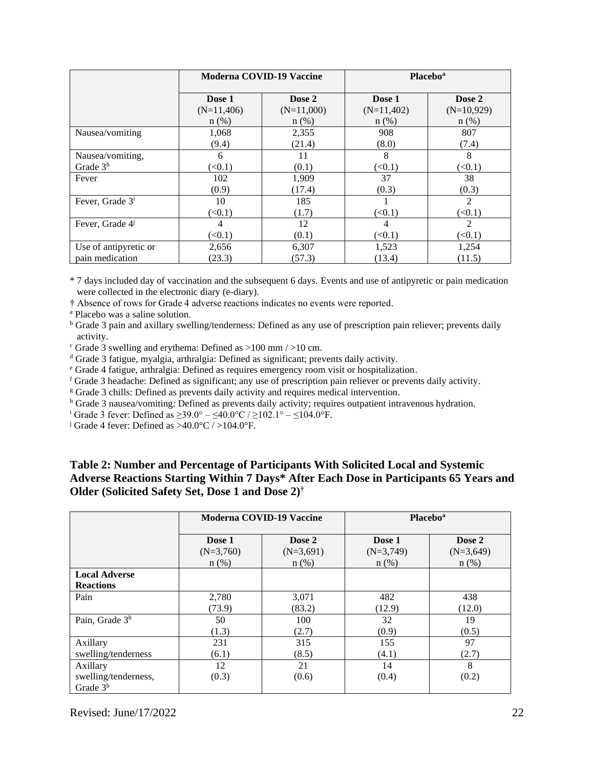| | Moderna COVID-19 Vaccine | | Placebo[a] | |
|---|---|---|---|---|
| | Dose 1 (N=11,406) n (%) | Dose 2 (N=11,000) n (%) | Dose 1 (N=11,402) n (%) | Dose 2 (N=10,929) n (%) |
| Nausea/vomiting | 1,068 (9.4) | 2,355 (21.4) | 908 (8.0) | 807 (7.4) |
| Nausea/vomiting, Grade 3[h] | 6 (<0.1) | 11 (0.1) | 8 (<0.1) | 8 (<0.1) |
| Fever | 102 (0.9) | 1,909 (17.4) | 37 (0.3) | 38 (0.3) |
| Fever, Grade 3[i] | 10 (<0.1) | 185 (1.7) | 1 (<0.1) | 2 (<0.1) |
| Fever, Grade 4[j] | 4 (<0.1) | 12 (0.1) | 4 (<0.1) | 2 (<0.1) |
| Use of antipyretic or pain medication | 2,656 (23.3) | 6,307 (57.3) | 1,523 (13.4) | 1,254 (11.5) |

\* 7 days included day of vaccination and the subsequent 6 days. Events and use of antipyretic or pain medication were collected in the electronic diary (e-diary).

† Absence of rows for Grade 4 adverse reactions indicates no events were reported.

[a] Placebo was a saline solution.

[b] Grade 3 pain and axillary swelling/tenderness: Defined as any use of prescription pain reliever; prevents daily activity.

[c] Grade 3 swelling and erythema: Defined as >100 mm / >10 cm.

[d] Grade 3 fatigue, myalgia, arthralgia: Defined as significant; prevents daily activity.

[e] Grade 4 fatigue, arthralgia: Defined as requires emergency room visit or hospitalization.

[f] Grade 3 headache: Defined as significant; any use of prescription pain reliever or prevents daily activity.

[g] Grade 3 chills: Defined as prevents daily activity and requires medical intervention.

[h] Grade 3 nausea/vomiting: Defined as prevents daily activity; requires outpatient intravenous hydration.

[i] Grade 3 fever: Defined as ≥39.0° – ≤40.0°C / ≥102.1° – ≤104.0°F.

[j] Grade 4 fever: Defined as >40.0°C / >104.0°F.

**Table 2: Number and Percentage of Participants With Solicited Local and Systemic Adverse Reactions Starting Within 7 Days* After Each Dose in Participants 65 Years and Older (Solicited Safety Set, Dose 1 and Dose 2)†**

| | Moderna COVID-19 Vaccine | | Placebo[a] | |
|---|---|---|---|---|
| | Dose 1 (N=3,760) n (%) | Dose 2 (N=3,691) n (%) | Dose 1 (N=3,749) n (%) | Dose 2 (N=3,649) n (%) |
| **Local Adverse Reactions** | | | | |
| Pain | 2,780 (73.9) | 3,071 (83.2) | 482 (12.9) | 438 (12.0) |
| Pain, Grade 3[b] | 50 (1.3) | 100 (2.7) | 32 (0.9) | 19 (0.5) |
| Axillary swelling/tenderness | 231 (6.1) | 315 (8.5) | 155 (4.1) | 97 (2.7) |
| Axillary swelling/tenderness, Grade 3[b] | 12 (0.3) | 21 (0.6) | 14 (0.4) | 8 (0.2) |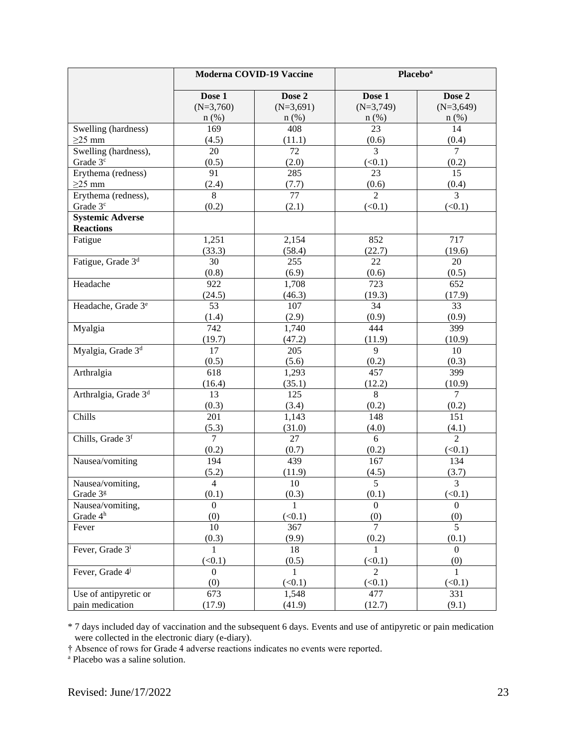| | Moderna COVID-19 Vaccine | | Placebo[a] | |
|---|---|---|---|---|
| | Dose 1 (N=3,760) n (%) | Dose 2 (N=3,691) n (%) | Dose 1 (N=3,749) n (%) | Dose 2 (N=3,649) n (%) |
| Swelling (hardness) ≥25 mm | 169 (4.5) | 408 (11.1) | 23 (0.6) | 14 (0.4) |
| Swelling (hardness), Grade 3[c] | 20 (0.5) | 72 (2.0) | 3 (<0.1) | 7 (0.2) |
| Erythema (redness) ≥25 mm | 91 (2.4) | 285 (7.7) | 23 (0.6) | 15 (0.4) |
| Erythema (redness), Grade 3[c] | 8 (0.2) | 77 (2.1) | 2 (<0.1) | 3 (<0.1) |
| **Systemic Adverse Reactions** | | | | |
| Fatigue | 1,251 (33.3) | 2,154 (58.4) | 852 (22.7) | 717 (19.6) |
| Fatigue, Grade 3[d] | 30 (0.8) | 255 (6.9) | 22 (0.6) | 20 (0.5) |
| Headache | 922 (24.5) | 1,708 (46.3) | 723 (19.3) | 652 (17.9) |
| Headache, Grade 3[e] | 53 (1.4) | 107 (2.9) | 34 (0.9) | 33 (0.9) |
| Myalgia | 742 (19.7) | 1,740 (47.2) | 444 (11.9) | 399 (10.9) |
| Myalgia, Grade 3[d] | 17 (0.5) | 205 (5.6) | 9 (0.2) | 10 (0.3) |
| Arthralgia | 618 (16.4) | 1,293 (35.1) | 457 (12.2) | 399 (10.9) |
| Arthralgia, Grade 3[d] | 13 (0.3) | 125 (3.4) | 8 (0.2) | 7 (0.2) |
| Chills | 201 (5.3) | 1,143 (31.0) | 148 (4.0) | 151 (4.1) |
| Chills, Grade 3[f] | 7 (0.2) | 27 (0.7) | 6 (0.2) | 2 (<0.1) |
| Nausea/vomiting | 194 (5.2) | 439 (11.9) | 167 (4.5) | 134 (3.7) |
| Nausea/vomiting, Grade 3[g] | 4 (0.1) | 10 (0.3) | 5 (0.1) | 3 (<0.1) |
| Nausea/vomiting, Grade 4[h] | 0 (0) | 1 (<0.1) | 0 (0) | 0 (0) |
| Fever | 10 (0.3) | 367 (9.9) | 7 (0.2) | 5 (0.1) |
| Fever, Grade 3[i] | 1 (<0.1) | 18 (0.5) | 1 (<0.1) | 0 (0) |
| Fever, Grade 4[j] | 0 (0) | 1 (<0.1) | 2 (<0.1) | 1 (<0.1) |
| Use of antipyretic or pain medication | 673 (17.9) | 1,548 (41.9) | 477 (12.7) | 331 (9.1) |

* 7 days included day of vaccination and the subsequent 6 days. Events and use of antipyretic or pain medication were collected in the electronic diary (e-diary).

† Absence of rows for Grade 4 adverse reactions indicates no events were reported.

[a] Placebo was a saline solution.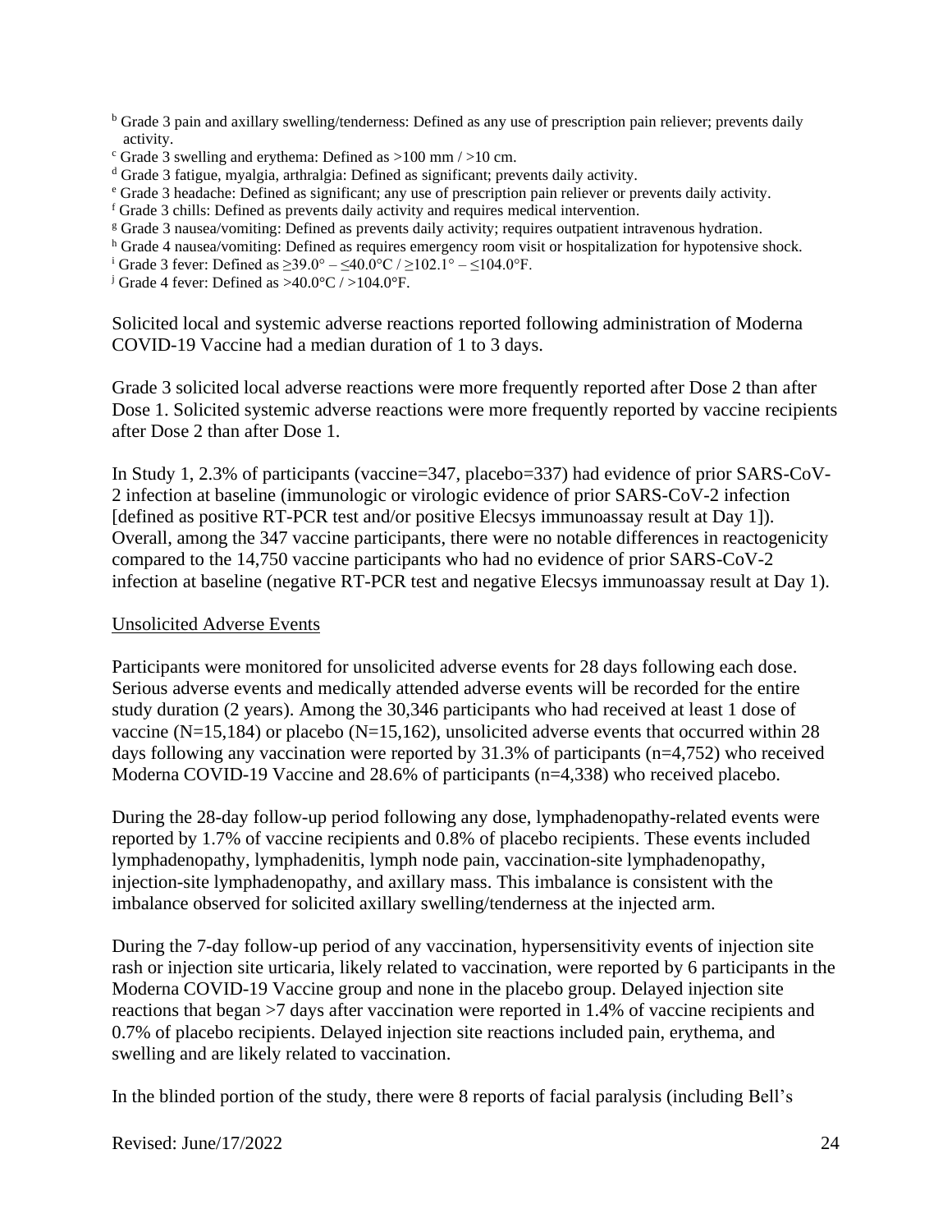[b] Grade 3 pain and axillary swelling/tenderness: Defined as any use of prescription pain reliever; prevents daily activity.
[c] Grade 3 swelling and erythema: Defined as >100 mm / >10 cm.
[d] Grade 3 fatigue, myalgia, arthralgia: Defined as significant; prevents daily activity.
[e] Grade 3 headache: Defined as significant; any use of prescription pain reliever or prevents daily activity.
[f] Grade 3 chills: Defined as prevents daily activity and requires medical intervention.
[g] Grade 3 nausea/vomiting: Defined as prevents daily activity; requires outpatient intravenous hydration.
[h] Grade 4 nausea/vomiting: Defined as requires emergency room visit or hospitalization for hypotensive shock.
[i] Grade 3 fever: Defined as ≥39.0° – ≤40.0°C / ≥102.1° – ≤104.0°F.
[j] Grade 4 fever: Defined as >40.0°C / >104.0°F.

Solicited local and systemic adverse reactions reported following administration of Moderna COVID-19 Vaccine had a median duration of 1 to 3 days.

Grade 3 solicited local adverse reactions were more frequently reported after Dose 2 than after Dose 1. Solicited systemic adverse reactions were more frequently reported by vaccine recipients after Dose 2 than after Dose 1.

In Study 1, 2.3% of participants (vaccine=347, placebo=337) had evidence of prior SARS-CoV-2 infection at baseline (immunologic or virologic evidence of prior SARS-CoV-2 infection [defined as positive RT-PCR test and/or positive Elecsys immunoassay result at Day 1]). Overall, among the 347 vaccine participants, there were no notable differences in reactogenicity compared to the 14,750 vaccine participants who had no evidence of prior SARS-CoV-2 infection at baseline (negative RT-PCR test and negative Elecsys immunoassay result at Day 1).

Unsolicited Adverse Events

Participants were monitored for unsolicited adverse events for 28 days following each dose. Serious adverse events and medically attended adverse events will be recorded for the entire study duration (2 years). Among the 30,346 participants who had received at least 1 dose of vaccine (N=15,184) or placebo (N=15,162), unsolicited adverse events that occurred within 28 days following any vaccination were reported by 31.3% of participants (n=4,752) who received Moderna COVID-19 Vaccine and 28.6% of participants (n=4,338) who received placebo.

During the 28-day follow-up period following any dose, lymphadenopathy-related events were reported by 1.7% of vaccine recipients and 0.8% of placebo recipients. These events included lymphadenopathy, lymphadenitis, lymph node pain, vaccination-site lymphadenopathy, injection-site lymphadenopathy, and axillary mass. This imbalance is consistent with the imbalance observed for solicited axillary swelling/tenderness at the injected arm.

During the 7-day follow-up period of any vaccination, hypersensitivity events of injection site rash or injection site urticaria, likely related to vaccination, were reported by 6 participants in the Moderna COVID-19 Vaccine group and none in the placebo group. Delayed injection site reactions that began >7 days after vaccination were reported in 1.4% of vaccine recipients and 0.7% of placebo recipients. Delayed injection site reactions included pain, erythema, and swelling and are likely related to vaccination.

In the blinded portion of the study, there were 8 reports of facial paralysis (including Bell's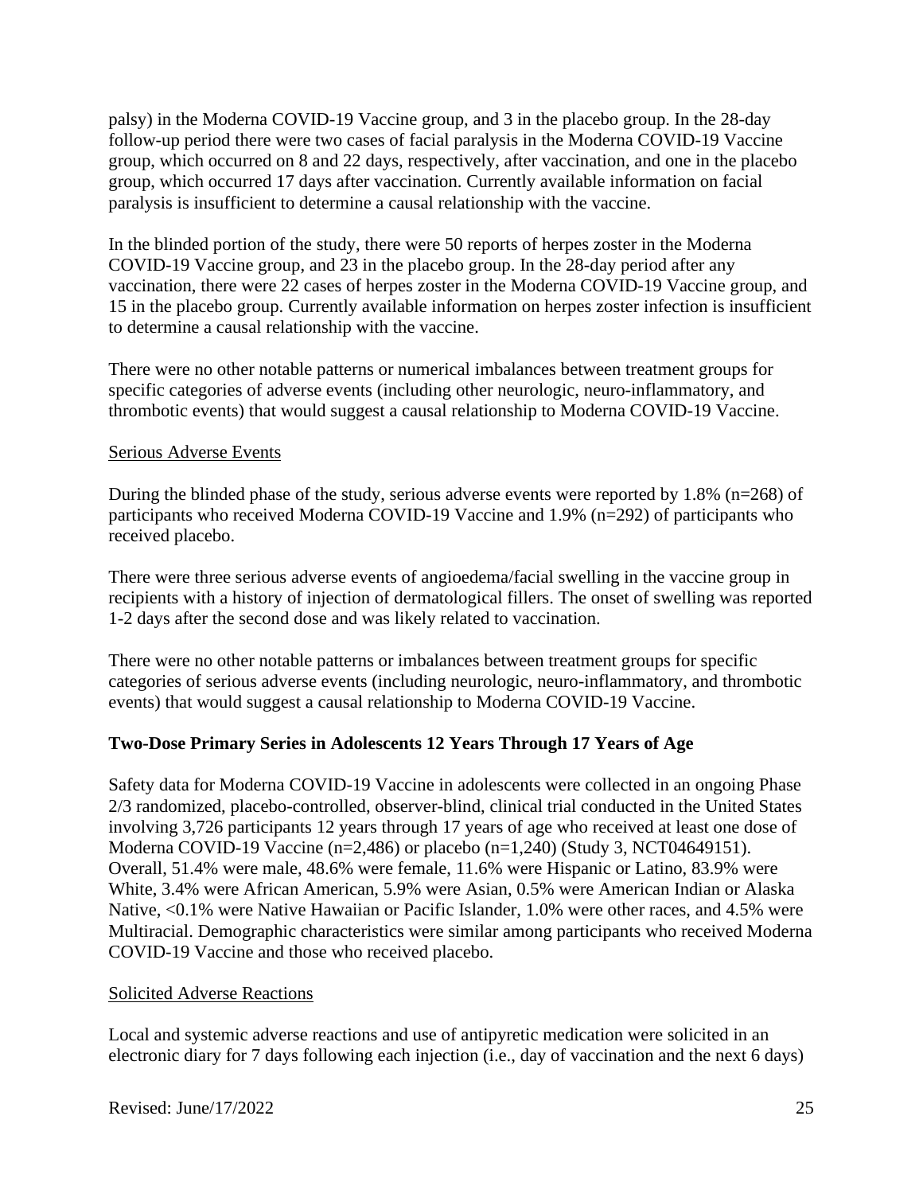palsy) in the Moderna COVID-19 Vaccine group, and 3 in the placebo group. In the 28-day follow-up period there were two cases of facial paralysis in the Moderna COVID-19 Vaccine group, which occurred on 8 and 22 days, respectively, after vaccination, and one in the placebo group, which occurred 17 days after vaccination. Currently available information on facial paralysis is insufficient to determine a causal relationship with the vaccine.

In the blinded portion of the study, there were 50 reports of herpes zoster in the Moderna COVID-19 Vaccine group, and 23 in the placebo group. In the 28-day period after any vaccination, there were 22 cases of herpes zoster in the Moderna COVID-19 Vaccine group, and 15 in the placebo group. Currently available information on herpes zoster infection is insufficient to determine a causal relationship with the vaccine.

There were no other notable patterns or numerical imbalances between treatment groups for specific categories of adverse events (including other neurologic, neuro-inflammatory, and thrombotic events) that would suggest a causal relationship to Moderna COVID-19 Vaccine.

Serious Adverse Events

During the blinded phase of the study, serious adverse events were reported by 1.8% (n=268) of participants who received Moderna COVID-19 Vaccine and 1.9% (n=292) of participants who received placebo.

There were three serious adverse events of angioedema/facial swelling in the vaccine group in recipients with a history of injection of dermatological fillers. The onset of swelling was reported 1-2 days after the second dose and was likely related to vaccination.

There were no other notable patterns or imbalances between treatment groups for specific categories of serious adverse events (including neurologic, neuro-inflammatory, and thrombotic events) that would suggest a causal relationship to Moderna COVID-19 Vaccine.

**Two-Dose Primary Series in Adolescents 12 Years Through 17 Years of Age**

Safety data for Moderna COVID-19 Vaccine in adolescents were collected in an ongoing Phase 2/3 randomized, placebo-controlled, observer-blind, clinical trial conducted in the United States involving 3,726 participants 12 years through 17 years of age who received at least one dose of Moderna COVID-19 Vaccine (n=2,486) or placebo (n=1,240) (Study 3, NCT04649151). Overall, 51.4% were male, 48.6% were female, 11.6% were Hispanic or Latino, 83.9% were White, 3.4% were African American, 5.9% were Asian, 0.5% were American Indian or Alaska Native, <0.1% were Native Hawaiian or Pacific Islander, 1.0% were other races, and 4.5% were Multiracial. Demographic characteristics were similar among participants who received Moderna COVID-19 Vaccine and those who received placebo.

Solicited Adverse Reactions

Local and systemic adverse reactions and use of antipyretic medication were solicited in an electronic diary for 7 days following each injection (i.e., day of vaccination and the next 6 days)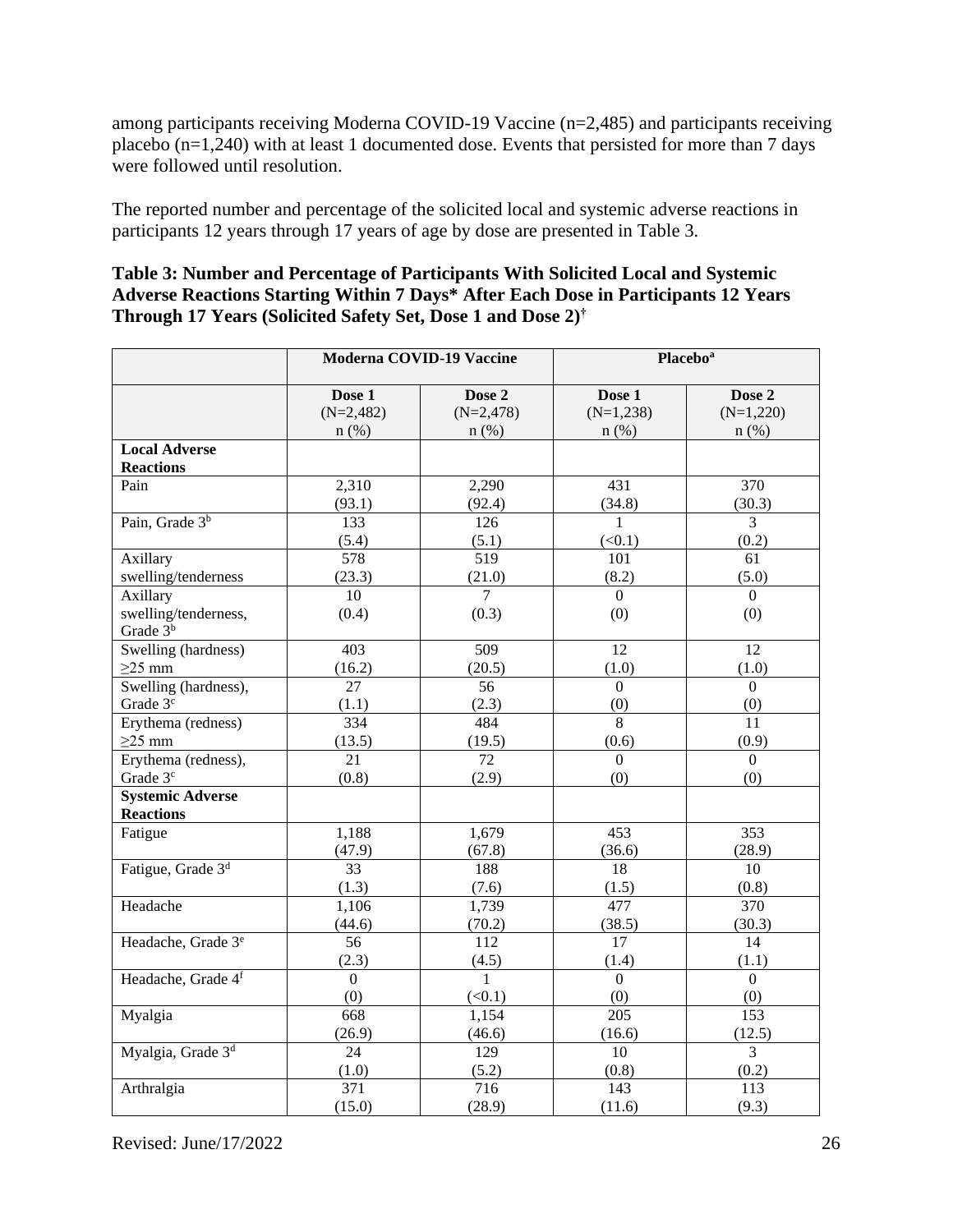among participants receiving Moderna COVID-19 Vaccine (n=2,485) and participants receiving placebo (n=1,240) with at least 1 documented dose. Events that persisted for more than 7 days were followed until resolution.

The reported number and percentage of the solicited local and systemic adverse reactions in participants 12 years through 17 years of age by dose are presented in Table 3.

**Table 3: Number and Percentage of Participants With Solicited Local and Systemic Adverse Reactions Starting Within 7 Days* After Each Dose in Participants 12 Years Through 17 Years (Solicited Safety Set, Dose 1 and Dose 2)†**

| | Moderna COVID-19 Vaccine | | Placebo[a] | |
|---|---|---|---|---|
| | Dose 1 (N=2,482) n (%) | Dose 2 (N=2,478) n (%) | Dose 1 (N=1,238) n (%) | Dose 2 (N=1,220) n (%) |
| **Local Adverse Reactions** | | | | |
| Pain | 2,310 (93.1) | 2,290 (92.4) | 431 (34.8) | 370 (30.3) |
| Pain, Grade 3[b] | 133 (5.4) | 126 (5.1) | 1 (<0.1) | 3 (0.2) |
| Axillary swelling/tenderness | 578 (23.3) | 519 (21.0) | 101 (8.2) | 61 (5.0) |
| Axillary swelling/tenderness, Grade 3[b] | 10 (0.4) | 7 (0.3) | 0 (0) | 0 (0) |
| Swelling (hardness) ≥25 mm | 403 (16.2) | 509 (20.5) | 12 (1.0) | 12 (1.0) |
| Swelling (hardness), Grade 3[c] | 27 (1.1) | 56 (2.3) | 0 (0) | 0 (0) |
| Erythema (redness) ≥25 mm | 334 (13.5) | 484 (19.5) | 8 (0.6) | 11 (0.9) |
| Erythema (redness), Grade 3[c] | 21 (0.8) | 72 (2.9) | 0 (0) | 0 (0) |
| **Systemic Adverse Reactions** | | | | |
| Fatigue | 1,188 (47.9) | 1,679 (67.8) | 453 (36.6) | 353 (28.9) |
| Fatigue, Grade 3[d] | 33 (1.3) | 188 (7.6) | 18 (1.5) | 10 (0.8) |
| Headache | 1,106 (44.6) | 1,739 (70.2) | 477 (38.5) | 370 (30.3) |
| Headache, Grade 3[e] | 56 (2.3) | 112 (4.5) | 17 (1.4) | 14 (1.1) |
| Headache, Grade 4[f] | 0 (0) | 1 (<0.1) | 0 (0) | 0 (0) |
| Myalgia | 668 (26.9) | 1,154 (46.6) | 205 (16.6) | 153 (12.5) |
| Myalgia, Grade 3[d] | 24 (1.0) | 129 (5.2) | 10 (0.8) | 3 (0.2) |
| Arthralgia | 371 (15.0) | 716 (28.9) | 143 (11.6) | 113 (9.3) |

Revised: June/17/2022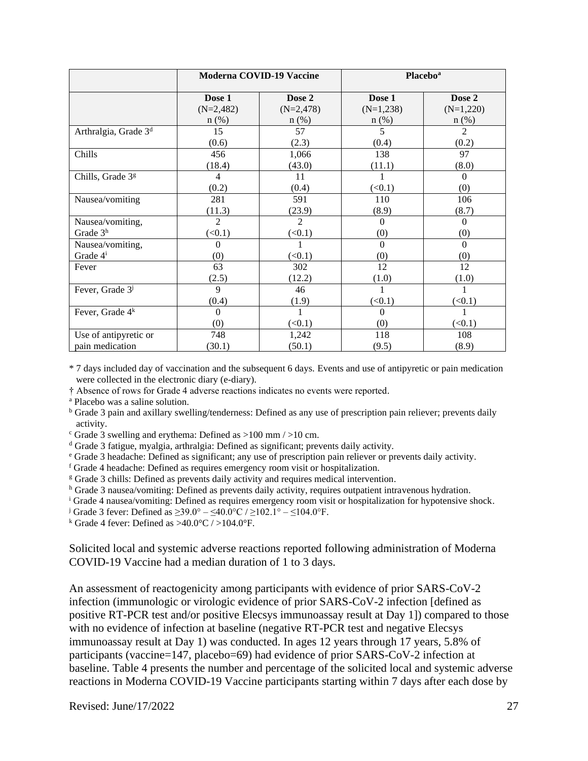| | Moderna COVID-19 Vaccine | | Placebo[a] | |
|---|---|---|---|---|
| | Dose 1 (N=2,482) n (%) | Dose 2 (N=2,478) n (%) | Dose 1 (N=1,238) n (%) | Dose 2 (N=1,220) n (%) |
| Arthralgia, Grade 3[d] | 15 (0.6) | 57 (2.3) | 5 (0.4) | 2 (0.2) |
| Chills | 456 (18.4) | 1,066 (43.0) | 138 (11.1) | 97 (8.0) |
| Chills, Grade 3[g] | 4 (0.2) | 11 (0.4) | 1 (<0.1) | 0 (0) |
| Nausea/vomiting | 281 (11.3) | 591 (23.9) | 110 (8.9) | 106 (8.7) |
| Nausea/vomiting, Grade 3[h] | 2 (<0.1) | 2 (<0.1) | 0 (0) | 0 (0) |
| Nausea/vomiting, Grade 4[i] | 0 (0) | 1 (<0.1) | 0 (0) | 0 (0) |
| Fever | 63 (2.5) | 302 (12.2) | 12 (1.0) | 12 (1.0) |
| Fever, Grade 3[j] | 9 (0.4) | 46 (1.9) | 1 (<0.1) | 1 (<0.1) |
| Fever, Grade 4[k] | 0 (0) | 1 (<0.1) | 0 (0) | 1 (<0.1) |
| Use of antipyretic or pain medication | 748 (30.1) | 1,242 (50.1) | 118 (9.5) | 108 (8.9) |

* 7 days included day of vaccination and the subsequent 6 days. Events and use of antipyretic or pain medication were collected in the electronic diary (e-diary).

† Absence of rows for Grade 4 adverse reactions indicates no events were reported.

[a] Placebo was a saline solution.

[b] Grade 3 pain and axillary swelling/tenderness: Defined as any use of prescription pain reliever; prevents daily activity.

[c] Grade 3 swelling and erythema: Defined as >100 mm / >10 cm.

[d] Grade 3 fatigue, myalgia, arthralgia: Defined as significant; prevents daily activity.

[e] Grade 3 headache: Defined as significant; any use of prescription pain reliever or prevents daily activity.

[f] Grade 4 headache: Defined as requires emergency room visit or hospitalization.

[g] Grade 3 chills: Defined as prevents daily activity and requires medical intervention.

[h] Grade 3 nausea/vomiting: Defined as prevents daily activity, requires outpatient intravenous hydration.

[i] Grade 4 nausea/vomiting: Defined as requires emergency room visit or hospitalization for hypotensive shock.

[j] Grade 3 fever: Defined as ≥39.0° – ≤40.0°C / ≥102.1° – ≤104.0°F.

[k] Grade 4 fever: Defined as >40.0°C / >104.0°F.

Solicited local and systemic adverse reactions reported following administration of Moderna COVID-19 Vaccine had a median duration of 1 to 3 days.

An assessment of reactogenicity among participants with evidence of prior SARS-CoV-2 infection (immunologic or virologic evidence of prior SARS-CoV-2 infection [defined as positive RT-PCR test and/or positive Elecsys immunoassay result at Day 1]) compared to those with no evidence of infection at baseline (negative RT-PCR test and negative Elecsys immunoassay result at Day 1) was conducted. In ages 12 years through 17 years, 5.8% of participants (vaccine=147, placebo=69) had evidence of prior SARS-CoV-2 infection at baseline. Table 4 presents the number and percentage of the solicited local and systemic adverse reactions in Moderna COVID-19 Vaccine participants starting within 7 days after each dose by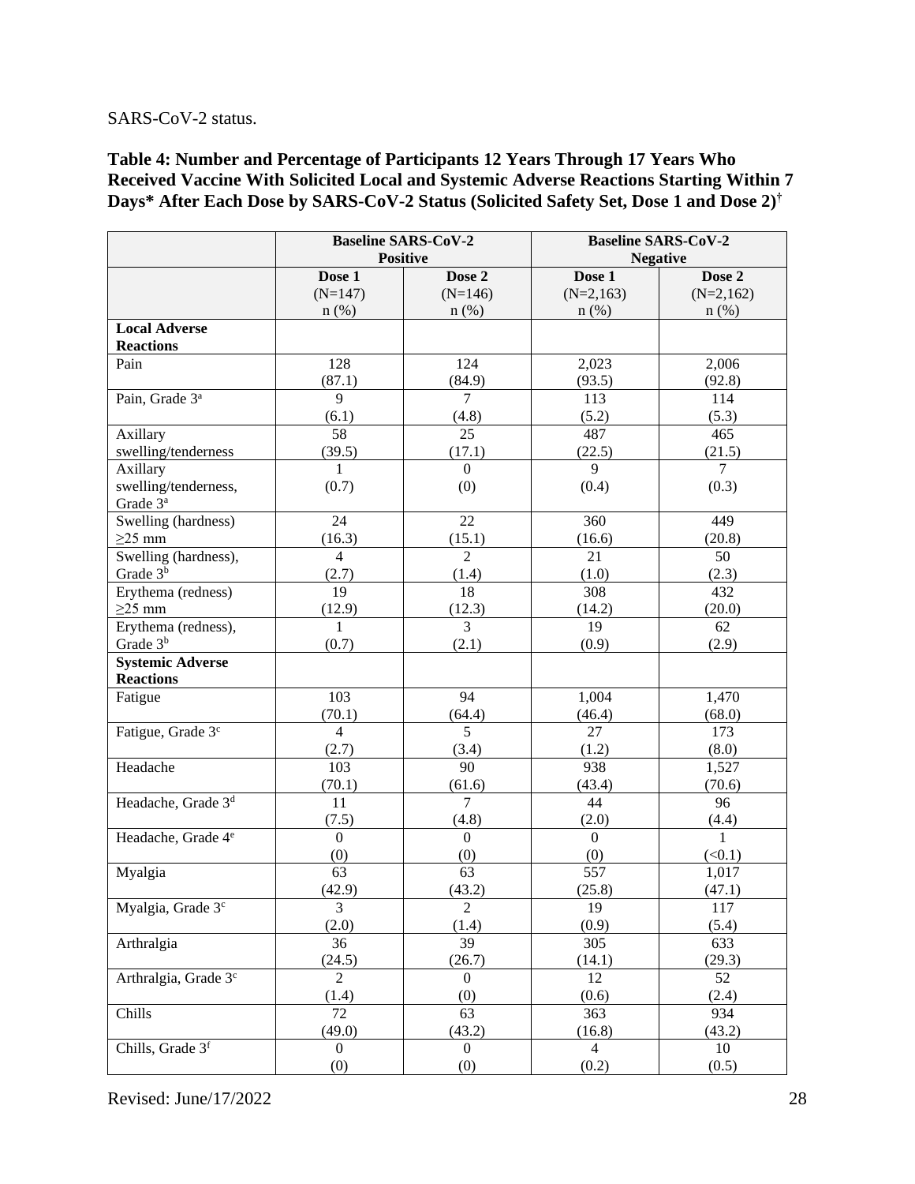SARS-CoV-2 status.

**Table 4: Number and Percentage of Participants 12 Years Through 17 Years Who Received Vaccine With Solicited Local and Systemic Adverse Reactions Starting Within 7 Days* After Each Dose by SARS-CoV-2 Status (Solicited Safety Set, Dose 1 and Dose 2)†**

| | Baseline SARS-CoV-2 Positive | | Baseline SARS-CoV-2 Negative | |
|---|---|---|---|---|
| | Dose 1 (N=147) n (%) | Dose 2 (N=146) n (%) | Dose 1 (N=2,163) n (%) | Dose 2 (N=2,162) n (%) |
| **Local Adverse Reactions** | | | | |
| Pain | 128 (87.1) | 124 (84.9) | 2,023 (93.5) | 2,006 (92.8) |
| Pain, Grade 3[a] | 9 (6.1) | 7 (4.8) | 113 (5.2) | 114 (5.3) |
| Axillary swelling/tenderness | 58 (39.5) | 25 (17.1) | 487 (22.5) | 465 (21.5) |
| Axillary swelling/tenderness, Grade 3[a] | 1 (0.7) | 0 (0) | 9 (0.4) | 7 (0.3) |
| Swelling (hardness) ≥25 mm | 24 (16.3) | 22 (15.1) | 360 (16.6) | 449 (20.8) |
| Swelling (hardness), Grade 3[b] | 4 (2.7) | 2 (1.4) | 21 (1.0) | 50 (2.3) |
| Erythema (redness) ≥25 mm | 19 (12.9) | 18 (12.3) | 308 (14.2) | 432 (20.0) |
| Erythema (redness), Grade 3[b] | 1 (0.7) | 3 (2.1) | 19 (0.9) | 62 (2.9) |
| **Systemic Adverse Reactions** | | | | |
| Fatigue | 103 (70.1) | 94 (64.4) | 1,004 (46.4) | 1,470 (68.0) |
| Fatigue, Grade 3[c] | 4 (2.7) | 5 (3.4) | 27 (1.2) | 173 (8.0) |
| Headache | 103 (70.1) | 90 (61.6) | 938 (43.4) | 1,527 (70.6) |
| Headache, Grade 3[d] | 11 (7.5) | 7 (4.8) | 44 (2.0) | 96 (4.4) |
| Headache, Grade 4[e] | 0 (0) | 0 (0) | 0 (0) | 1 (<0.1) |
| Myalgia | 63 (42.9) | 63 (43.2) | 557 (25.8) | 1,017 (47.1) |
| Myalgia, Grade 3[c] | 3 (2.0) | 2 (1.4) | 19 (0.9) | 117 (5.4) |
| Arthralgia | 36 (24.5) | 39 (26.7) | 305 (14.1) | 633 (29.3) |
| Arthralgia, Grade 3[c] | 2 (1.4) | 0 (0) | 12 (0.6) | 52 (2.4) |
| Chills | 72 (49.0) | 63 (43.2) | 363 (16.8) | 934 (43.2) |
| Chills, Grade 3[f] | 0 (0) | 0 (0) | 4 (0.2) | 10 (0.5) |

Revised: June/17/2022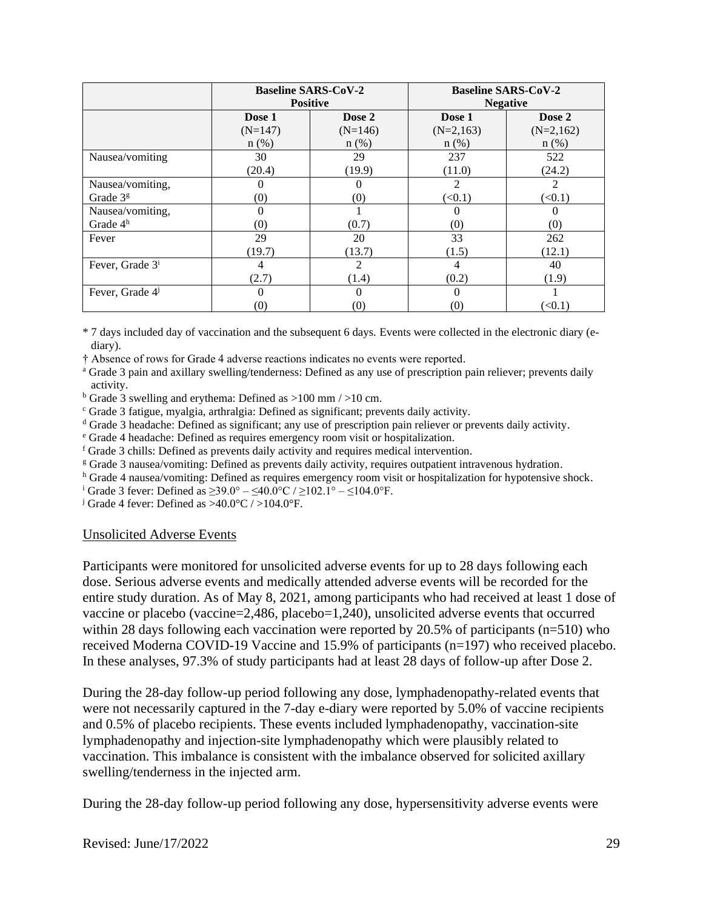| | Baseline SARS-CoV-2 Positive | | Baseline SARS-CoV-2 Negative | |
|---|---|---|---|---|
| | Dose 1 (N=147) n (%) | Dose 2 (N=146) n (%) | Dose 1 (N=2,163) n (%) | Dose 2 (N=2,162) n (%) |
| Nausea/vomiting | 30 (20.4) | 29 (19.9) | 237 (11.0) | 522 (24.2) |
| Nausea/vomiting, Grade 3[g] | 0 (0) | 0 (0) | 2 (<0.1) | 2 (<0.1) |
| Nausea/vomiting, Grade 4[h] | 0 (0) | 1 (0.7) | 0 (0) | 0 (0) |
| Fever | 29 (19.7) | 20 (13.7) | 33 (1.5) | 262 (12.1) |
| Fever, Grade 3[i] | 4 (2.7) | 2 (1.4) | 4 (0.2) | 40 (1.9) |
| Fever, Grade 4[j] | 0 (0) | 0 (0) | 0 (0) | 1 (<0.1) |

\* 7 days included day of vaccination and the subsequent 6 days. Events were collected in the electronic diary (e-diary).

† Absence of rows for Grade 4 adverse reactions indicates no events were reported.

[a] Grade 3 pain and axillary swelling/tenderness: Defined as any use of prescription pain reliever; prevents daily activity.

[b] Grade 3 swelling and erythema: Defined as >100 mm / >10 cm.

[c] Grade 3 fatigue, myalgia, arthralgia: Defined as significant; prevents daily activity.

[d] Grade 3 headache: Defined as significant; any use of prescription pain reliever or prevents daily activity.

[e] Grade 4 headache: Defined as requires emergency room visit or hospitalization.

[f] Grade 3 chills: Defined as prevents daily activity and requires medical intervention.

[g] Grade 3 nausea/vomiting: Defined as prevents daily activity, requires outpatient intravenous hydration.

[h] Grade 4 nausea/vomiting: Defined as requires emergency room visit or hospitalization for hypotensive shock.

[i] Grade 3 fever: Defined as ≥39.0° – ≤40.0°C / ≥102.1° – ≤104.0°F.

[j] Grade 4 fever: Defined as >40.0°C / >104.0°F.

Unsolicited Adverse Events

Participants were monitored for unsolicited adverse events for up to 28 days following each dose. Serious adverse events and medically attended adverse events will be recorded for the entire study duration. As of May 8, 2021, among participants who had received at least 1 dose of vaccine or placebo (vaccine=2,486, placebo=1,240), unsolicited adverse events that occurred within 28 days following each vaccination were reported by 20.5% of participants (n=510) who received Moderna COVID-19 Vaccine and 15.9% of participants (n=197) who received placebo. In these analyses, 97.3% of study participants had at least 28 days of follow-up after Dose 2.

During the 28-day follow-up period following any dose, lymphadenopathy-related events that were not necessarily captured in the 7-day e-diary were reported by 5.0% of vaccine recipients and 0.5% of placebo recipients. These events included lymphadenopathy, vaccination-site lymphadenopathy and injection-site lymphadenopathy which were plausibly related to vaccination. This imbalance is consistent with the imbalance observed for solicited axillary swelling/tenderness in the injected arm.

During the 28-day follow-up period following any dose, hypersensitivity adverse events were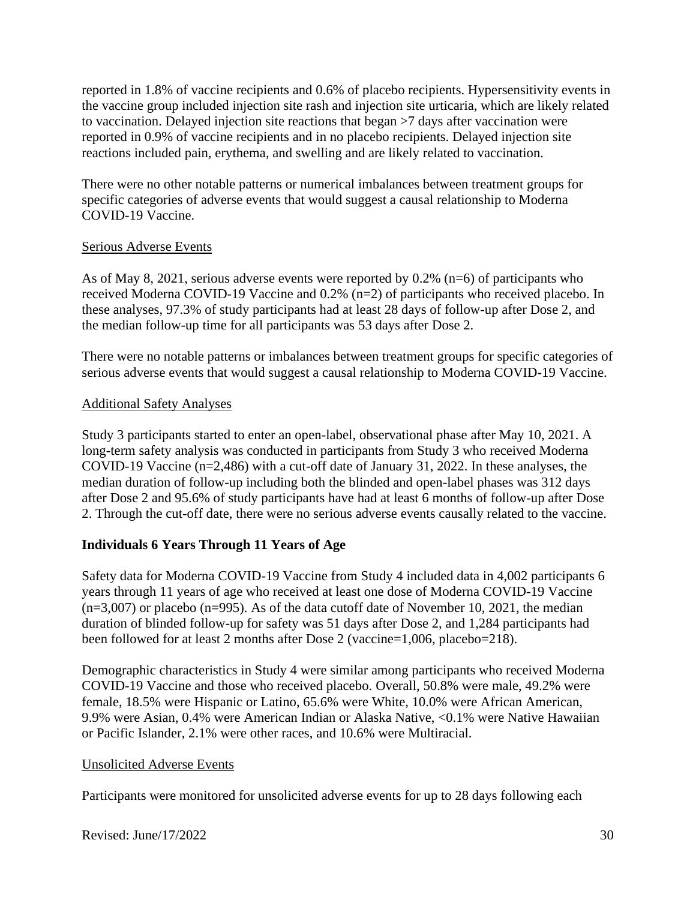reported in 1.8% of vaccine recipients and 0.6% of placebo recipients. Hypersensitivity events in the vaccine group included injection site rash and injection site urticaria, which are likely related to vaccination. Delayed injection site reactions that began >7 days after vaccination were reported in 0.9% of vaccine recipients and in no placebo recipients. Delayed injection site reactions included pain, erythema, and swelling and are likely related to vaccination.

There were no other notable patterns or numerical imbalances between treatment groups for specific categories of adverse events that would suggest a causal relationship to Moderna COVID-19 Vaccine.

Serious Adverse Events

As of May 8, 2021, serious adverse events were reported by 0.2% (n=6) of participants who received Moderna COVID-19 Vaccine and 0.2% (n=2) of participants who received placebo. In these analyses, 97.3% of study participants had at least 28 days of follow-up after Dose 2, and the median follow-up time for all participants was 53 days after Dose 2.

There were no notable patterns or imbalances between treatment groups for specific categories of serious adverse events that would suggest a causal relationship to Moderna COVID-19 Vaccine.

Additional Safety Analyses

Study 3 participants started to enter an open-label, observational phase after May 10, 2021. A long-term safety analysis was conducted in participants from Study 3 who received Moderna COVID-19 Vaccine (n=2,486) with a cut-off date of January 31, 2022. In these analyses, the median duration of follow-up including both the blinded and open-label phases was 312 days after Dose 2 and 95.6% of study participants have had at least 6 months of follow-up after Dose 2. Through the cut-off date, there were no serious adverse events causally related to the vaccine.

**Individuals 6 Years Through 11 Years of Age**

Safety data for Moderna COVID-19 Vaccine from Study 4 included data in 4,002 participants 6 years through 11 years of age who received at least one dose of Moderna COVID-19 Vaccine (n=3,007) or placebo (n=995). As of the data cutoff date of November 10, 2021, the median duration of blinded follow-up for safety was 51 days after Dose 2, and 1,284 participants had been followed for at least 2 months after Dose 2 (vaccine=1,006, placebo=218).

Demographic characteristics in Study 4 were similar among participants who received Moderna COVID-19 Vaccine and those who received placebo. Overall, 50.8% were male, 49.2% were female, 18.5% were Hispanic or Latino, 65.6% were White, 10.0% were African American, 9.9% were Asian, 0.4% were American Indian or Alaska Native, <0.1% were Native Hawaiian or Pacific Islander, 2.1% were other races, and 10.6% were Multiracial.

Unsolicited Adverse Events

Participants were monitored for unsolicited adverse events for up to 28 days following each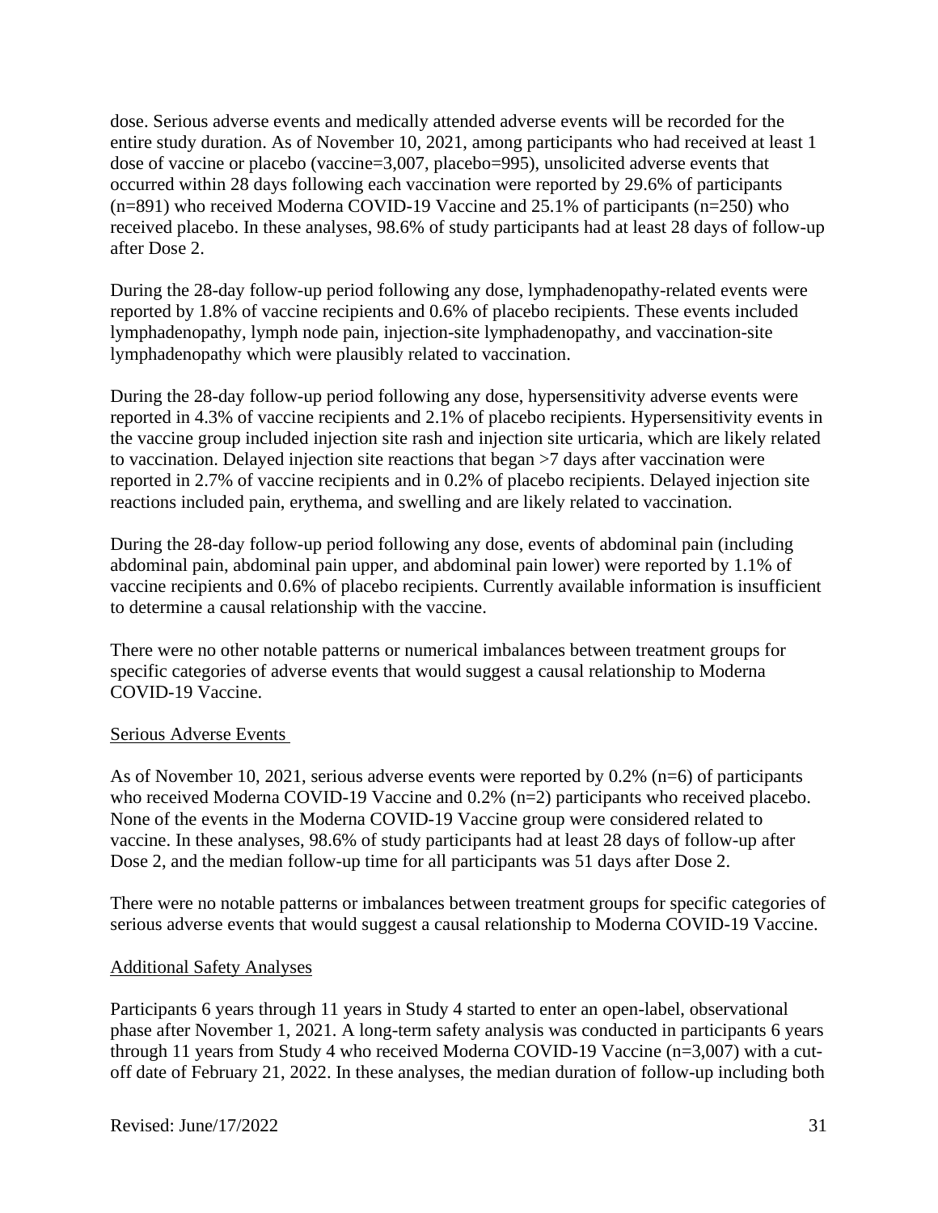dose. Serious adverse events and medically attended adverse events will be recorded for the entire study duration. As of November 10, 2021, among participants who had received at least 1 dose of vaccine or placebo (vaccine=3,007, placebo=995), unsolicited adverse events that occurred within 28 days following each vaccination were reported by 29.6% of participants (n=891) who received Moderna COVID-19 Vaccine and 25.1% of participants (n=250) who received placebo. In these analyses, 98.6% of study participants had at least 28 days of follow-up after Dose 2.

During the 28-day follow-up period following any dose, lymphadenopathy-related events were reported by 1.8% of vaccine recipients and 0.6% of placebo recipients. These events included lymphadenopathy, lymph node pain, injection-site lymphadenopathy, and vaccination-site lymphadenopathy which were plausibly related to vaccination.

During the 28-day follow-up period following any dose, hypersensitivity adverse events were reported in 4.3% of vaccine recipients and 2.1% of placebo recipients. Hypersensitivity events in the vaccine group included injection site rash and injection site urticaria, which are likely related to vaccination. Delayed injection site reactions that began >7 days after vaccination were reported in 2.7% of vaccine recipients and in 0.2% of placebo recipients. Delayed injection site reactions included pain, erythema, and swelling and are likely related to vaccination.

During the 28-day follow-up period following any dose, events of abdominal pain (including abdominal pain, abdominal pain upper, and abdominal pain lower) were reported by 1.1% of vaccine recipients and 0.6% of placebo recipients. Currently available information is insufficient to determine a causal relationship with the vaccine.

There were no other notable patterns or numerical imbalances between treatment groups for specific categories of adverse events that would suggest a causal relationship to Moderna COVID-19 Vaccine.

Serious Adverse Events

As of November 10, 2021, serious adverse events were reported by 0.2% (n=6) of participants who received Moderna COVID-19 Vaccine and 0.2% (n=2) participants who received placebo. None of the events in the Moderna COVID-19 Vaccine group were considered related to vaccine. In these analyses, 98.6% of study participants had at least 28 days of follow-up after Dose 2, and the median follow-up time for all participants was 51 days after Dose 2.

There were no notable patterns or imbalances between treatment groups for specific categories of serious adverse events that would suggest a causal relationship to Moderna COVID-19 Vaccine.

Additional Safety Analyses

Participants 6 years through 11 years in Study 4 started to enter an open-label, observational phase after November 1, 2021. A long-term safety analysis was conducted in participants 6 years through 11 years from Study 4 who received Moderna COVID-19 Vaccine (n=3,007) with a cut-off date of February 21, 2022. In these analyses, the median duration of follow-up including both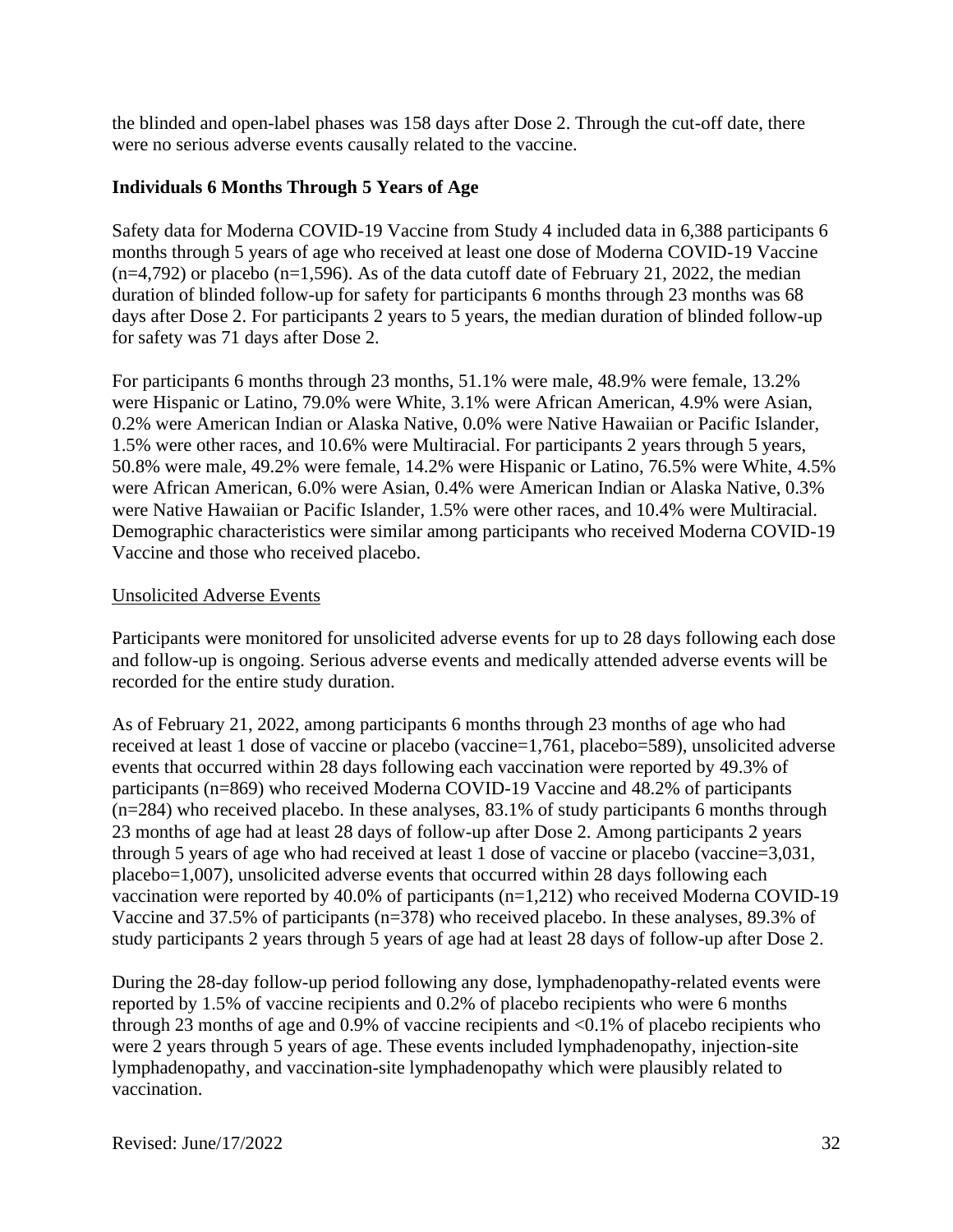the blinded and open-label phases was 158 days after Dose 2. Through the cut-off date, there were no serious adverse events causally related to the vaccine.

**Individuals 6 Months Through 5 Years of Age**

Safety data for Moderna COVID-19 Vaccine from Study 4 included data in 6,388 participants 6 months through 5 years of age who received at least one dose of Moderna COVID-19 Vaccine (n=4,792) or placebo (n=1,596). As of the data cutoff date of February 21, 2022, the median duration of blinded follow-up for safety for participants 6 months through 23 months was 68 days after Dose 2. For participants 2 years to 5 years, the median duration of blinded follow-up for safety was 71 days after Dose 2.

For participants 6 months through 23 months, 51.1% were male, 48.9% were female, 13.2% were Hispanic or Latino, 79.0% were White, 3.1% were African American, 4.9% were Asian, 0.2% were American Indian or Alaska Native, 0.0% were Native Hawaiian or Pacific Islander, 1.5% were other races, and 10.6% were Multiracial. For participants 2 years through 5 years, 50.8% were male, 49.2% were female, 14.2% were Hispanic or Latino, 76.5% were White, 4.5% were African American, 6.0% were Asian, 0.4% were American Indian or Alaska Native, 0.3% were Native Hawaiian or Pacific Islander, 1.5% were other races, and 10.4% were Multiracial. Demographic characteristics were similar among participants who received Moderna COVID-19 Vaccine and those who received placebo.

Unsolicited Adverse Events

Participants were monitored for unsolicited adverse events for up to 28 days following each dose and follow-up is ongoing. Serious adverse events and medically attended adverse events will be recorded for the entire study duration.

As of February 21, 2022, among participants 6 months through 23 months of age who had received at least 1 dose of vaccine or placebo (vaccine=1,761, placebo=589), unsolicited adverse events that occurred within 28 days following each vaccination were reported by 49.3% of participants (n=869) who received Moderna COVID-19 Vaccine and 48.2% of participants (n=284) who received placebo. In these analyses, 83.1% of study participants 6 months through 23 months of age had at least 28 days of follow-up after Dose 2. Among participants 2 years through 5 years of age who had received at least 1 dose of vaccine or placebo (vaccine=3,031, placebo=1,007), unsolicited adverse events that occurred within 28 days following each vaccination were reported by 40.0% of participants (n=1,212) who received Moderna COVID-19 Vaccine and 37.5% of participants (n=378) who received placebo. In these analyses, 89.3% of study participants 2 years through 5 years of age had at least 28 days of follow-up after Dose 2.

During the 28-day follow-up period following any dose, lymphadenopathy-related events were reported by 1.5% of vaccine recipients and 0.2% of placebo recipients who were 6 months through 23 months of age and 0.9% of vaccine recipients and <0.1% of placebo recipients who were 2 years through 5 years of age. These events included lymphadenopathy, injection-site lymphadenopathy, and vaccination-site lymphadenopathy which were plausibly related to vaccination.

Revised: June/17/2022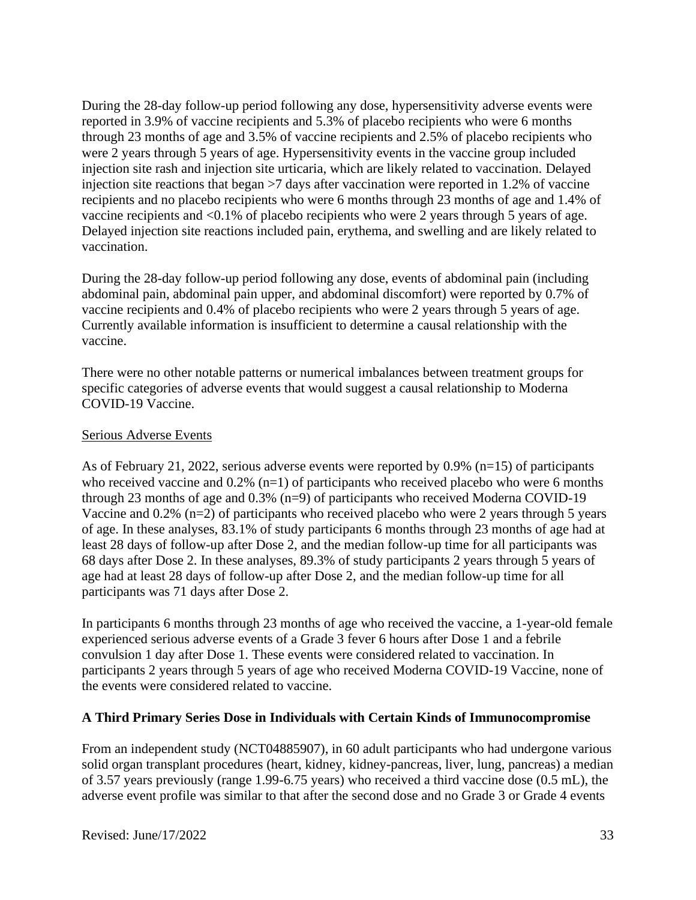During the 28-day follow-up period following any dose, hypersensitivity adverse events were reported in 3.9% of vaccine recipients and 5.3% of placebo recipients who were 6 months through 23 months of age and 3.5% of vaccine recipients and 2.5% of placebo recipients who were 2 years through 5 years of age. Hypersensitivity events in the vaccine group included injection site rash and injection site urticaria, which are likely related to vaccination. Delayed injection site reactions that began >7 days after vaccination were reported in 1.2% of vaccine recipients and no placebo recipients who were 6 months through 23 months of age and 1.4% of vaccine recipients and <0.1% of placebo recipients who were 2 years through 5 years of age. Delayed injection site reactions included pain, erythema, and swelling and are likely related to vaccination.

During the 28-day follow-up period following any dose, events of abdominal pain (including abdominal pain, abdominal pain upper, and abdominal discomfort) were reported by 0.7% of vaccine recipients and 0.4% of placebo recipients who were 2 years through 5 years of age. Currently available information is insufficient to determine a causal relationship with the vaccine.

There were no other notable patterns or numerical imbalances between treatment groups for specific categories of adverse events that would suggest a causal relationship to Moderna COVID-19 Vaccine.

Serious Adverse Events

As of February 21, 2022, serious adverse events were reported by 0.9% (n=15) of participants who received vaccine and 0.2% (n=1) of participants who received placebo who were 6 months through 23 months of age and 0.3% (n=9) of participants who received Moderna COVID-19 Vaccine and 0.2% (n=2) of participants who received placebo who were 2 years through 5 years of age. In these analyses, 83.1% of study participants 6 months through 23 months of age had at least 28 days of follow-up after Dose 2, and the median follow-up time for all participants was 68 days after Dose 2. In these analyses, 89.3% of study participants 2 years through 5 years of age had at least 28 days of follow-up after Dose 2, and the median follow-up time for all participants was 71 days after Dose 2.

In participants 6 months through 23 months of age who received the vaccine, a 1-year-old female experienced serious adverse events of a Grade 3 fever 6 hours after Dose 1 and a febrile convulsion 1 day after Dose 1. These events were considered related to vaccination. In participants 2 years through 5 years of age who received Moderna COVID-19 Vaccine, none of the events were considered related to vaccine.

**A Third Primary Series Dose in Individuals with Certain Kinds of Immunocompromise**

From an independent study (NCT04885907), in 60 adult participants who had undergone various solid organ transplant procedures (heart, kidney, kidney-pancreas, liver, lung, pancreas) a median of 3.57 years previously (range 1.99-6.75 years) who received a third vaccine dose (0.5 mL), the adverse event profile was similar to that after the second dose and no Grade 3 or Grade 4 events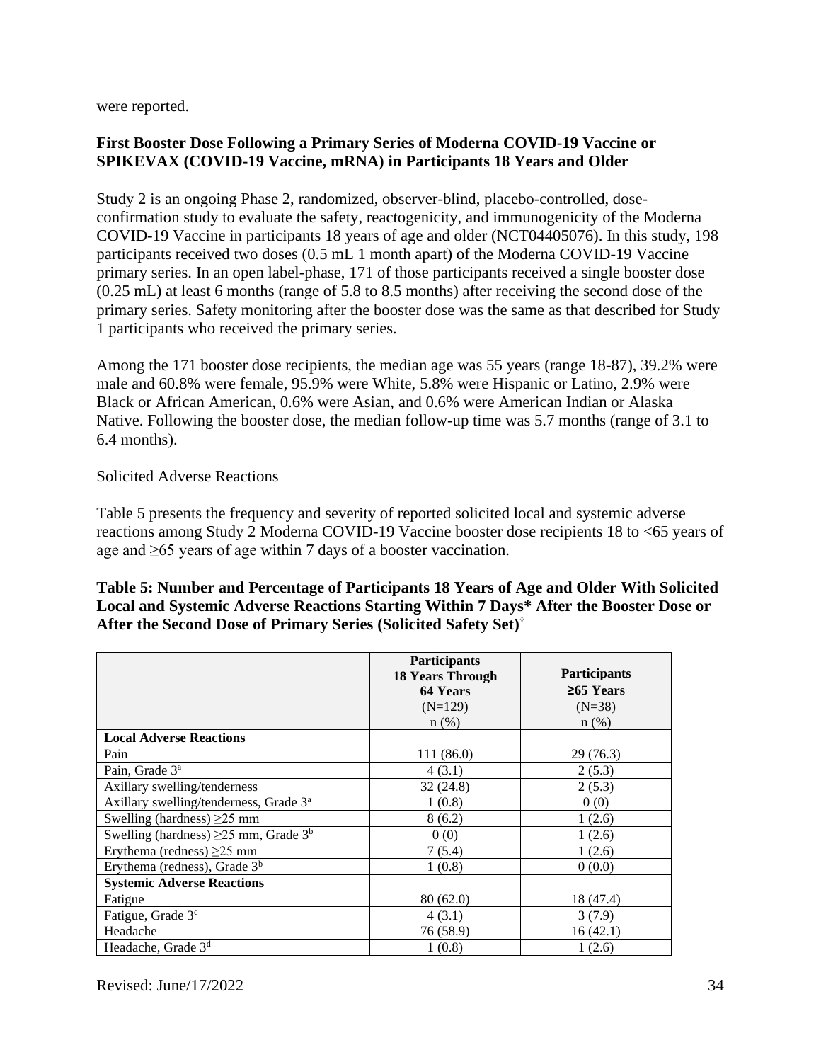were reported.

### First Booster Dose Following a Primary Series of Moderna COVID-19 Vaccine or SPIKEVAX (COVID-19 Vaccine, mRNA) in Participants 18 Years and Older

Study 2 is an ongoing Phase 2, randomized, observer-blind, placebo-controlled, dose-confirmation study to evaluate the safety, reactogenicity, and immunogenicity of the Moderna COVID-19 Vaccine in participants 18 years of age and older (NCT04405076). In this study, 198 participants received two doses (0.5 mL 1 month apart) of the Moderna COVID-19 Vaccine primary series. In an open label-phase, 171 of those participants received a single booster dose (0.25 mL) at least 6 months (range of 5.8 to 8.5 months) after receiving the second dose of the primary series. Safety monitoring after the booster dose was the same as that described for Study 1 participants who received the primary series.

Among the 171 booster dose recipients, the median age was 55 years (range 18-87), 39.2% were male and 60.8% were female, 95.9% were White, 5.8% were Hispanic or Latino, 2.9% were Black or African American, 0.6% were Asian, and 0.6% were American Indian or Alaska Native. Following the booster dose, the median follow-up time was 5.7 months (range of 3.1 to 6.4 months).

Solicited Adverse Reactions

Table 5 presents the frequency and severity of reported solicited local and systemic adverse reactions among Study 2 Moderna COVID-19 Vaccine booster dose recipients 18 to <65 years of age and ≥65 years of age within 7 days of a booster vaccination.

**Table 5: Number and Percentage of Participants 18 Years of Age and Older With Solicited Local and Systemic Adverse Reactions Starting Within 7 Days* After the Booster Dose or After the Second Dose of Primary Series (Solicited Safety Set)†**

| | **Participants 18 Years Through 64 Years** (N=129) n (%) | **Participants ≥65 Years** (N=38) n (%) |
|---|---|---|
| **Local Adverse Reactions** | | |
| Pain | 111 (86.0) | 29 (76.3) |
| Pain, Grade 3[a] | 4 (3.1) | 2 (5.3) |
| Axillary swelling/tenderness | 32 (24.8) | 2 (5.3) |
| Axillary swelling/tenderness, Grade 3[a] | 1 (0.8) | 0 (0) |
| Swelling (hardness) ≥25 mm | 8 (6.2) | 1 (2.6) |
| Swelling (hardness) ≥25 mm, Grade 3[b] | 0 (0) | 1 (2.6) |
| Erythema (redness) ≥25 mm | 7 (5.4) | 1 (2.6) |
| Erythema (redness), Grade 3[b] | 1 (0.8) | 0 (0.0) |
| **Systemic Adverse Reactions** | | |
| Fatigue | 80 (62.0) | 18 (47.4) |
| Fatigue, Grade 3[c] | 4 (3.1) | 3 (7.9) |
| Headache | 76 (58.9) | 16 (42.1) |
| Headache, Grade 3[d] | 1 (0.8) | 1 (2.6) |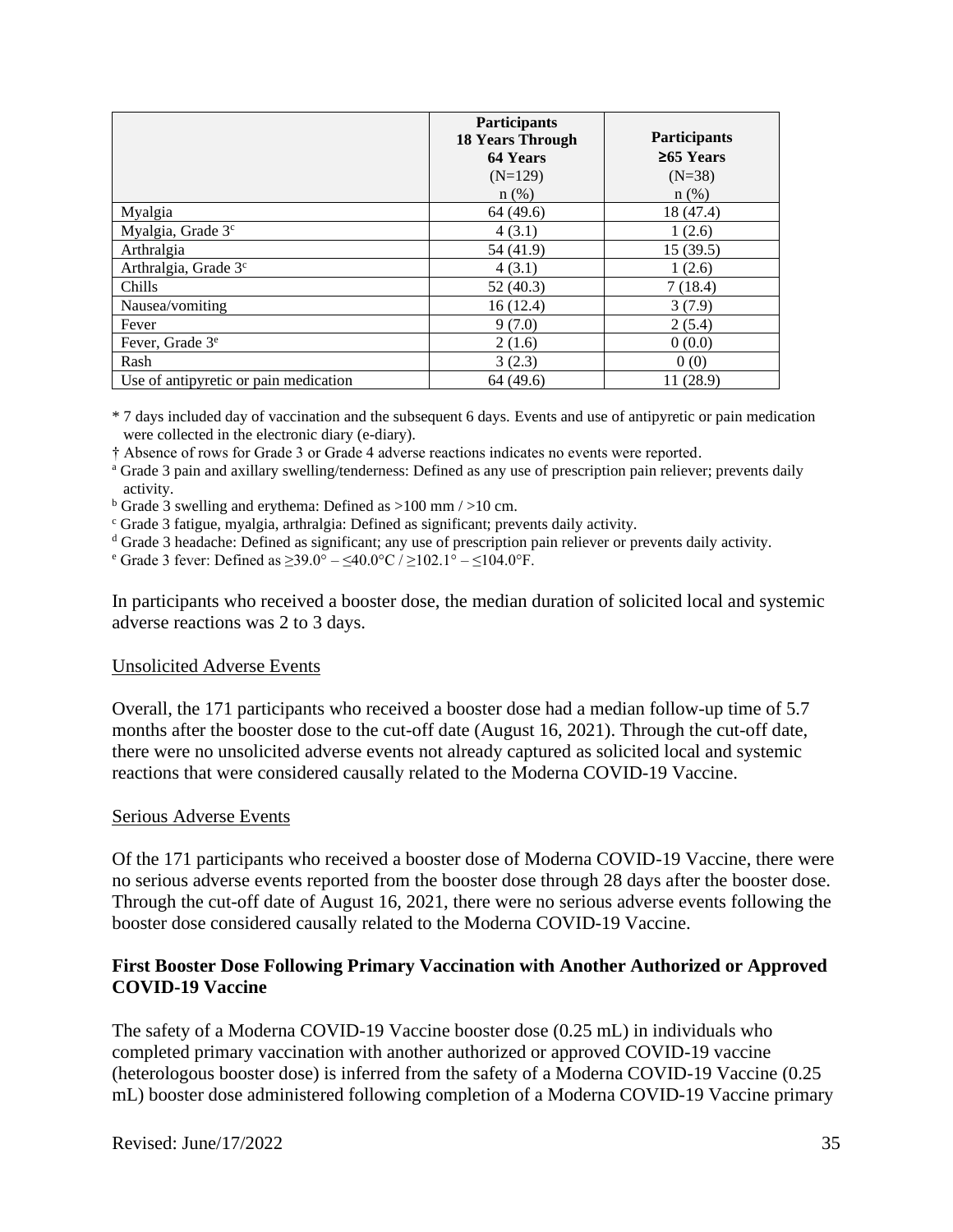| | **Participants 18 Years Through 64 Years** (N=129) n (%) | **Participants ≥65 Years** (N=38) n (%) |
|---|---|---|
| Myalgia | 64 (49.6) | 18 (47.4) |
| Myalgia, Grade 3[c] | 4 (3.1) | 1 (2.6) |
| Arthralgia | 54 (41.9) | 15 (39.5) |
| Arthralgia, Grade 3[c] | 4 (3.1) | 1 (2.6) |
| Chills | 52 (40.3) | 7 (18.4) |
| Nausea/vomiting | 16 (12.4) | 3 (7.9) |
| Fever | 9 (7.0) | 2 (5.4) |
| Fever, Grade 3[e] | 2 (1.6) | 0 (0.0) |
| Rash | 3 (2.3) | 0 (0) |
| Use of antipyretic or pain medication | 64 (49.6) | 11 (28.9) |

* 7 days included day of vaccination and the subsequent 6 days. Events and use of antipyretic or pain medication were collected in the electronic diary (e-diary).

† Absence of rows for Grade 3 or Grade 4 adverse reactions indicates no events were reported.

[a] Grade 3 pain and axillary swelling/tenderness: Defined as any use of prescription pain reliever; prevents daily activity.

[b] Grade 3 swelling and erythema: Defined as >100 mm / >10 cm.

[c] Grade 3 fatigue, myalgia, arthralgia: Defined as significant; prevents daily activity.

[d] Grade 3 headache: Defined as significant; any use of prescription pain reliever or prevents daily activity.

[e] Grade 3 fever: Defined as ≥39.0° – ≤40.0°C / ≥102.1° – ≤104.0°F.

In participants who received a booster dose, the median duration of solicited local and systemic adverse reactions was 2 to 3 days.

Unsolicited Adverse Events

Overall, the 171 participants who received a booster dose had a median follow-up time of 5.7 months after the booster dose to the cut-off date (August 16, 2021). Through the cut-off date, there were no unsolicited adverse events not already captured as solicited local and systemic reactions that were considered causally related to the Moderna COVID-19 Vaccine.

Serious Adverse Events

Of the 171 participants who received a booster dose of Moderna COVID-19 Vaccine, there were no serious adverse events reported from the booster dose through 28 days after the booster dose. Through the cut-off date of August 16, 2021, there were no serious adverse events following the booster dose considered causally related to the Moderna COVID-19 Vaccine.

**First Booster Dose Following Primary Vaccination with Another Authorized or Approved COVID-19 Vaccine**

The safety of a Moderna COVID-19 Vaccine booster dose (0.25 mL) in individuals who completed primary vaccination with another authorized or approved COVID-19 vaccine (heterologous booster dose) is inferred from the safety of a Moderna COVID-19 Vaccine (0.25 mL) booster dose administered following completion of a Moderna COVID-19 Vaccine primary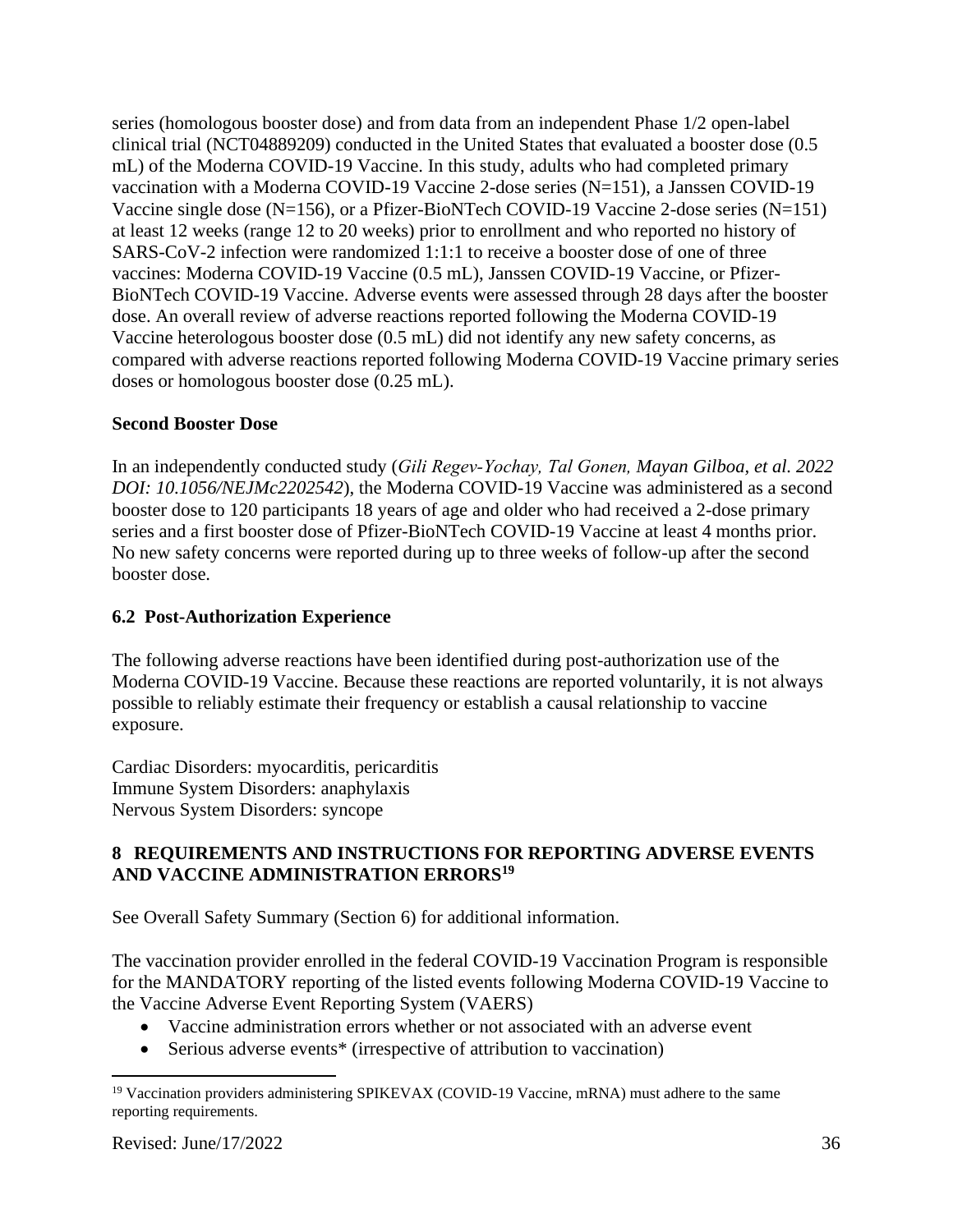series (homologous booster dose) and from data from an independent Phase 1/2 open-label clinical trial (NCT04889209) conducted in the United States that evaluated a booster dose (0.5 mL) of the Moderna COVID-19 Vaccine. In this study, adults who had completed primary vaccination with a Moderna COVID-19 Vaccine 2-dose series (N=151), a Janssen COVID-19 Vaccine single dose (N=156), or a Pfizer-BioNTech COVID-19 Vaccine 2-dose series (N=151) at least 12 weeks (range 12 to 20 weeks) prior to enrollment and who reported no history of SARS-CoV-2 infection were randomized 1:1:1 to receive a booster dose of one of three vaccines: Moderna COVID-19 Vaccine (0.5 mL), Janssen COVID-19 Vaccine, or Pfizer-BioNTech COVID-19 Vaccine. Adverse events were assessed through 28 days after the booster dose. An overall review of adverse reactions reported following the Moderna COVID-19 Vaccine heterologous booster dose (0.5 mL) did not identify any new safety concerns, as compared with adverse reactions reported following Moderna COVID-19 Vaccine primary series doses or homologous booster dose (0.25 mL).

**Second Booster Dose**

In an independently conducted study (*Gili Regev-Yochay, Tal Gonen, Mayan Gilboa, et al. 2022 DOI: 10.1056/NEJMc2202542*), the Moderna COVID-19 Vaccine was administered as a second booster dose to 120 participants 18 years of age and older who had received a 2-dose primary series and a first booster dose of Pfizer-BioNTech COVID-19 Vaccine at least 4 months prior. No new safety concerns were reported during up to three weeks of follow-up after the second booster dose.

### 6.2 Post-Authorization Experience

The following adverse reactions have been identified during post-authorization use of the Moderna COVID-19 Vaccine. Because these reactions are reported voluntarily, it is not always possible to reliably estimate their frequency or establish a causal relationship to vaccine exposure.

Cardiac Disorders: myocarditis, pericarditis
Immune System Disorders: anaphylaxis
Nervous System Disorders: syncope

## 8 REQUIREMENTS AND INSTRUCTIONS FOR REPORTING ADVERSE EVENTS AND VACCINE ADMINISTRATION ERRORS[19]

See Overall Safety Summary (Section 6) for additional information.

The vaccination provider enrolled in the federal COVID-19 Vaccination Program is responsible for the MANDATORY reporting of the listed events following Moderna COVID-19 Vaccine to the Vaccine Adverse Event Reporting System (VAERS)

- Vaccine administration errors whether or not associated with an adverse event
- Serious adverse events* (irrespective of attribution to vaccination)

[19] Vaccination providers administering SPIKEVAX (COVID-19 Vaccine, mRNA) must adhere to the same reporting requirements.

Revised: June/17/2022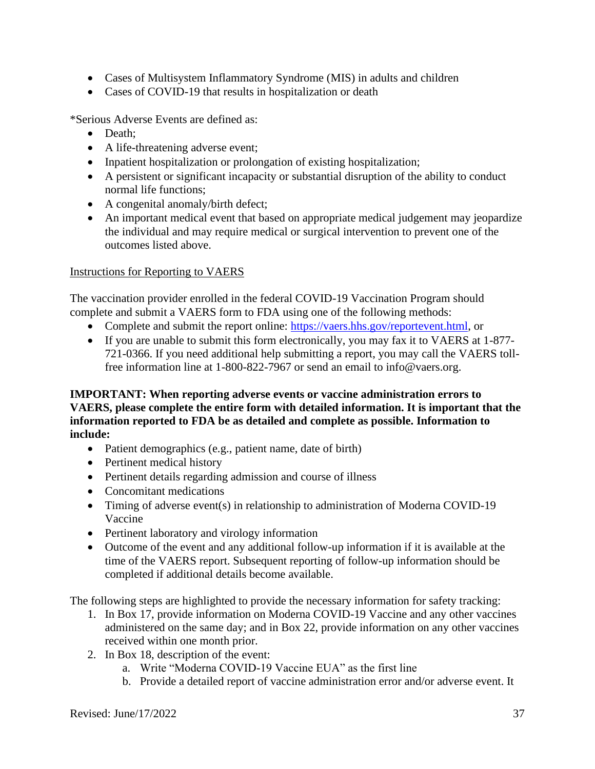- Cases of Multisystem Inflammatory Syndrome (MIS) in adults and children
- Cases of COVID-19 that results in hospitalization or death

*Serious Adverse Events are defined as:

- Death;
- A life-threatening adverse event;
- Inpatient hospitalization or prolongation of existing hospitalization;
- A persistent or significant incapacity or substantial disruption of the ability to conduct normal life functions;
- A congenital anomaly/birth defect;
- An important medical event that based on appropriate medical judgement may jeopardize the individual and may require medical or surgical intervention to prevent one of the outcomes listed above.

Instructions for Reporting to VAERS

The vaccination provider enrolled in the federal COVID-19 Vaccination Program should complete and submit a VAERS form to FDA using one of the following methods:

- Complete and submit the report online: https://vaers.hhs.gov/reportevent.html, or
- If you are unable to submit this form electronically, you may fax it to VAERS at 1-877-721-0366. If you need additional help submitting a report, you may call the VAERS toll-free information line at 1-800-822-7967 or send an email to info@vaers.org.

**IMPORTANT: When reporting adverse events or vaccine administration errors to VAERS, please complete the entire form with detailed information. It is important that the information reported to FDA be as detailed and complete as possible. Information to include:**

- Patient demographics (e.g., patient name, date of birth)
- Pertinent medical history
- Pertinent details regarding admission and course of illness
- Concomitant medications
- Timing of adverse event(s) in relationship to administration of Moderna COVID-19 Vaccine
- Pertinent laboratory and virology information
- Outcome of the event and any additional follow-up information if it is available at the time of the VAERS report. Subsequent reporting of follow-up information should be completed if additional details become available.

The following steps are highlighted to provide the necessary information for safety tracking:

1. In Box 17, provide information on Moderna COVID-19 Vaccine and any other vaccines administered on the same day; and in Box 22, provide information on any other vaccines received within one month prior.
2. In Box 18, description of the event:
    a. Write “Moderna COVID-19 Vaccine EUA” as the first line
    b. Provide a detailed report of vaccine administration error and/or adverse event. It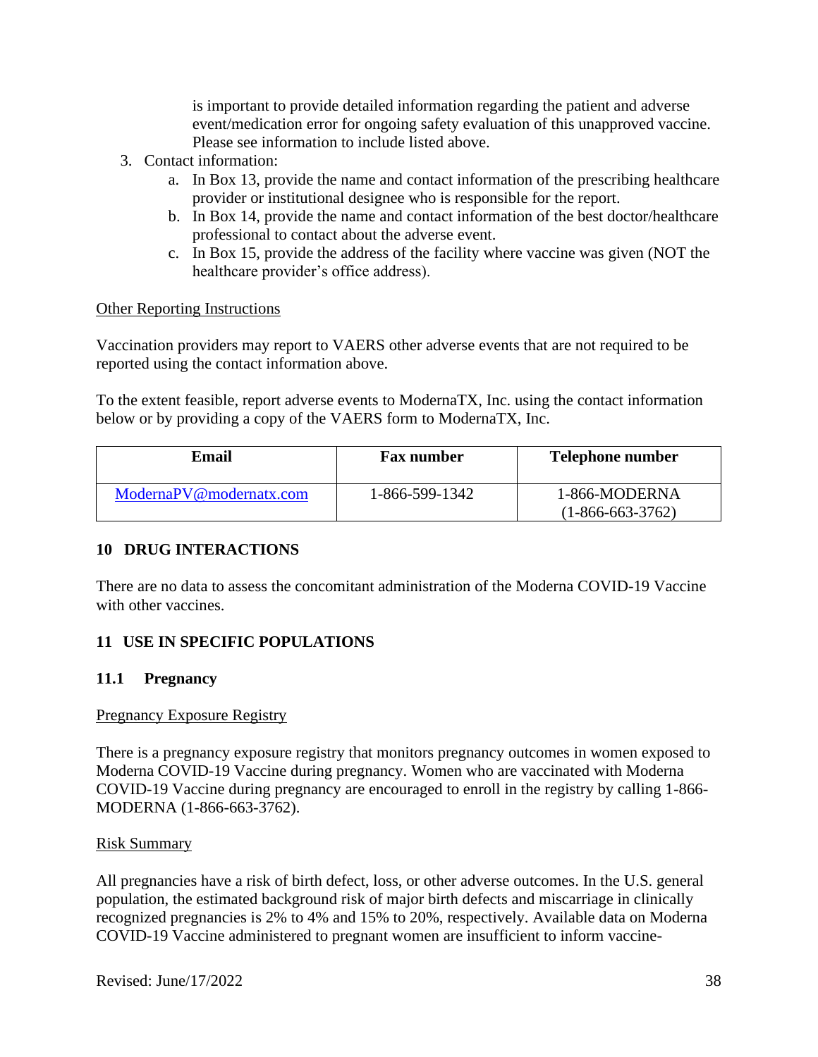is important to provide detailed information regarding the patient and adverse event/medication error for ongoing safety evaluation of this unapproved vaccine. Please see information to include listed above.

3. Contact information:
   a. In Box 13, provide the name and contact information of the prescribing healthcare provider or institutional designee who is responsible for the report.
   b. In Box 14, provide the name and contact information of the best doctor/healthcare professional to contact about the adverse event.
   c. In Box 15, provide the address of the facility where vaccine was given (NOT the healthcare provider's office address).

Other Reporting Instructions

Vaccination providers may report to VAERS other adverse events that are not required to be reported using the contact information above.

To the extent feasible, report adverse events to ModernaTX, Inc. using the contact information below or by providing a copy of the VAERS form to ModernaTX, Inc.

| Email | Fax number | Telephone number |
|---|---|---|
| ModernaPV@modernatx.com | 1-866-599-1342 | 1-866-MODERNA (1-866-663-3762) |

## 10 DRUG INTERACTIONS

There are no data to assess the concomitant administration of the Moderna COVID-19 Vaccine with other vaccines.

## 11 USE IN SPECIFIC POPULATIONS

### 11.1 Pregnancy

Pregnancy Exposure Registry

There is a pregnancy exposure registry that monitors pregnancy outcomes in women exposed to Moderna COVID-19 Vaccine during pregnancy. Women who are vaccinated with Moderna COVID-19 Vaccine during pregnancy are encouraged to enroll in the registry by calling 1-866-MODERNA (1-866-663-3762).

Risk Summary

All pregnancies have a risk of birth defect, loss, or other adverse outcomes. In the U.S. general population, the estimated background risk of major birth defects and miscarriage in clinically recognized pregnancies is 2% to 4% and 15% to 20%, respectively. Available data on Moderna COVID-19 Vaccine administered to pregnant women are insufficient to inform vaccine-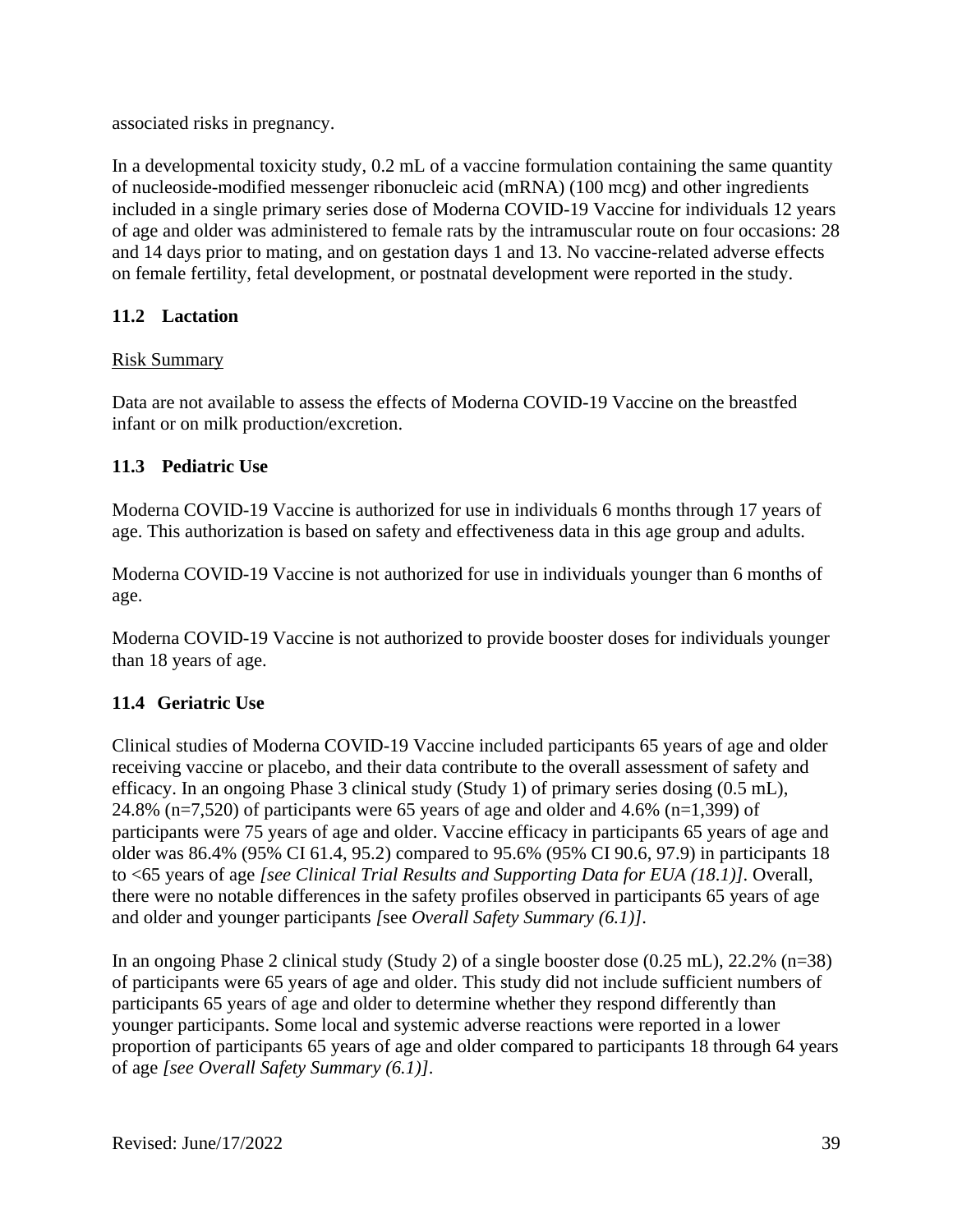associated risks in pregnancy.

In a developmental toxicity study, 0.2 mL of a vaccine formulation containing the same quantity of nucleoside-modified messenger ribonucleic acid (mRNA) (100 mcg) and other ingredients included in a single primary series dose of Moderna COVID-19 Vaccine for individuals 12 years of age and older was administered to female rats by the intramuscular route on four occasions: 28 and 14 days prior to mating, and on gestation days 1 and 13. No vaccine-related adverse effects on female fertility, fetal development, or postnatal development were reported in the study.

### 11.2 Lactation

Risk Summary

Data are not available to assess the effects of Moderna COVID-19 Vaccine on the breastfed infant or on milk production/excretion.

### 11.3 Pediatric Use

Moderna COVID-19 Vaccine is authorized for use in individuals 6 months through 17 years of age. This authorization is based on safety and effectiveness data in this age group and adults.

Moderna COVID-19 Vaccine is not authorized for use in individuals younger than 6 months of age.

Moderna COVID-19 Vaccine is not authorized to provide booster doses for individuals younger than 18 years of age.

### 11.4 Geriatric Use

Clinical studies of Moderna COVID-19 Vaccine included participants 65 years of age and older receiving vaccine or placebo, and their data contribute to the overall assessment of safety and efficacy. In an ongoing Phase 3 clinical study (Study 1) of primary series dosing (0.5 mL), 24.8% (n=7,520) of participants were 65 years of age and older and 4.6% (n=1,399) of participants were 75 years of age and older. Vaccine efficacy in participants 65 years of age and older was 86.4% (95% CI 61.4, 95.2) compared to 95.6% (95% CI 90.6, 97.9) in participants 18 to <65 years of age *[see Clinical Trial Results and Supporting Data for EUA (18.1)]*. Overall, there were no notable differences in the safety profiles observed in participants 65 years of age and older and younger participants *[*see *Overall Safety Summary (6.1)]*.

In an ongoing Phase 2 clinical study (Study 2) of a single booster dose (0.25 mL), 22.2% (n=38) of participants were 65 years of age and older. This study did not include sufficient numbers of participants 65 years of age and older to determine whether they respond differently than younger participants. Some local and systemic adverse reactions were reported in a lower proportion of participants 65 years of age and older compared to participants 18 through 64 years of age *[see Overall Safety Summary (6.1)]*.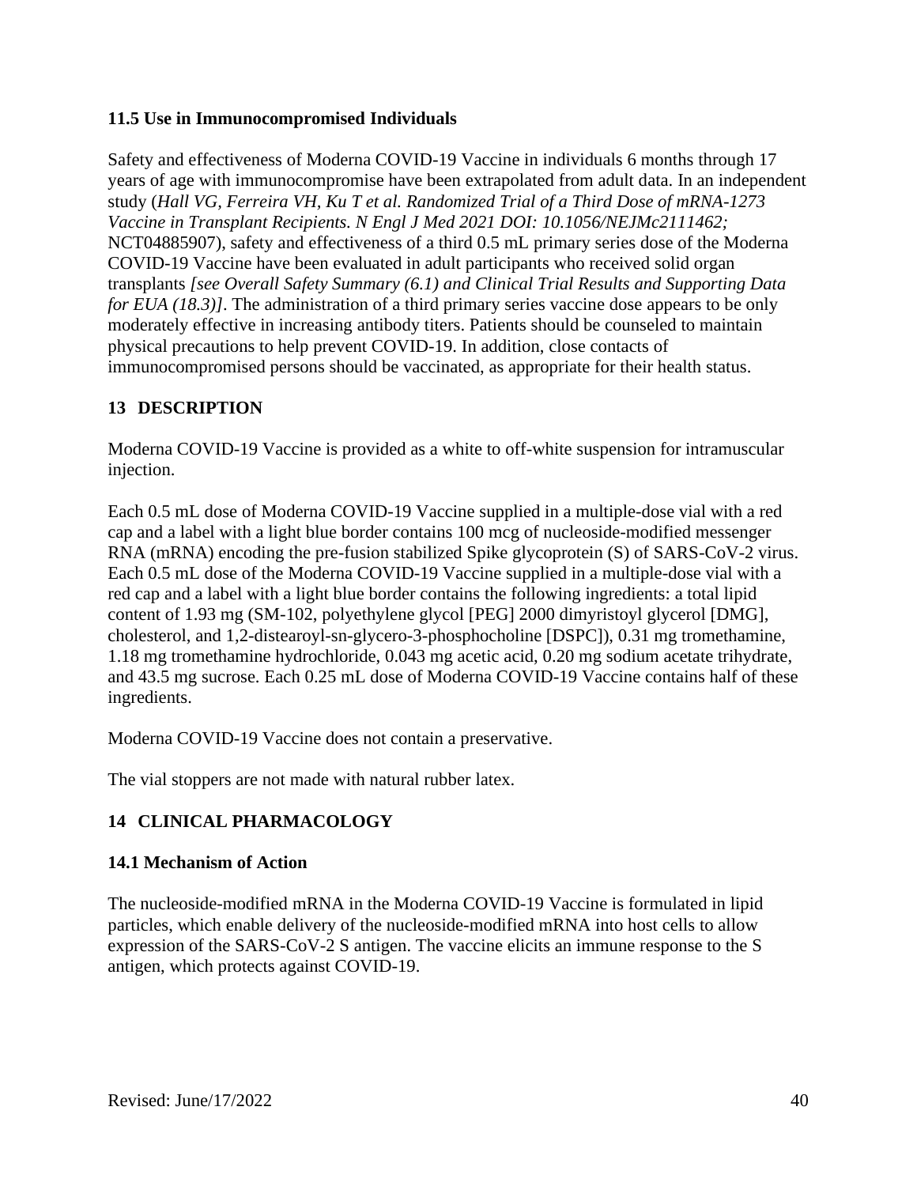### 11.5 Use in Immunocompromised Individuals

Safety and effectiveness of Moderna COVID-19 Vaccine in individuals 6 months through 17 years of age with immunocompromise have been extrapolated from adult data. In an independent study (*Hall VG, Ferreira VH, Ku T et al. Randomized Trial of a Third Dose of mRNA-1273 Vaccine in Transplant Recipients. N Engl J Med 2021 DOI: 10.1056/NEJMc2111462;* NCT04885907), safety and effectiveness of a third 0.5 mL primary series dose of the Moderna COVID-19 Vaccine have been evaluated in adult participants who received solid organ transplants *[see Overall Safety Summary (6.1) and Clinical Trial Results and Supporting Data for EUA (18.3)]*. The administration of a third primary series vaccine dose appears to be only moderately effective in increasing antibody titers. Patients should be counseled to maintain physical precautions to help prevent COVID-19. In addition, close contacts of immunocompromised persons should be vaccinated, as appropriate for their health status.

## 13 DESCRIPTION

Moderna COVID-19 Vaccine is provided as a white to off-white suspension for intramuscular injection.

Each 0.5 mL dose of Moderna COVID-19 Vaccine supplied in a multiple-dose vial with a red cap and a label with a light blue border contains 100 mcg of nucleoside-modified messenger RNA (mRNA) encoding the pre-fusion stabilized Spike glycoprotein (S) of SARS-CoV-2 virus. Each 0.5 mL dose of the Moderna COVID-19 Vaccine supplied in a multiple-dose vial with a red cap and a label with a light blue border contains the following ingredients: a total lipid content of 1.93 mg (SM-102, polyethylene glycol [PEG] 2000 dimyristoyl glycerol [DMG], cholesterol, and 1,2-distearoyl-sn-glycero-3-phosphocholine [DSPC]), 0.31 mg tromethamine, 1.18 mg tromethamine hydrochloride, 0.043 mg acetic acid, 0.20 mg sodium acetate trihydrate, and 43.5 mg sucrose. Each 0.25 mL dose of Moderna COVID-19 Vaccine contains half of these ingredients.

Moderna COVID-19 Vaccine does not contain a preservative.

The vial stoppers are not made with natural rubber latex.

## 14 CLINICAL PHARMACOLOGY

### 14.1 Mechanism of Action

The nucleoside-modified mRNA in the Moderna COVID-19 Vaccine is formulated in lipid particles, which enable delivery of the nucleoside-modified mRNA into host cells to allow expression of the SARS-CoV-2 S antigen. The vaccine elicits an immune response to the S antigen, which protects against COVID-19.

Revised: June/17/2022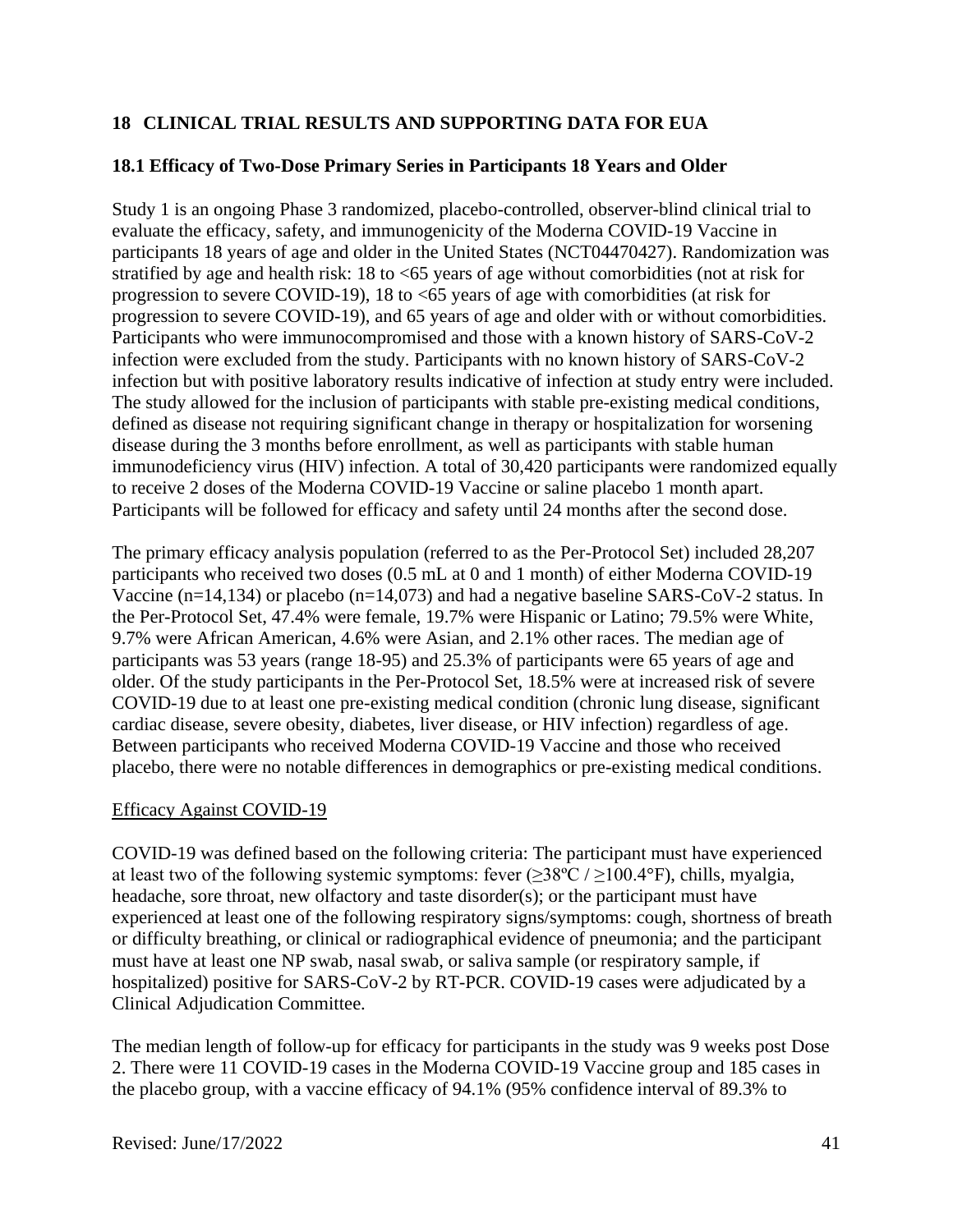## 18 CLINICAL TRIAL RESULTS AND SUPPORTING DATA FOR EUA

### 18.1 Efficacy of Two-Dose Primary Series in Participants 18 Years and Older

Study 1 is an ongoing Phase 3 randomized, placebo-controlled, observer-blind clinical trial to evaluate the efficacy, safety, and immunogenicity of the Moderna COVID-19 Vaccine in participants 18 years of age and older in the United States (NCT04470427). Randomization was stratified by age and health risk: 18 to <65 years of age without comorbidities (not at risk for progression to severe COVID-19), 18 to <65 years of age with comorbidities (at risk for progression to severe COVID-19), and 65 years of age and older with or without comorbidities. Participants who were immunocompromised and those with a known history of SARS-CoV-2 infection were excluded from the study. Participants with no known history of SARS-CoV-2 infection but with positive laboratory results indicative of infection at study entry were included. The study allowed for the inclusion of participants with stable pre-existing medical conditions, defined as disease not requiring significant change in therapy or hospitalization for worsening disease during the 3 months before enrollment, as well as participants with stable human immunodeficiency virus (HIV) infection. A total of 30,420 participants were randomized equally to receive 2 doses of the Moderna COVID-19 Vaccine or saline placebo 1 month apart. Participants will be followed for efficacy and safety until 24 months after the second dose.

The primary efficacy analysis population (referred to as the Per-Protocol Set) included 28,207 participants who received two doses (0.5 mL at 0 and 1 month) of either Moderna COVID-19 Vaccine (n=14,134) or placebo (n=14,073) and had a negative baseline SARS-CoV-2 status. In the Per-Protocol Set, 47.4% were female, 19.7% were Hispanic or Latino; 79.5% were White, 9.7% were African American, 4.6% were Asian, and 2.1% other races. The median age of participants was 53 years (range 18-95) and 25.3% of participants were 65 years of age and older. Of the study participants in the Per-Protocol Set, 18.5% were at increased risk of severe COVID-19 due to at least one pre-existing medical condition (chronic lung disease, significant cardiac disease, severe obesity, diabetes, liver disease, or HIV infection) regardless of age. Between participants who received Moderna COVID-19 Vaccine and those who received placebo, there were no notable differences in demographics or pre-existing medical conditions.

Efficacy Against COVID-19

COVID-19 was defined based on the following criteria: The participant must have experienced at least two of the following systemic symptoms: fever (≥38ºC / ≥100.4°F), chills, myalgia, headache, sore throat, new olfactory and taste disorder(s); or the participant must have experienced at least one of the following respiratory signs/symptoms: cough, shortness of breath or difficulty breathing, or clinical or radiographical evidence of pneumonia; and the participant must have at least one NP swab, nasal swab, or saliva sample (or respiratory sample, if hospitalized) positive for SARS-CoV-2 by RT-PCR. COVID-19 cases were adjudicated by a Clinical Adjudication Committee.

The median length of follow-up for efficacy for participants in the study was 9 weeks post Dose 2. There were 11 COVID-19 cases in the Moderna COVID-19 Vaccine group and 185 cases in the placebo group, with a vaccine efficacy of 94.1% (95% confidence interval of 89.3% to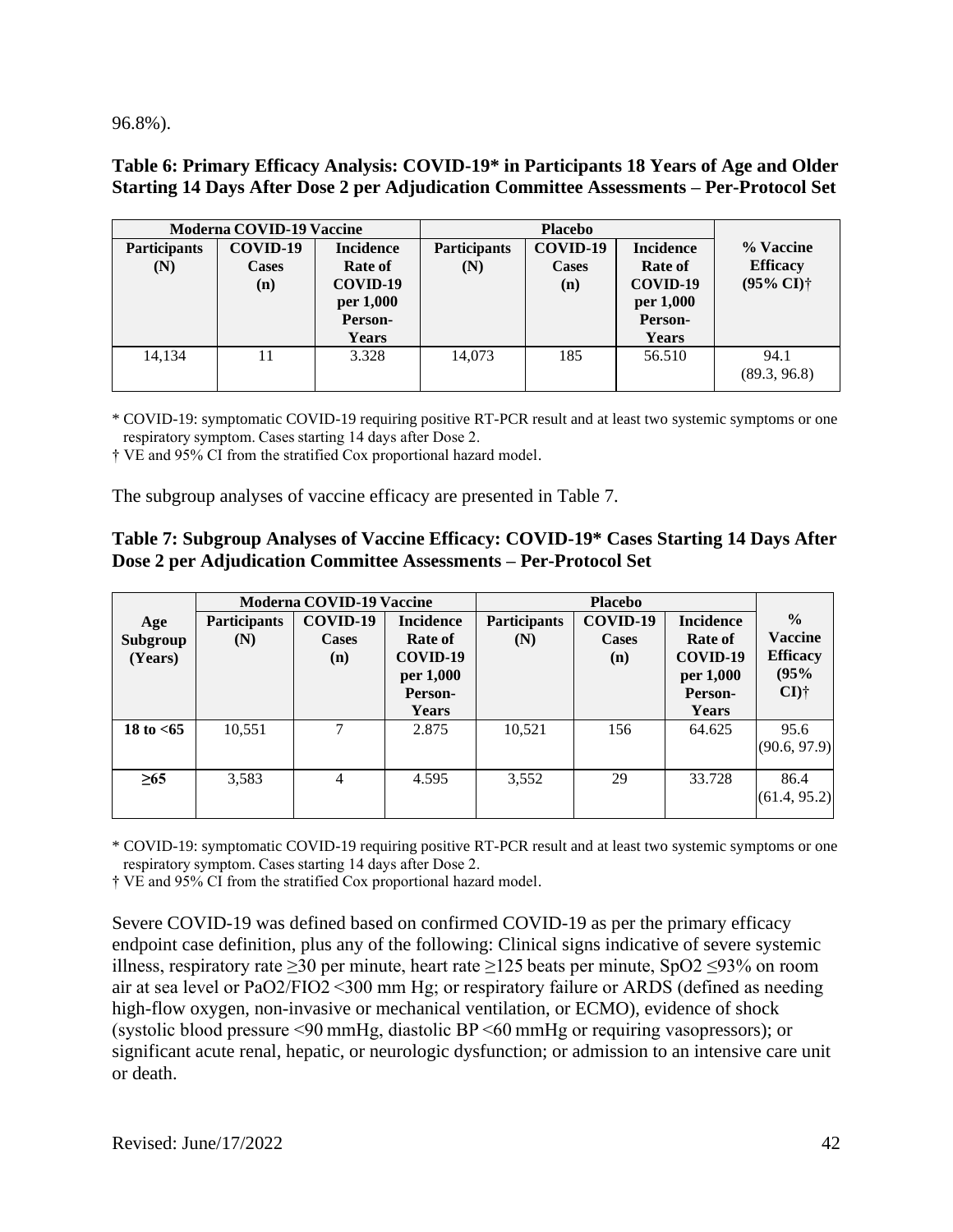96.8%).

**Table 6: Primary Efficacy Analysis: COVID-19* in Participants 18 Years of Age and Older Starting 14 Days After Dose 2 per Adjudication Committee Assessments – Per-Protocol Set**

| Moderna COVID-19 Vaccine | | | Placebo | | | |
|---|---|---|---|---|---|---|
| **Participants (N)** | **COVID-19 Cases (n)** | **Incidence Rate of COVID-19 per 1,000 Person-Years** | **Participants (N)** | **COVID-19 Cases (n)** | **Incidence Rate of COVID-19 per 1,000 Person-Years** | **% Vaccine Efficacy (95% CI)†** |
| 14,134 | 11 | 3.328 | 14,073 | 185 | 56.510 | 94.1 (89.3, 96.8) |

\* COVID-19: symptomatic COVID-19 requiring positive RT-PCR result and at least two systemic symptoms or one respiratory symptom. Cases starting 14 days after Dose 2.

† VE and 95% CI from the stratified Cox proportional hazard model.

The subgroup analyses of vaccine efficacy are presented in Table 7.

**Table 7: Subgroup Analyses of Vaccine Efficacy: COVID-19* Cases Starting 14 Days After Dose 2 per Adjudication Committee Assessments – Per-Protocol Set**

| | Moderna COVID-19 Vaccine | | | Placebo | | | |
|---|---|---|---|---|---|---|---|
| **Age Subgroup (Years)** | **Participants (N)** | **COVID-19 Cases (n)** | **Incidence Rate of COVID-19 per 1,000 Person-Years** | **Participants (N)** | **COVID-19 Cases (n)** | **Incidence Rate of COVID-19 per 1,000 Person-Years** | **% Vaccine Efficacy (95% CI)†** |
| **18 to <65** | 10,551 | 7 | 2.875 | 10,521 | 156 | 64.625 | 95.6 (90.6, 97.9) |
| **≥65** | 3,583 | 4 | 4.595 | 3,552 | 29 | 33.728 | 86.4 (61.4, 95.2) |

\* COVID-19: symptomatic COVID-19 requiring positive RT-PCR result and at least two systemic symptoms or one respiratory symptom. Cases starting 14 days after Dose 2.

† VE and 95% CI from the stratified Cox proportional hazard model.

Severe COVID-19 was defined based on confirmed COVID-19 as per the primary efficacy endpoint case definition, plus any of the following: Clinical signs indicative of severe systemic illness, respiratory rate ≥30 per minute, heart rate ≥125 beats per minute, $SpO_2$ ≤93% on room air at sea level or $PaO_2/FIO_2$ <300 mm Hg; or respiratory failure or ARDS (defined as needing high-flow oxygen, non-invasive or mechanical ventilation, or ECMO), evidence of shock (systolic blood pressure <90 mmHg, diastolic BP <60 mmHg or requiring vasopressors); or significant acute renal, hepatic, or neurologic dysfunction; or admission to an intensive care unit or death.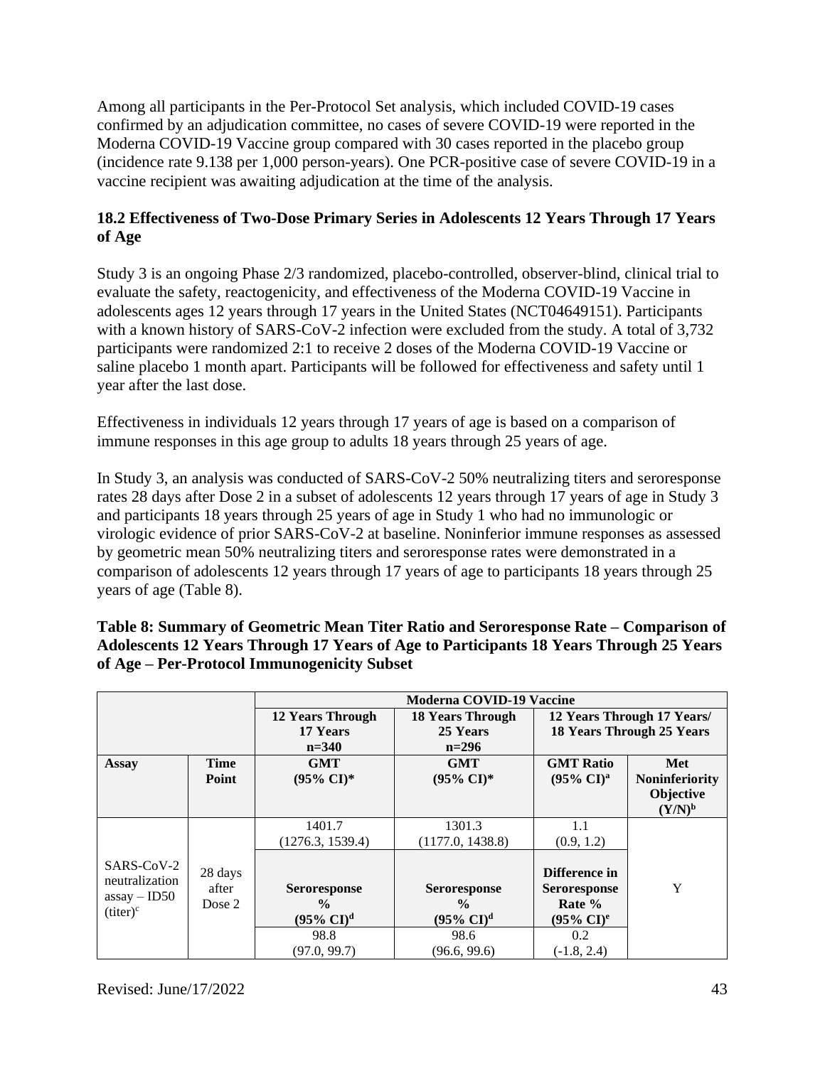Among all participants in the Per-Protocol Set analysis, which included COVID-19 cases confirmed by an adjudication committee, no cases of severe COVID-19 were reported in the Moderna COVID-19 Vaccine group compared with 30 cases reported in the placebo group (incidence rate 9.138 per 1,000 person-years). One PCR-positive case of severe COVID-19 in a vaccine recipient was awaiting adjudication at the time of the analysis.

### 18.2 Effectiveness of Two-Dose Primary Series in Adolescents 12 Years Through 17 Years of Age

Study 3 is an ongoing Phase 2/3 randomized, placebo-controlled, observer-blind, clinical trial to evaluate the safety, reactogenicity, and effectiveness of the Moderna COVID-19 Vaccine in adolescents ages 12 years through 17 years in the United States (NCT04649151). Participants with a known history of SARS-CoV-2 infection were excluded from the study. A total of 3,732 participants were randomized 2:1 to receive 2 doses of the Moderna COVID-19 Vaccine or saline placebo 1 month apart. Participants will be followed for effectiveness and safety until 1 year after the last dose.

Effectiveness in individuals 12 years through 17 years of age is based on a comparison of immune responses in this age group to adults 18 years through 25 years of age.

In Study 3, an analysis was conducted of SARS-CoV-2 50% neutralizing titers and seroresponse rates 28 days after Dose 2 in a subset of adolescents 12 years through 17 years of age in Study 3 and participants 18 years through 25 years of age in Study 1 who had no immunologic or virologic evidence of prior SARS-CoV-2 at baseline. Noninferior immune responses as assessed by geometric mean 50% neutralizing titers and seroresponse rates were demonstrated in a comparison of adolescents 12 years through 17 years of age to participants 18 years through 25 years of age (Table 8).

**Table 8: Summary of Geometric Mean Titer Ratio and Seroresponse Rate – Comparison of Adolescents 12 Years Through 17 Years of Age to Participants 18 Years Through 25 Years of Age – Per-Protocol Immunogenicity Subset**

| | | **Moderna COVID-19 Vaccine** | | | |
|---|---|---|---|---|---|
| | | **12 Years Through 17 Years n=340** | **18 Years Through 25 Years n=296** | **12 Years Through 17 Years/ 18 Years Through 25 Years** | |
| **Assay** | **Time Point** | **GMT (95% CI)*** | **GMT (95% CI)*** | **GMT Ratio (95% CI)[a]** | **Met Noninferiority Objective (Y/N)[b]** |
| SARS-CoV-2 neutralization assay – ID50 (titer)[c] | 28 days after Dose 2 | 1401.7 (1276.3, 1539.4) | 1301.3 (1177.0, 1438.8) | 1.1 (0.9, 1.2) | Y |
| | | **Seroresponse % (95% CI)[d]** | **Seroresponse % (95% CI)[d]** | **Difference in Seroresponse Rate % (95% CI)[e]** | |
| | | 98.8 (97.0, 99.7) | 98.6 (96.6, 99.6) | 0.2 (-1.8, 2.4) | |

Revised: June/17/2022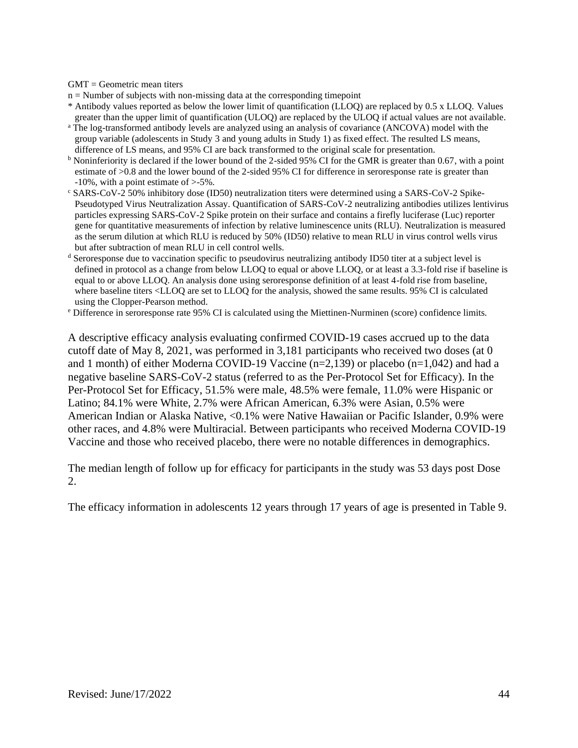GMT = Geometric mean titers

n = Number of subjects with non-missing data at the corresponding timepoint

* Antibody values reported as below the lower limit of quantification (LLOQ) are replaced by 0.5 x LLOQ. Values greater than the upper limit of quantification (ULOQ) are replaced by the ULOQ if actual values are not available.

[a] The log-transformed antibody levels are analyzed using an analysis of covariance (ANCOVA) model with the group variable (adolescents in Study 3 and young adults in Study 1) as fixed effect. The resulted LS means, difference of LS means, and 95% CI are back transformed to the original scale for presentation.

[b] Noninferiority is declared if the lower bound of the 2-sided 95% CI for the GMR is greater than 0.67, with a point estimate of >0.8 and the lower bound of the 2-sided 95% CI for difference in seroresponse rate is greater than -10%, with a point estimate of >-5%.

[c] SARS-CoV-2 50% inhibitory dose (ID50) neutralization titers were determined using a SARS-CoV-2 Spike-Pseudotyped Virus Neutralization Assay. Quantification of SARS-CoV-2 neutralizing antibodies utilizes lentivirus particles expressing SARS-CoV-2 Spike protein on their surface and contains a firefly luciferase (Luc) reporter gene for quantitative measurements of infection by relative luminescence units (RLU). Neutralization is measured as the serum dilution at which RLU is reduced by 50% (ID50) relative to mean RLU in virus control wells virus but after subtraction of mean RLU in cell control wells.

[d] Seroresponse due to vaccination specific to pseudovirus neutralizing antibody ID50 titer at a subject level is defined in protocol as a change from below LLOQ to equal or above LLOQ, or at least a 3.3-fold rise if baseline is equal to or above LLOQ. An analysis done using seroresponse definition of at least 4-fold rise from baseline, where baseline titers <LLOQ are set to LLOQ for the analysis, showed the same results. 95% CI is calculated using the Clopper-Pearson method.

[e] Difference in seroresponse rate 95% CI is calculated using the Miettinen-Nurminen (score) confidence limits.

A descriptive efficacy analysis evaluating confirmed COVID-19 cases accrued up to the data cutoff date of May 8, 2021, was performed in 3,181 participants who received two doses (at 0 and 1 month) of either Moderna COVID-19 Vaccine (n=2,139) or placebo (n=1,042) and had a negative baseline SARS-CoV-2 status (referred to as the Per-Protocol Set for Efficacy). In the Per-Protocol Set for Efficacy, 51.5% were male, 48.5% were female, 11.0% were Hispanic or Latino; 84.1% were White, 2.7% were African American, 6.3% were Asian, 0.5% were American Indian or Alaska Native, <0.1% were Native Hawaiian or Pacific Islander, 0.9% were other races, and 4.8% were Multiracial. Between participants who received Moderna COVID-19 Vaccine and those who received placebo, there were no notable differences in demographics.

The median length of follow up for efficacy for participants in the study was 53 days post Dose 2.

The efficacy information in adolescents 12 years through 17 years of age is presented in Table 9.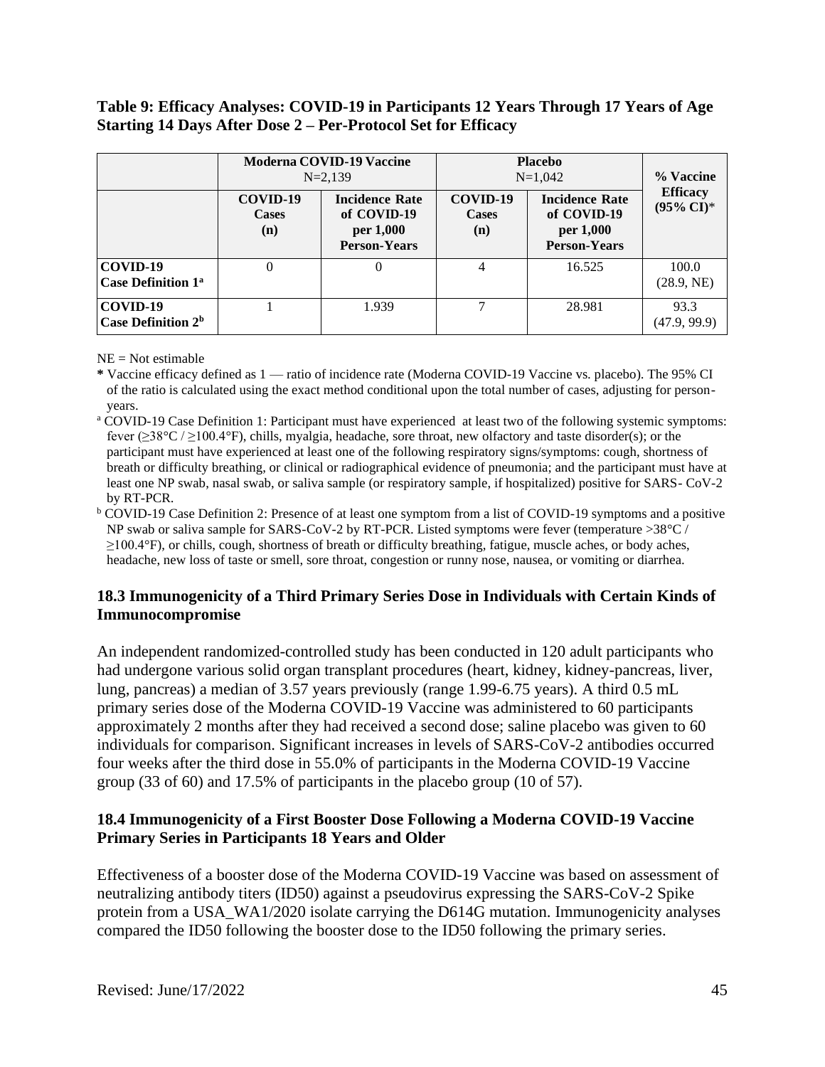**Table 9: Efficacy Analyses: COVID-19 in Participants 12 Years Through 17 Years of Age Starting 14 Days After Dose 2 – Per-Protocol Set for Efficacy**

| | Moderna COVID-19 Vaccine N=2,139 | | Placebo N=1,042 | | % Vaccine Efficacy (95% CI)* |
|---|---|---|---|---|---|
| | COVID-19 Cases (n) | Incidence Rate of COVID-19 per 1,000 Person-Years | COVID-19 Cases (n) | Incidence Rate of COVID-19 per 1,000 Person-Years | |
| **COVID-19 Case Definition 1[a]** | 0 | 0 | 4 | 16.525 | 100.0 (28.9, NE) |
| **COVID-19 Case Definition 2[b]** | 1 | 1.939 | 7 | 28.981 | 93.3 (47.9, 99.9) |

NE = Not estimable

**\*** Vaccine efficacy defined as 1 — ratio of incidence rate (Moderna COVID-19 Vaccine vs. placebo). The 95% CI of the ratio is calculated using the exact method conditional upon the total number of cases, adjusting for person-years.

[a] COVID-19 Case Definition 1: Participant must have experienced at least two of the following systemic symptoms: fever (≥38°C / ≥100.4°F), chills, myalgia, headache, sore throat, new olfactory and taste disorder(s); or the participant must have experienced at least one of the following respiratory signs/symptoms: cough, shortness of breath or difficulty breathing, or clinical or radiographical evidence of pneumonia; and the participant must have at least one NP swab, nasal swab, or saliva sample (or respiratory sample, if hospitalized) positive for SARS- CoV-2 by RT-PCR.

[b] COVID-19 Case Definition 2: Presence of at least one symptom from a list of COVID-19 symptoms and a positive NP swab or saliva sample for SARS-CoV-2 by RT-PCR. Listed symptoms were fever (temperature >38°C / ≥100.4°F), or chills, cough, shortness of breath or difficulty breathing, fatigue, muscle aches, or body aches, headache, new loss of taste or smell, sore throat, congestion or runny nose, nausea, or vomiting or diarrhea.

### 18.3 Immunogenicity of a Third Primary Series Dose in Individuals with Certain Kinds of Immunocompromise

An independent randomized-controlled study has been conducted in 120 adult participants who had undergone various solid organ transplant procedures (heart, kidney, kidney-pancreas, liver, lung, pancreas) a median of 3.57 years previously (range 1.99-6.75 years). A third 0.5 mL primary series dose of the Moderna COVID-19 Vaccine was administered to 60 participants approximately 2 months after they had received a second dose; saline placebo was given to 60 individuals for comparison. Significant increases in levels of SARS-CoV-2 antibodies occurred four weeks after the third dose in 55.0% of participants in the Moderna COVID-19 Vaccine group (33 of 60) and 17.5% of participants in the placebo group (10 of 57).

### 18.4 Immunogenicity of a First Booster Dose Following a Moderna COVID-19 Vaccine Primary Series in Participants 18 Years and Older

Effectiveness of a booster dose of the Moderna COVID-19 Vaccine was based on assessment of neutralizing antibody titers (ID50) against a pseudovirus expressing the SARS-CoV-2 Spike protein from a USA_WA1/2020 isolate carrying the D614G mutation. Immunogenicity analyses compared the ID50 following the booster dose to the ID50 following the primary series.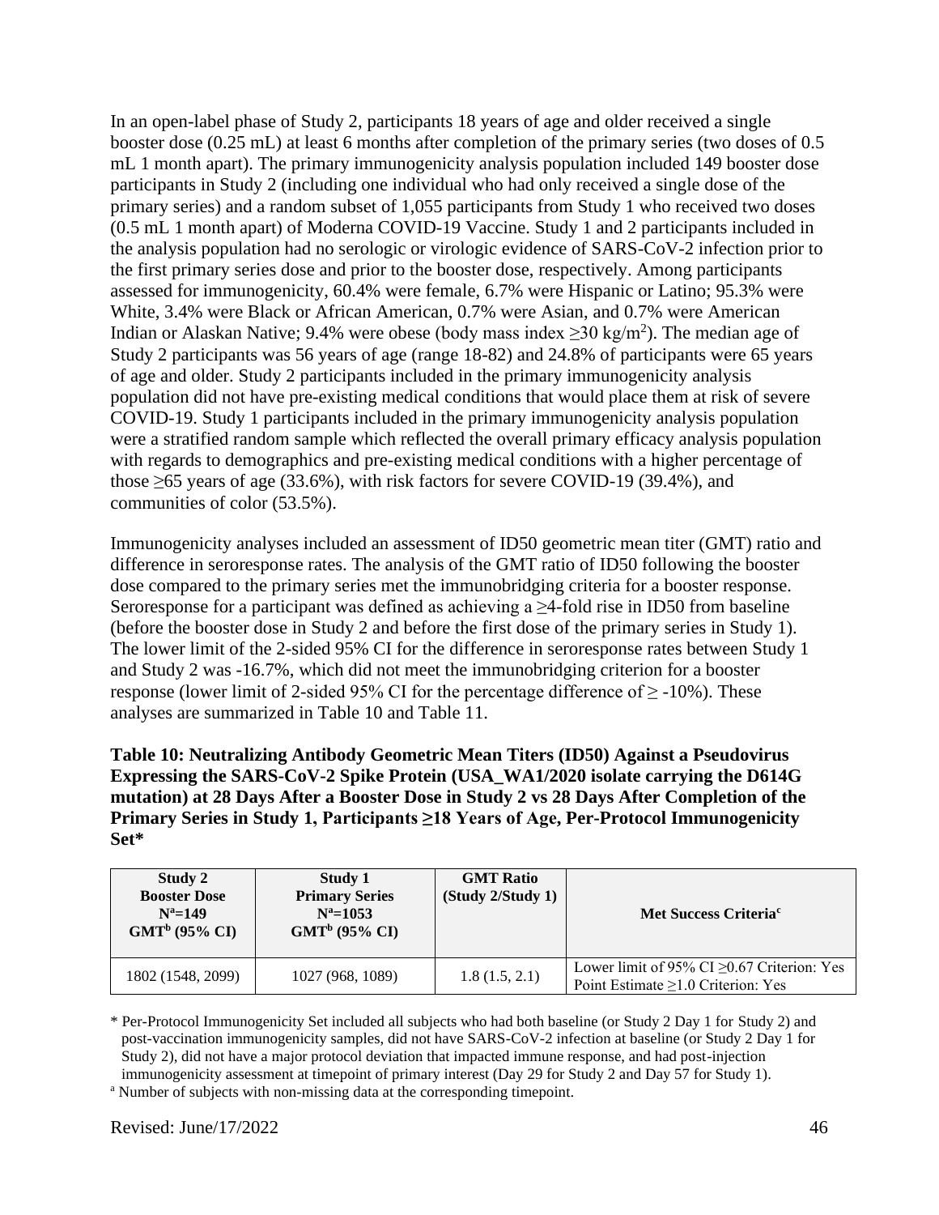In an open-label phase of Study 2, participants 18 years of age and older received a single booster dose (0.25 mL) at least 6 months after completion of the primary series (two doses of 0.5 mL 1 month apart). The primary immunogenicity analysis population included 149 booster dose participants in Study 2 (including one individual who had only received a single dose of the primary series) and a random subset of 1,055 participants from Study 1 who received two doses (0.5 mL 1 month apart) of Moderna COVID-19 Vaccine. Study 1 and 2 participants included in the analysis population had no serologic or virologic evidence of SARS-CoV-2 infection prior to the first primary series dose and prior to the booster dose, respectively. Among participants assessed for immunogenicity, 60.4% were female, 6.7% were Hispanic or Latino; 95.3% were White, 3.4% were Black or African American, 0.7% were Asian, and 0.7% were American Indian or Alaskan Native; 9.4% were obese (body mass index ≥30 kg/m$^2$). The median age of Study 2 participants was 56 years of age (range 18-82) and 24.8% of participants were 65 years of age and older. Study 2 participants included in the primary immunogenicity analysis population did not have pre-existing medical conditions that would place them at risk of severe COVID-19. Study 1 participants included in the primary immunogenicity analysis population were a stratified random sample which reflected the overall primary efficacy analysis population with regards to demographics and pre-existing medical conditions with a higher percentage of those ≥65 years of age (33.6%), with risk factors for severe COVID-19 (39.4%), and communities of color (53.5%).

Immunogenicity analyses included an assessment of ID50 geometric mean titer (GMT) ratio and difference in seroresponse rates. The analysis of the GMT ratio of ID50 following the booster dose compared to the primary series met the immunobridging criteria for a booster response. Seroresponse for a participant was defined as achieving a ≥4-fold rise in ID50 from baseline (before the booster dose in Study 2 and before the first dose of the primary series in Study 1). The lower limit of the 2-sided 95% CI for the difference in seroresponse rates between Study 1 and Study 2 was -16.7%, which did not meet the immunobridging criterion for a booster response (lower limit of 2-sided 95% CI for the percentage difference of ≥ -10%). These analyses are summarized in Table 10 and Table 11.

**Table 10: Neutralizing Antibody Geometric Mean Titers (ID50) Against a Pseudovirus Expressing the SARS-CoV-2 Spike Protein (USA_WA1/2020 isolate carrying the D614G mutation) at 28 Days After a Booster Dose in Study 2 vs 28 Days After Completion of the Primary Series in Study 1, Participants ≥18 Years of Age, Per-Protocol Immunogenicity Set***

| Study 2 Booster Dose N[a]=149 GMT[b] (95% CI) | Study 1 Primary Series N[a]=1053 GMT[b] (95% CI) | GMT Ratio (Study 2/Study 1) | Met Success Criteria[c] |
|---|---|---|---|
| 1802 (1548, 2099) | 1027 (968, 1089) | 1.8 (1.5, 2.1) | Lower limit of 95% CI ≥0.67 Criterion: Yes<br>Point Estimate ≥1.0 Criterion: Yes |

\* Per-Protocol Immunogenicity Set included all subjects who had both baseline (or Study 2 Day 1 for Study 2) and post-vaccination immunogenicity samples, did not have SARS-CoV-2 infection at baseline (or Study 2 Day 1 for Study 2), did not have a major protocol deviation that impacted immune response, and had post-injection immunogenicity assessment at timepoint of primary interest (Day 29 for Study 2 and Day 57 for Study 1).

[a] Number of subjects with non-missing data at the corresponding timepoint.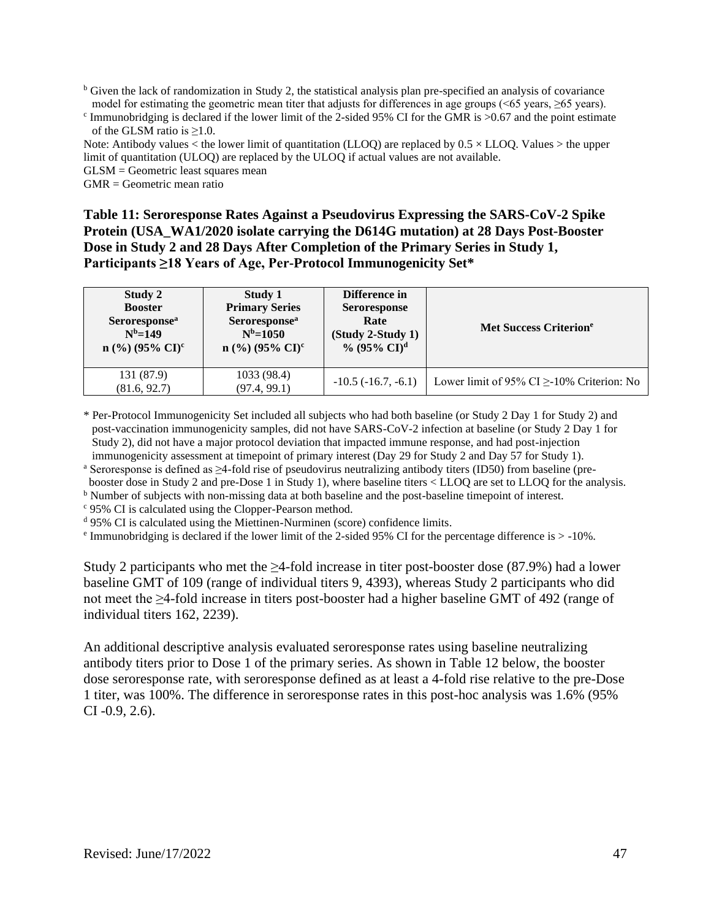[b] Given the lack of randomization in Study 2, the statistical analysis plan pre-specified an analysis of covariance model for estimating the geometric mean titer that adjusts for differences in age groups (<65 years, ≥65 years).

[c] Immunobridging is declared if the lower limit of the 2-sided 95% CI for the GMR is >0.67 and the point estimate of the GLSM ratio is ≥1.0.

Note: Antibody values < the lower limit of quantitation (LLOQ) are replaced by 0.5 × LLOQ. Values > the upper limit of quantitation (ULOQ) are replaced by the ULOQ if actual values are not available.

GLSM = Geometric least squares mean

GMR = Geometric mean ratio

**Table 11: Seroresponse Rates Against a Pseudovirus Expressing the SARS-CoV-2 Spike Protein (USA_WA1/2020 isolate carrying the D614G mutation) at 28 Days Post-Booster Dose in Study 2 and 28 Days After Completion of the Primary Series in Study 1, Participants ≥18 Years of Age, Per-Protocol Immunogenicity Set***

| Study 2 Booster Seroresponse[a] N[b]=149 n (%) (95% CI)[c] | Study 1 Primary Series Seroresponse[a] N[b]=1050 n (%) (95% CI)[c] | Difference in Seroresponse Rate (Study 2-Study 1) % (95% CI)[d] | Met Success Criterion[e] |
|---|---|---|---|
| 131 (87.9) (81.6, 92.7) | 1033 (98.4) (97.4, 99.1) | -10.5 (-16.7, -6.1) | Lower limit of 95% CI ≥-10% Criterion: No |

\* Per-Protocol Immunogenicity Set included all subjects who had both baseline (or Study 2 Day 1 for Study 2) and post-vaccination immunogenicity samples, did not have SARS-CoV-2 infection at baseline (or Study 2 Day 1 for Study 2), did not have a major protocol deviation that impacted immune response, and had post-injection immunogenicity assessment at timepoint of primary interest (Day 29 for Study 2 and Day 57 for Study 1).

[a] Seroresponse is defined as ≥4-fold rise of pseudovirus neutralizing antibody titers (ID50) from baseline (pre-booster dose in Study 2 and pre-Dose 1 in Study 1), where baseline titers < LLOQ are set to LLOQ for the analysis.

[b] Number of subjects with non-missing data at both baseline and the post-baseline timepoint of interest.

[c] 95% CI is calculated using the Clopper-Pearson method.

[d] 95% CI is calculated using the Miettinen-Nurminen (score) confidence limits.

[e] Immunobridging is declared if the lower limit of the 2-sided 95% CI for the percentage difference is > -10%.

Study 2 participants who met the ≥4-fold increase in titer post-booster dose (87.9%) had a lower baseline GMT of 109 (range of individual titers 9, 4393), whereas Study 2 participants who did not meet the ≥4-fold increase in titers post-booster had a higher baseline GMT of 492 (range of individual titers 162, 2239).

An additional descriptive analysis evaluated seroresponse rates using baseline neutralizing antibody titers prior to Dose 1 of the primary series. As shown in Table 12 below, the booster dose seroresponse rate, with seroresponse defined as at least a 4-fold rise relative to the pre-Dose 1 titer, was 100%. The difference in seroresponse rates in this post-hoc analysis was 1.6% (95% CI -0.9, 2.6).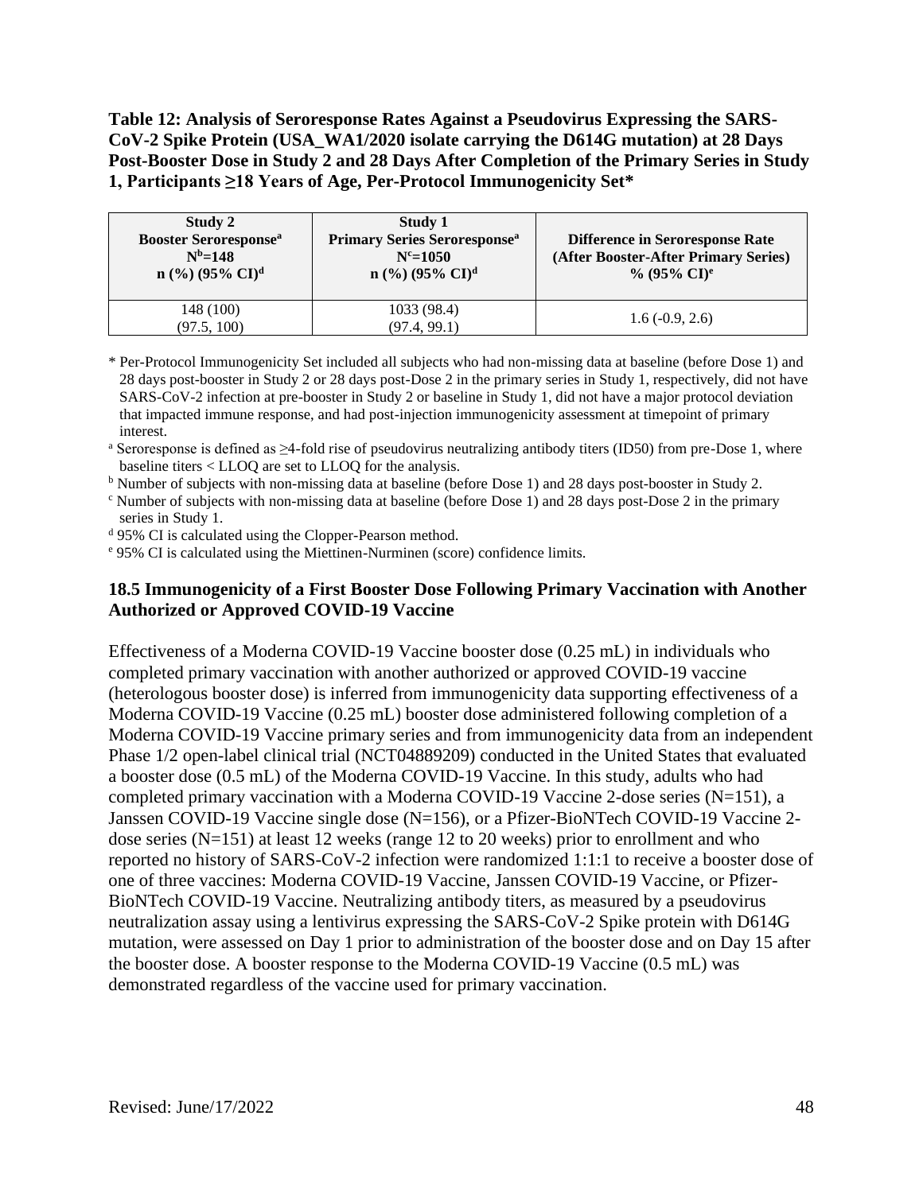**Table 12: Analysis of Seroresponse Rates Against a Pseudovirus Expressing the SARS-CoV-2 Spike Protein (USA_WA1/2020 isolate carrying the D614G mutation) at 28 Days Post-Booster Dose in Study 2 and 28 Days After Completion of the Primary Series in Study 1, Participants ≥18 Years of Age, Per-Protocol Immunogenicity Set***

| Study 2 Booster Seroresponse[a] N[b]=148 n (%) (95% CI)[d] | Study 1 Primary Series Seroresponse[a] N[c]=1050 n (%) (95% CI)[d] | Difference in Seroresponse Rate (After Booster-After Primary Series) % (95% CI)[e] |
|---|---|---|
| 148 (100) (97.5, 100) | 1033 (98.4) (97.4, 99.1) | 1.6 (-0.9, 2.6) |

\* Per-Protocol Immunogenicity Set included all subjects who had non-missing data at baseline (before Dose 1) and 28 days post-booster in Study 2 or 28 days post-Dose 2 in the primary series in Study 1, respectively, did not have SARS-CoV-2 infection at pre-booster in Study 2 or baseline in Study 1, did not have a major protocol deviation that impacted immune response, and had post-injection immunogenicity assessment at timepoint of primary interest.

[a] Seroresponse is defined as ≥4-fold rise of pseudovirus neutralizing antibody titers (ID50) from pre-Dose 1, where baseline titers < LLOQ are set to LLOQ for the analysis.

[b] Number of subjects with non-missing data at baseline (before Dose 1) and 28 days post-booster in Study 2.

[c] Number of subjects with non-missing data at baseline (before Dose 1) and 28 days post-Dose 2 in the primary series in Study 1.

[d] 95% CI is calculated using the Clopper-Pearson method.

[e] 95% CI is calculated using the Miettinen-Nurminen (score) confidence limits.

### 18.5 Immunogenicity of a First Booster Dose Following Primary Vaccination with Another Authorized or Approved COVID-19 Vaccine

Effectiveness of a Moderna COVID-19 Vaccine booster dose (0.25 mL) in individuals who completed primary vaccination with another authorized or approved COVID-19 vaccine (heterologous booster dose) is inferred from immunogenicity data supporting effectiveness of a Moderna COVID-19 Vaccine (0.25 mL) booster dose administered following completion of a Moderna COVID-19 Vaccine primary series and from immunogenicity data from an independent Phase 1/2 open-label clinical trial (NCT04889209) conducted in the United States that evaluated a booster dose (0.5 mL) of the Moderna COVID-19 Vaccine. In this study, adults who had completed primary vaccination with a Moderna COVID-19 Vaccine 2-dose series (N=151), a Janssen COVID-19 Vaccine single dose (N=156), or a Pfizer-BioNTech COVID-19 Vaccine 2-dose series (N=151) at least 12 weeks (range 12 to 20 weeks) prior to enrollment and who reported no history of SARS-CoV-2 infection were randomized 1:1:1 to receive a booster dose of one of three vaccines: Moderna COVID-19 Vaccine, Janssen COVID-19 Vaccine, or Pfizer-BioNTech COVID-19 Vaccine. Neutralizing antibody titers, as measured by a pseudovirus neutralization assay using a lentivirus expressing the SARS-CoV-2 Spike protein with D614G mutation, were assessed on Day 1 prior to administration of the booster dose and on Day 15 after the booster dose. A booster response to the Moderna COVID-19 Vaccine (0.5 mL) was demonstrated regardless of the vaccine used for primary vaccination.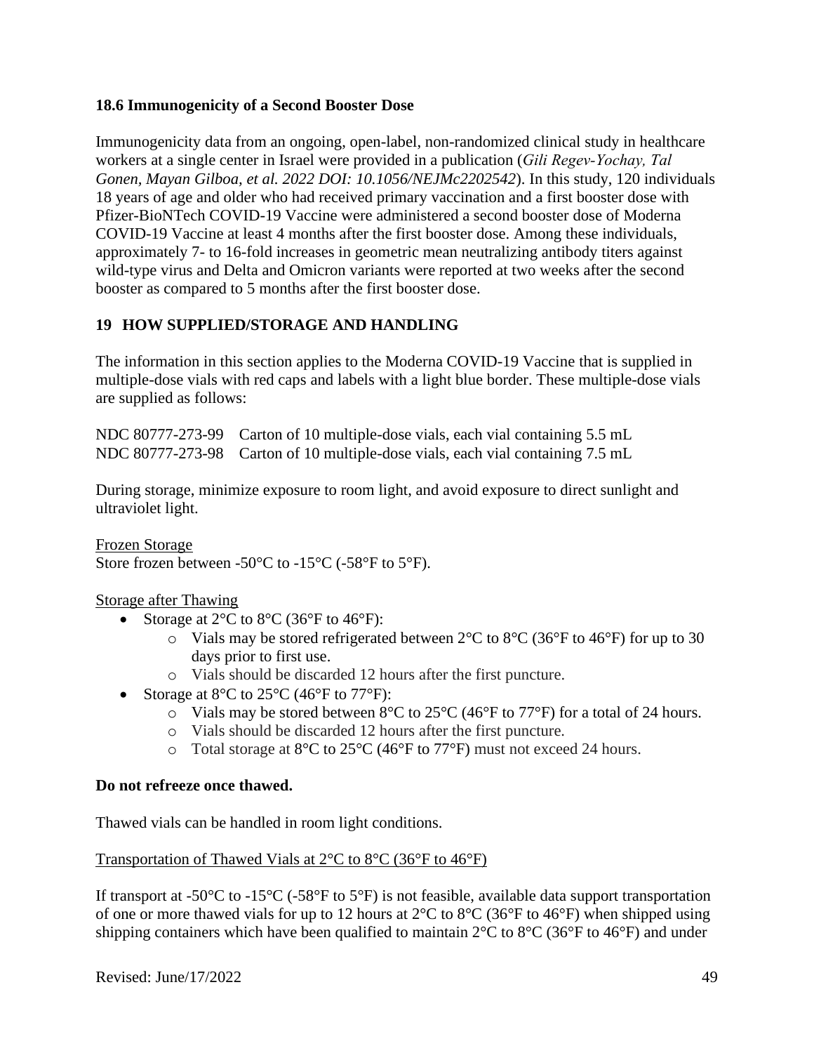### 18.6 Immunogenicity of a Second Booster Dose

Immunogenicity data from an ongoing, open-label, non-randomized clinical study in healthcare workers at a single center in Israel were provided in a publication (*Gili Regev-Yochay, Tal Gonen, Mayan Gilboa, et al. 2022 DOI: 10.1056/NEJMc2202542*). In this study, 120 individuals 18 years of age and older who had received primary vaccination and a first booster dose with Pfizer-BioNTech COVID-19 Vaccine were administered a second booster dose of Moderna COVID-19 Vaccine at least 4 months after the first booster dose. Among these individuals, approximately 7- to 16-fold increases in geometric mean neutralizing antibody titers against wild-type virus and Delta and Omicron variants were reported at two weeks after the second booster as compared to 5 months after the first booster dose.

## 19 HOW SUPPLIED/STORAGE AND HANDLING

The information in this section applies to the Moderna COVID-19 Vaccine that is supplied in multiple-dose vials with red caps and labels with a light blue border. These multiple-dose vials are supplied as follows:

NDC 80777-273-99 Carton of 10 multiple-dose vials, each vial containing 5.5 mL
NDC 80777-273-98 Carton of 10 multiple-dose vials, each vial containing 7.5 mL

During storage, minimize exposure to room light, and avoid exposure to direct sunlight and ultraviolet light.

Frozen Storage
Store frozen between -50°C to -15°C (-58°F to 5°F).

Storage after Thawing

- Storage at 2°C to 8°C (36°F to 46°F):
  - Vials may be stored refrigerated between 2°C to 8°C (36°F to 46°F) for up to 30 days prior to first use.
  - Vials should be discarded 12 hours after the first puncture.
- Storage at 8°C to 25°C (46°F to 77°F):
  - Vials may be stored between 8°C to 25°C (46°F to 77°F) for a total of 24 hours.
  - Vials should be discarded 12 hours after the first puncture.
  - Total storage at 8°C to 25°C (46°F to 77°F) must not exceed 24 hours.

**Do not refreeze once thawed.**

Thawed vials can be handled in room light conditions.

Transportation of Thawed Vials at 2°C to 8°C (36°F to 46°F)

If transport at -50°C to -15°C (-58°F to 5°F) is not feasible, available data support transportation of one or more thawed vials for up to 12 hours at 2°C to 8°C (36°F to 46°F) when shipped using shipping containers which have been qualified to maintain 2°C to 8°C (36°F to 46°F) and under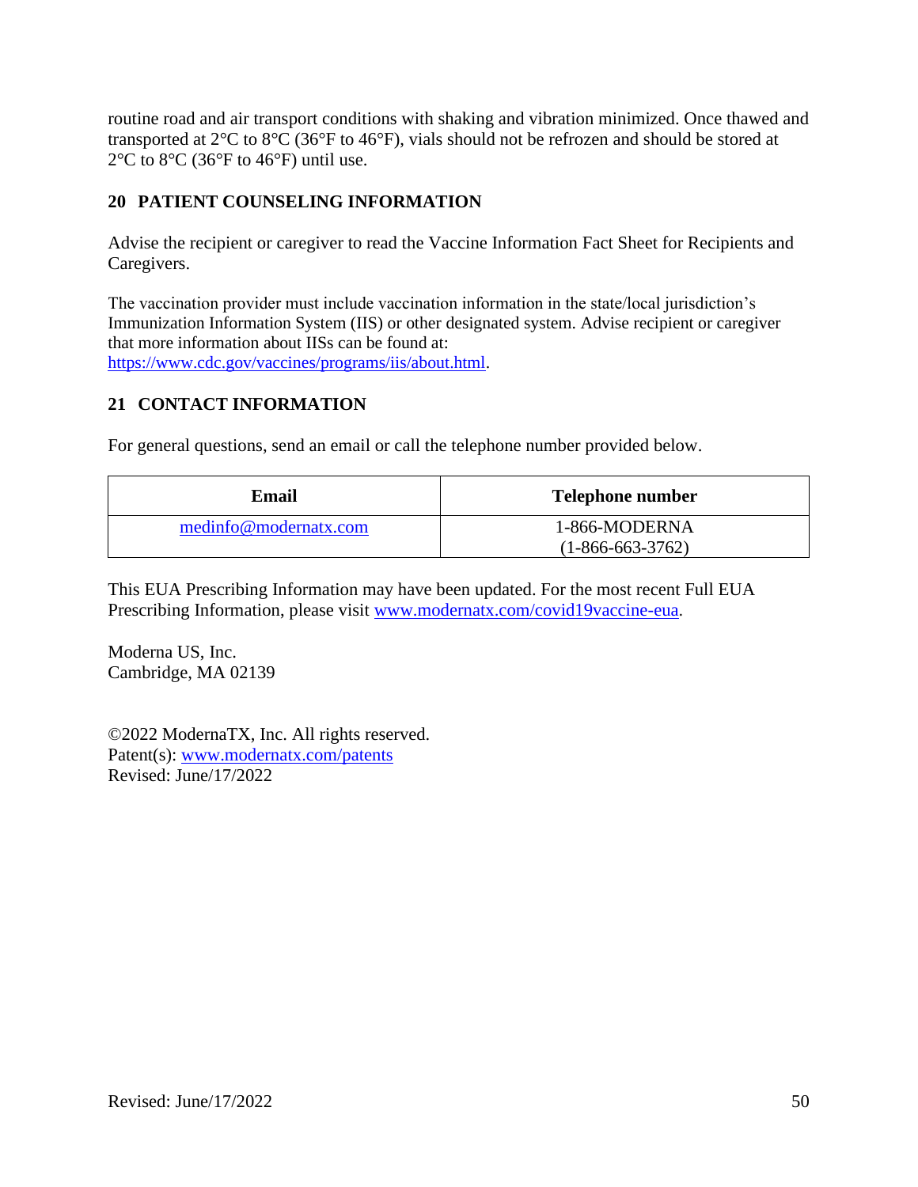routine road and air transport conditions with shaking and vibration minimized. Once thawed and transported at 2°C to 8°C (36°F to 46°F), vials should not be refrozen and should be stored at 2°C to 8°C (36°F to 46°F) until use.

## 20 PATIENT COUNSELING INFORMATION

Advise the recipient or caregiver to read the Vaccine Information Fact Sheet for Recipients and Caregivers.

The vaccination provider must include vaccination information in the state/local jurisdiction's Immunization Information System (IIS) or other designated system. Advise recipient or caregiver that more information about IISs can be found at: https://www.cdc.gov/vaccines/programs/iis/about.html.

## 21 CONTACT INFORMATION

For general questions, send an email or call the telephone number provided below.

| Email | Telephone number |
|---|---|
| medinfo@modernatx.com | 1-866-MODERNA (1-866-663-3762) |

This EUA Prescribing Information may have been updated. For the most recent Full EUA Prescribing Information, please visit www.modernatx.com/covid19vaccine-eua.

Moderna US, Inc.
Cambridge, MA 02139

©2022 ModernaTX, Inc. All rights reserved.
Patent(s): www.modernatx.com/patents
Revised: June/17/2022